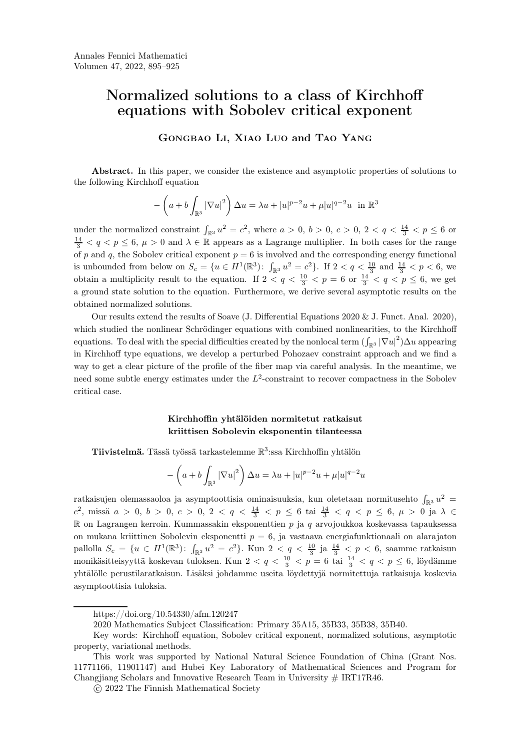# Normalized solutions to a class of Kirchhoff equations with Sobolev critical exponent

**Gongbao Li, Xiao Luo and Tao Yang**

**Abstract.** In this paper, we consider the existence and asymptotic properties of solutions to the following Kirchhoff equation

$$-\left(a+b\int_{\mathbb{R}^3}|\nabla u|^2\right)\Delta u=\lambda u+|u|^{p-2}u+\mu|u|^{q-2}u \ \text{ in } \mathbb{R}^3$$

under the normalized constraint $\int_{\mathbb{R}^3}u^2=c^2$, where $a>0$, $b>0$, $c>0$, $2<q<\frac{14}{3}<p\le 6$ or $\frac{14}{3}<q<p\le 6$, $\mu>0$ and $\lambda\in\mathbb{R}$ appears as a Lagrange multiplier. In both cases for the range of $p$ and $q$, the Sobolev critical exponent $p=6$ is involved and the corresponding energy functional is unbounded from below on $S_c=\{u\in H^1(\mathbb{R}^3)\colon \int_{\mathbb{R}^3}u^2=c^2\}$. If $2<q<\frac{10}{3}$ and $\frac{14}{3}<p<6$, we obtain a multiplicity result to the equation. If $2<q<\frac{10}{3}<p=6$ or $\frac{14}{3}<q<p\le 6$, we get a ground state solution to the equation. Furthermore, we derive several asymptotic results on the obtained normalized solutions.

Our results extend the results of Soave (J. Differential Equations 2020 & J. Funct. Anal. 2020), which studied the nonlinear Schrödinger equations with combined nonlinearities, to the Kirchhoff equations. To deal with the special difficulties created by the nonlocal term $(\int_{\mathbb{R}^3}|\nabla u|^2)\Delta u$ appearing in Kirchhoff type equations, we develop a perturbed Pohozaev constraint approach and we find a way to get a clear picture of the profile of the fiber map via careful analysis. In the meantime, we need some subtle energy estimates under the $L^2$-constraint to recover compactness in the Sobolev critical case.

**Kirchhoffin yhtälöiden normitetut ratkaisut kriittisen Sobolevin eksponentin tilanteessa**

**Tiivistelmä.** Tässä työssä tarkastelemme $\mathbb{R}^3$:ssa Kirchhoffin yhtälön

$$-\left(a+b\int_{\mathbb{R}^3}|\nabla u|^2\right)\Delta u=\lambda u+|u|^{p-2}u+\mu|u|^{q-2}u$$

ratkaisujen olemassaoloa ja asymptoottisia ominaisuuksia, kun oletetaan normitusehto $\int_{\mathbb{R}^3}u^2=c^2$, missä $a>0$, $b>0$, $c>0$, $2<q<\frac{14}{3}<p\le 6$ tai $\frac{14}{3}<q<p\le 6$, $\mu>0$ ja $\lambda\in\mathbb{R}$ on Lagrangen kerroin. Kummassakin eksponenttien $p$ ja $q$ arvojoukkoa koskevassa tapauksessa on mukana kriittinen Sobolevin eksponentti $p=6$, ja vastaava energiafunktionaali on alarajaton pallolla $S_c=\{u\in H^1(\mathbb{R}^3)\colon \int_{\mathbb{R}^3}u^2=c^2\}$. Kun $2<q<\frac{10}{3}$ ja $\frac{14}{3}<p<6$, saamme ratkaisun monikäsitteisyyttä koskevan tuloksen. Kun $2<q<\frac{10}{3}<p=6$ tai $\frac{14}{3}<q<p\le 6$, löydämme yhtälölle perustilaratkaisun. Lisäksi johdamme useita löydettyjä normitettuja ratkaisuja koskevia asymptoottisia tuloksia.

---

https://doi.org/10.54330/afm.120247

2020 Mathematics Subject Classification: Primary 35A15, 35B33, 35B38, 35B40.

Key words: Kirchhoff equation, Sobolev critical exponent, normalized solutions, asymptotic property, variational methods.

This work was supported by National Natural Science Foundation of China (Grant Nos. 11771166, 11901147) and Hubei Key Laboratory of Mathematical Sciences and Program for Changjiang Scholars and Innovative Research Team in University # IRT17R46.

© 2022 The Finnish Mathematical Society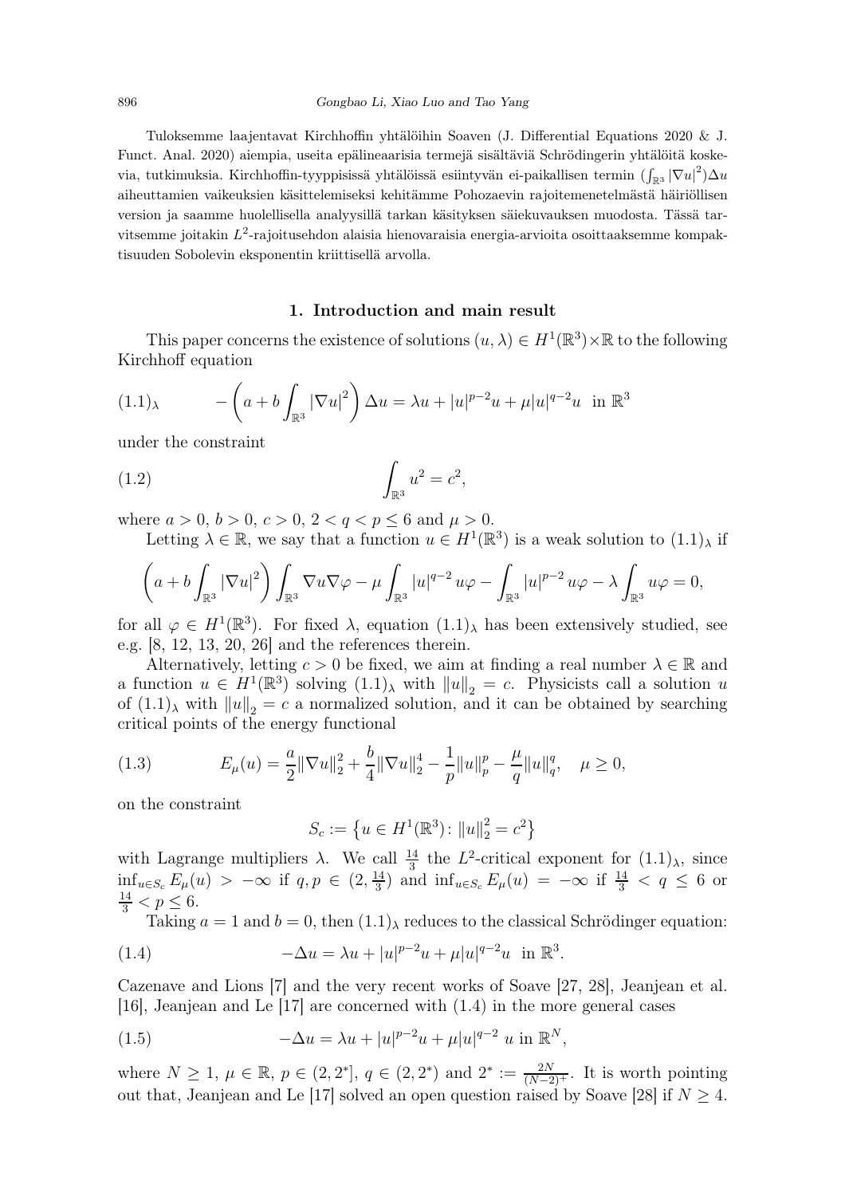Tuloksemme laajentavat Kirchhoffin yhtälöihin Soaven (J. Differential Equations 2020 & J. Funct. Anal. 2020) aiempia, useita epälineaarisia termejä sisältäviä Schrödingerin yhtälöitä koskevia, tutkimuksia. Kirchhoffin-tyyppisissä yhtälöissä esiintyvän ei-paikallisen termin $(\int_{\mathbb{R}^3}|\nabla u|^2)\Delta u$ aiheuttamien vaikeuksien käsittelemiseksi kehitämme Pohozaevin rajoitemenetelmästä häiriöllisen version ja saamme huolellisella analyysillä tarkan käsityksen säiekuvauksen muodosta. Tässä tarvitsemme joitakin $L^2$-rajoitusehdon alaisia hienovaraisia energia-arvioita osoittaaksemme kompaktisuuden Sobolevin eksponentin kriittisellä arvolla.

## 1. Introduction and main result

This paper concerns the existence of solutions $(u,\lambda)\in H^1(\mathbb{R}^3)\times\mathbb{R}$ to the following Kirchhoff equation

$$(1.1)_\lambda \qquad -\left(a+b\int_{\mathbb{R}^3}|\nabla u|^2\right)\Delta u=\lambda u+|u|^{p-2}u+\mu|u|^{q-2}u \quad \text{in } \mathbb{R}^3$$

under the constraint

$$\int_{\mathbb{R}^3}u^2=c^2, \tag{1.2}$$

where $a>0$, $b>0$, $c>0$, $2<q<p\le 6$ and $\mu>0$.

Letting $\lambda\in\mathbb{R}$, we say that a function $u\in H^1(\mathbb{R}^3)$ is a weak solution to $(1.1)_\lambda$ if

$$\left(a+b\int_{\mathbb{R}^3}|\nabla u|^2\right)\int_{\mathbb{R}^3}\nabla u\nabla\varphi-\mu\int_{\mathbb{R}^3}|u|^{q-2}u\varphi-\int_{\mathbb{R}^3}|u|^{p-2}u\varphi-\lambda\int_{\mathbb{R}^3}u\varphi=0,$$

for all $\varphi\in H^1(\mathbb{R}^3)$. For fixed $\lambda$, equation $(1.1)_\lambda$ has been extensively studied, see e.g. [8, 12, 13, 20, 26] and the references therein.

Alternatively, letting $c>0$ be fixed, we aim at finding a real number $\lambda\in\mathbb{R}$ and a function $u\in H^1(\mathbb{R}^3)$ solving $(1.1)_\lambda$ with $\|u\|_2=c$. Physicists call a solution $u$ of $(1.1)_\lambda$ with $\|u\|_2=c$ a normalized solution, and it can be obtained by searching critical points of the energy functional

$$E_\mu(u)=\frac{a}{2}\|\nabla u\|_2^2+\frac{b}{4}\|\nabla u\|_2^4-\frac{1}{p}\|u\|_p^p-\frac{\mu}{q}\|u\|_q^q,\quad \mu\ge 0, \tag{1.3}$$

on the constraint

$$S_c:=\left\{u\in H^1(\mathbb{R}^3)\colon \|u\|_2^2=c^2\right\}$$

with Lagrange multipliers $\lambda$. We call $\frac{14}{3}$ the $L^2$-critical exponent for $(1.1)_\lambda$, since $\inf_{u\in S_c}E_\mu(u)>-\infty$ if $q,p\in(2,\frac{14}{3})$ and $\inf_{u\in S_c}E_\mu(u)=-\infty$ if $\frac{14}{3}<q\le 6$ or $\frac{14}{3}<p\le 6$.

Taking $a=1$ and $b=0$, then $(1.1)_\lambda$ reduces to the classical Schrödinger equation:

$$-\Delta u=\lambda u+|u|^{p-2}u+\mu|u|^{q-2}u \quad \text{in } \mathbb{R}^3. \tag{1.4}$$

Cazenave and Lions [7] and the very recent works of Soave [27, 28], Jeanjean et al. [16], Jeanjean and Le [17] are concerned with (1.4) in the more general cases

$$-\Delta u=\lambda u+|u|^{p-2}u+\mu|u|^{q-2}u \text{ in } \mathbb{R}^N, \tag{1.5}$$

where $N\ge 1$, $\mu\in\mathbb{R}$, $p\in(2,2^*]$, $q\in(2,2^*)$ and $2^*:=\frac{2N}{(N-2)^+}$. It is worth pointing out that, Jeanjean and Le [17] solved an open question raised by Soave [28] if $N\ge 4$.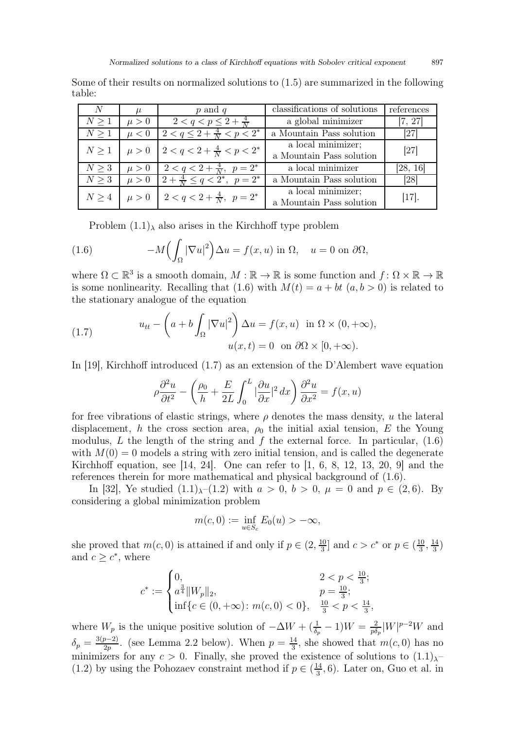Some of their results on normalized solutions to (1.5) are summarized in the following table:

| $N$ | $\mu$ | $p$ and $q$ | classifications of solutions | references |
|---|---|---|---|---|
| $N \geq 1$ | $\mu > 0$ | $2 < q < p \leq 2 + \frac{4}{N}$ | a global minimizer | [7, 27] |
| $N \geq 1$ | $\mu < 0$ | $2 < q \leq 2 + \frac{4}{N} < p < 2^*$ | a Mountain Pass solution | [27] |
| $N \geq 1$ | $\mu > 0$ | $2 < q < 2 + \frac{4}{N} < p < 2^*$ | a local minimizer; a Mountain Pass solution | [27] |
| $N \geq 3$ | $\mu > 0$ | $2 < q < 2 + \frac{4}{N},\ p = 2^*$ | a local minimizer | [28, 16] |
| $N \geq 3$ | $\mu > 0$ | $2 + \frac{4}{N} \leq q < 2^*,\ p = 2^*$ | a Mountain Pass solution | [28] |
| $N \geq 4$ | $\mu > 0$ | $2 < q < 2 + \frac{4}{N},\ p = 2^*$ | a local minimizer; a Mountain Pass solution | [17]. |

Problem $(1.1)_\lambda$ also arises in the Kirchhoff type problem

$$-M\Big(\int_\Omega |\nabla u|^2\Big)\Delta u = f(x,u) \text{ in } \Omega, \quad u = 0 \text{ on } \partial\Omega, \tag{1.6}$$

where $\Omega \subset \mathbb{R}^3$ is a smooth domain, $M : \mathbb{R} \to \mathbb{R}$ is some function and $f : \Omega \times \mathbb{R} \to \mathbb{R}$ is some nonlinearity. Recalling that (1.6) with $M(t) = a + bt$ $(a, b > 0)$ is related to the stationary analogue of the equation

$$\begin{aligned} u_{tt} - \left(a + b\int_\Omega |\nabla u|^2\right)\Delta u &= f(x,u) \ \text{ in } \Omega \times (0,+\infty), \\ u(x,t) &= 0 \ \text{ on } \partial\Omega \times [0,+\infty). \end{aligned} \tag{1.7}$$

In [19], Kirchhoff introduced (1.7) as an extension of the D'Alembert wave equation

$$\rho\frac{\partial^2 u}{\partial t^2} - \left(\frac{\rho_0}{h} + \frac{E}{2L}\int_0^L |\frac{\partial u}{\partial x}|^2\,dx\right)\frac{\partial^2 u}{\partial x^2} = f(x,u)$$

for free vibrations of elastic strings, where $\rho$ denotes the mass density, $u$ the lateral displacement, $h$ the cross section area, $\rho_0$ the initial axial tension, $E$ the Young modulus, $L$ the length of the string and $f$ the external force. In particular, (1.6) with $M(0) = 0$ models a string with zero initial tension, and is called the degenerate Kirchhoff equation, see [14, 24]. One can refer to [1, 6, 8, 12, 13, 20, 9] and the references therein for more mathematical and physical background of (1.6).

In [32], Ye studied $(1.1)_\lambda$–(1.2) with $a > 0$, $b > 0$, $\mu = 0$ and $p \in (2,6)$. By considering a global minimization problem

$$m(c,0) := \inf_{u \in S_c} E_0(u) > -\infty,$$

she proved that $m(c,0)$ is attained if and only if $p \in (2, \frac{10}{3}]$ and $c > c^*$ or $p \in (\frac{10}{3}, \frac{14}{3})$ and $c \geq c^*$, where

$$c^* := \begin{cases} 0, & 2 < p < \frac{10}{3}; \\ a^{\frac{3}{4}}\|W_p\|_2, & p = \frac{10}{3}; \\ \inf\{c \in (0,+\infty) : m(c,0) < 0\}, & \frac{10}{3} < p < \frac{14}{3}, \end{cases}$$

where $W_p$ is the unique positive solution of $-\Delta W + (\frac{1}{\delta_p} - 1)W = \frac{2}{p\delta_p}|W|^{p-2}W$ and $\delta_p = \frac{3(p-2)}{2p}$. (see Lemma 2.2 below). When $p = \frac{14}{3}$, she showed that $m(c,0)$ has no minimizers for any $c > 0$. Finally, she proved the existence of solutions to $(1.1)_\lambda$–(1.2) by using the Pohozaev constraint method if $p \in (\frac{14}{3}, 6)$. Later on, Guo et al. in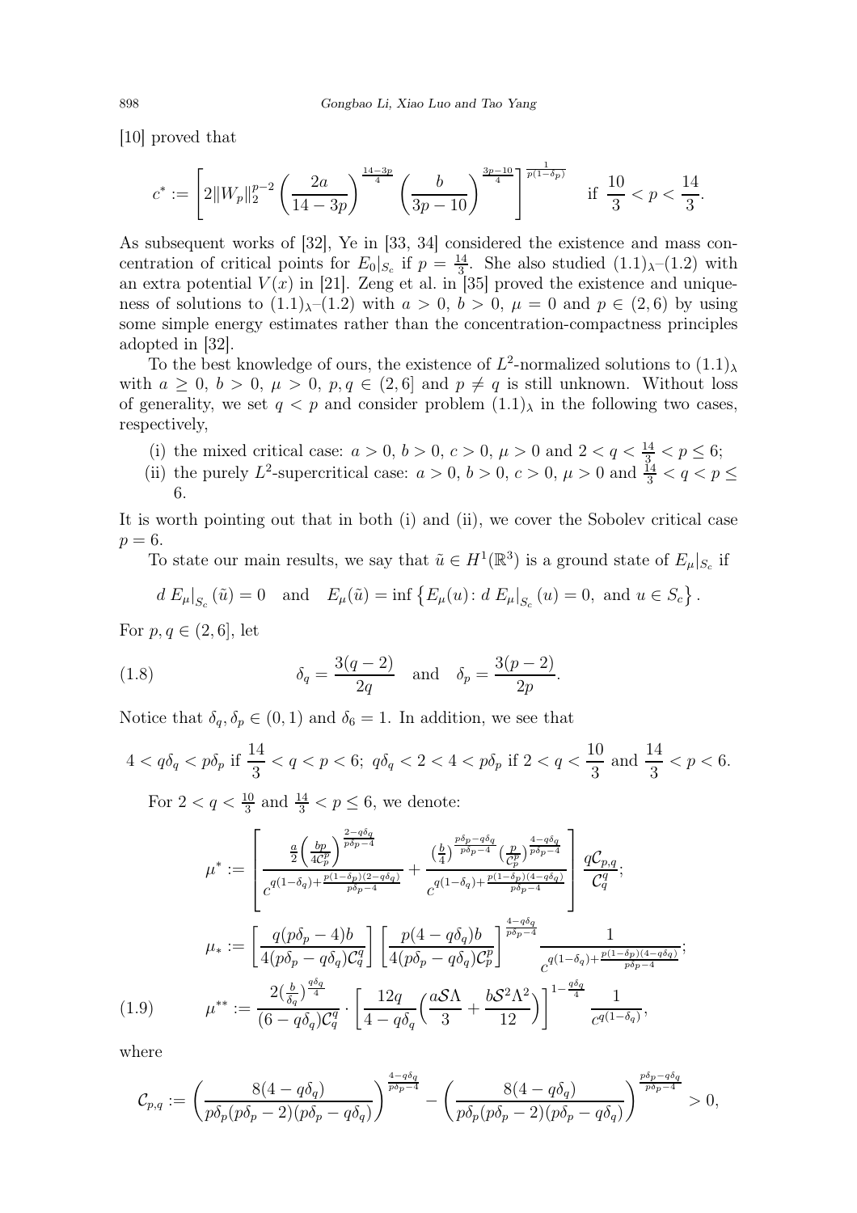[10] proved that

$$c^* := \left[2\|W_p\|_2^{p-2}\left(\frac{2a}{14-3p}\right)^{\frac{14-3p}{4}}\left(\frac{b}{3p-10}\right)^{\frac{3p-10}{4}}\right]^{\frac{1}{p(1-\delta_p)}} \quad \text{if } \frac{10}{3} < p < \frac{14}{3}.$$

As subsequent works of [32], Ye in [33, 34] considered the existence and mass concentration of critical points for $E_0|_{S_c}$ if $p = \frac{14}{3}$. She also studied $(1.1)_\lambda$–(1.2) with an extra potential $V(x)$ in [21]. Zeng et al. in [35] proved the existence and uniqueness of solutions to $(1.1)_\lambda$–(1.2) with $a > 0$, $b > 0$, $\mu = 0$ and $p \in (2, 6)$ by using some simple energy estimates rather than the concentration-compactness principles adopted in [32].

To the best knowledge of ours, the existence of $L^2$-normalized solutions to $(1.1)_\lambda$ with $a \geq 0$, $b > 0$, $\mu > 0$, $p, q \in (2, 6]$ and $p \neq q$ is still unknown. Without loss of generality, we set $q < p$ and consider problem $(1.1)_\lambda$ in the following two cases, respectively,

- (i) the mixed critical case: $a > 0$, $b > 0$, $c > 0$, $\mu > 0$ and $2 < q < \frac{14}{3} < p \leq 6$;
- (ii) the purely $L^2$-supercritical case: $a > 0$, $b > 0$, $c > 0$, $\mu > 0$ and $\frac{14}{3} < q < p \leq 6$.

It is worth pointing out that in both (i) and (ii), we cover the Sobolev critical case $p = 6$.

To state our main results, we say that $\tilde{u} \in H^1(\mathbb{R}^3)$ is a ground state of $E_\mu|_{S_c}$ if

$$d\, E_\mu|_{S_c}(\tilde{u}) = 0 \quad \text{and} \quad E_\mu(\tilde{u}) = \inf\left\{E_\mu(u) \colon d\, E_\mu|_{S_c}(u) = 0, \text{ and } u \in S_c\right\}.$$

For $p, q \in (2, 6]$, let

$$\delta_q = \frac{3(q-2)}{2q} \quad \text{and} \quad \delta_p = \frac{3(p-2)}{2p}. \tag{1.8}$$

Notice that $\delta_q, \delta_p \in (0, 1)$ and $\delta_6 = 1$. In addition, we see that

$$4 < q\delta_q < p\delta_p \text{ if } \frac{14}{3} < q < p < 6;\ q\delta_q < 2 < 4 < p\delta_p \text{ if } 2 < q < \frac{10}{3} \text{ and } \frac{14}{3} < p < 6.$$

For $2 < q < \frac{10}{3}$ and $\frac{14}{3} < p \leq 6$, we denote:

$$\mu^* := \left[\frac{\frac{a}{2}\left(\frac{bp}{4\mathcal{C}_p^p}\right)^{\frac{2-q\delta_q}{p\delta_p-4}}}{c^{q(1-\delta_q)+\frac{p(1-\delta_p)(2-q\delta_q)}{p\delta_p-4}}} + \frac{\left(\frac{b}{4}\right)^{\frac{p\delta_p-q\delta_q}{p\delta_p-4}}\left(\frac{p}{\mathcal{C}_p^p}\right)^{\frac{4-q\delta_q}{p\delta_p-4}}}{c^{q(1-\delta_q)+\frac{p(1-\delta_p)(4-q\delta_q)}{p\delta_p-4}}}\right]\frac{q\mathcal{C}_{p,q}}{\mathcal{C}_q^q};$$

$$\mu_* := \left[\frac{q(p\delta_p-4)b}{4(p\delta_p-q\delta_q)\mathcal{C}_q^q}\right]\left[\frac{p(4-q\delta_q)b}{4(p\delta_p-q\delta_q)\mathcal{C}_p^p}\right]^{\frac{4-q\delta_q}{p\delta_p-4}}\frac{1}{c^{q(1-\delta_q)+\frac{p(1-\delta_p)(4-q\delta_q)}{p\delta_p-4}}};$$

$$\mu^{**} := \frac{2\left(\frac{b}{\delta_q}\right)^{\frac{q\delta_q}{4}}}{(6-q\delta_q)\mathcal{C}_q^q}\cdot\left[\frac{12q}{4-q\delta_q}\left(\frac{a\mathcal{S}\Lambda}{3}+\frac{b\mathcal{S}^2\Lambda^2}{12}\right)\right]^{1-\frac{q\delta_q}{4}}\frac{1}{c^{q(1-\delta_q)}}, \tag{1.9}$$

where

$$\mathcal{C}_{p,q} := \left(\frac{8(4-q\delta_q)}{p\delta_p(p\delta_p-2)(p\delta_p-q\delta_q)}\right)^{\frac{4-q\delta_q}{p\delta_p-4}} - \left(\frac{8(4-q\delta_q)}{p\delta_p(p\delta_p-2)(p\delta_p-q\delta_q)}\right)^{\frac{p\delta_p-q\delta_q}{p\delta_p-4}} > 0,$$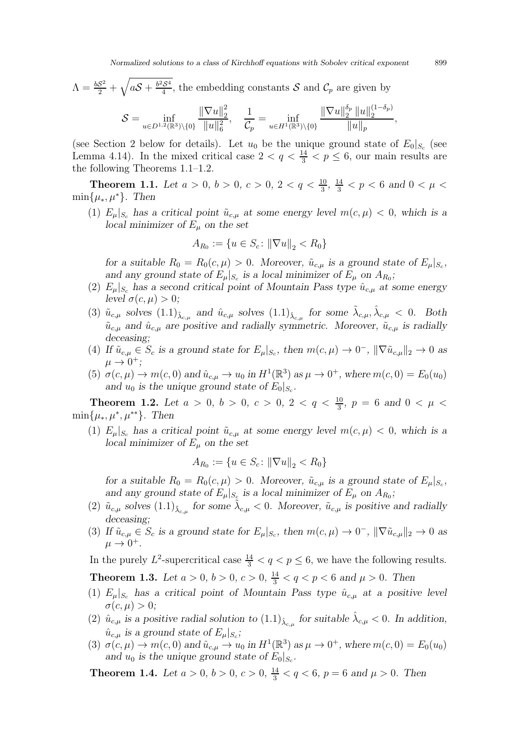$\Lambda = \frac{b\mathcal{S}^2}{2} + \sqrt{a\mathcal{S} + \frac{b^2\mathcal{S}^4}{4}}$, the embedding constants $\mathcal{S}$ and $\mathcal{C}_p$ are given by

$$\mathcal{S} = \inf_{u\in D^{1,2}(\mathbb{R}^3)\setminus\{0\}} \frac{\|\nabla u\|_2^2}{\|u\|_6^2}, \quad \frac{1}{\mathcal{C}_p} = \inf_{u\in H^1(\mathbb{R}^3)\setminus\{0\}} \frac{\|\nabla u\|_2^{\delta_p} \|u\|_2^{(1-\delta_p)}}{\|u\|_p},$$

(see Section 2 below for details). Let $u_0$ be the unique ground state of $E_0|_{S_c}$ (see Lemma 4.14). In the mixed critical case $2 < q < \frac{14}{3} < p \leq 6$, our main results are the following Theorems 1.1–1.2.

**Theorem 1.1.** *Let $a > 0$, $b > 0$, $c > 0$, $2 < q < \frac{10}{3}$, $\frac{14}{3} < p < 6$ and $0 < \mu < \min\{\mu_*, \mu^*\}$. Then*

(1) *$E_\mu|_{S_c}$ has a critical point $\tilde{u}_{c,\mu}$ at some energy level $m(c,\mu) < 0$, which is a local minimizer of $E_\mu$ on the set*

$$A_{R_0} := \{u \in S_c\colon \|\nabla u\|_2 < R_0\}$$

*for a suitable $R_0 = R_0(c,\mu) > 0$. Moreover, $\tilde{u}_{c,\mu}$ is a ground state of $E_\mu|_{S_c}$, and any ground state of $E_\mu|_{S_c}$ is a local minimizer of $E_\mu$ on $A_{R_0}$;*

(2) *$E_\mu|_{S_c}$ has a second critical point of Mountain Pass type $\hat{u}_{c,\mu}$ at some energy level $\sigma(c,\mu) > 0$;*

(3) *$\tilde{u}_{c,\mu}$ solves $(1.1)_{\tilde{\lambda}_{c,\mu}}$ and $\hat{u}_{c,\mu}$ solves $(1.1)_{\hat{\lambda}_{c,\mu}}$ for some $\tilde{\lambda}_{c,\mu}, \hat{\lambda}_{c,\mu} < 0$. Both $\tilde{u}_{c,\mu}$ and $\hat{u}_{c,\mu}$ are positive and radially symmetric. Moreover, $\tilde{u}_{c,\mu}$ is radially deceasing;*

(4) *If $\tilde{u}_{c,\mu} \in S_c$ is a ground state for $E_\mu|_{S_c}$, then $m(c,\mu) \to 0^-$, $\|\nabla \tilde{u}_{c,\mu}\|_2 \to 0$ as $\mu \to 0^+$;*

(5) *$\sigma(c,\mu) \to m(c,0)$ and $\hat{u}_{c,\mu} \to u_0$ in $H^1(\mathbb{R}^3)$ as $\mu \to 0^+$, where $m(c,0) = E_0(u_0)$ and $u_0$ is the unique ground state of $E_0|_{S_c}$.*

**Theorem 1.2.** *Let $a > 0$, $b > 0$, $c > 0$, $2 < q < \frac{10}{3}$, $p = 6$ and $0 < \mu < \min\{\mu_*, \mu^*, \mu^{**}\}$. Then*

(1) *$E_\mu|_{S_c}$ has a critical point $\tilde{u}_{c,\mu}$ at some energy level $m(c,\mu) < 0$, which is a local minimizer of $E_\mu$ on the set*

$$A_{R_0} := \{u \in S_c\colon \|\nabla u\|_2 < R_0\}$$

*for a suitable $R_0 = R_0(c,\mu) > 0$. Moreover, $\tilde{u}_{c,\mu}$ is a ground state of $E_\mu|_{S_c}$, and any ground state of $E_\mu|_{S_c}$ is a local minimizer of $E_\mu$ on $A_{R_0}$;*

(2) *$\tilde{u}_{c,\mu}$ solves $(1.1)_{\tilde{\lambda}_{c,\mu}}$ for some $\tilde{\lambda}_{c,\mu} < 0$. Moreover, $\tilde{u}_{c,\mu}$ is positive and radially deceasing;*

(3) *If $\tilde{u}_{c,\mu} \in S_c$ is a ground state for $E_\mu|_{S_c}$, then $m(c,\mu) \to 0^-$, $\|\nabla \tilde{u}_{c,\mu}\|_2 \to 0$ as $\mu \to 0^+$.*

In the purely $L^2$-supercritical case $\frac{14}{3} < q < p \leq 6$, we have the following results.

**Theorem 1.3.** *Let $a > 0$, $b > 0$, $c > 0$, $\frac{14}{3} < q < p < 6$ and $\mu > 0$. Then*

(1) *$E_\mu|_{S_c}$ has a critical point of Mountain Pass type $\hat{u}_{c,\mu}$ at a positive level $\sigma(c,\mu) > 0$;*

(2) *$\hat{u}_{c,\mu}$ is a positive radial solution to $(1.1)_{\hat{\lambda}_{c,\mu}}$ for suitable $\hat{\lambda}_{c,\mu} < 0$. In addition, $\hat{u}_{c,\mu}$ is a ground state of $E_\mu|_{S_c}$;*

(3) *$\sigma(c,\mu) \to m(c,0)$ and $\hat{u}_{c,\mu} \to u_0$ in $H^1(\mathbb{R}^3)$ as $\mu \to 0^+$, where $m(c,0) = E_0(u_0)$ and $u_0$ is the unique ground state of $E_0|_{S_c}$.*

**Theorem 1.4.** *Let $a > 0$, $b > 0$, $c > 0$, $\frac{14}{3} < q < 6$, $p = 6$ and $\mu > 0$. Then*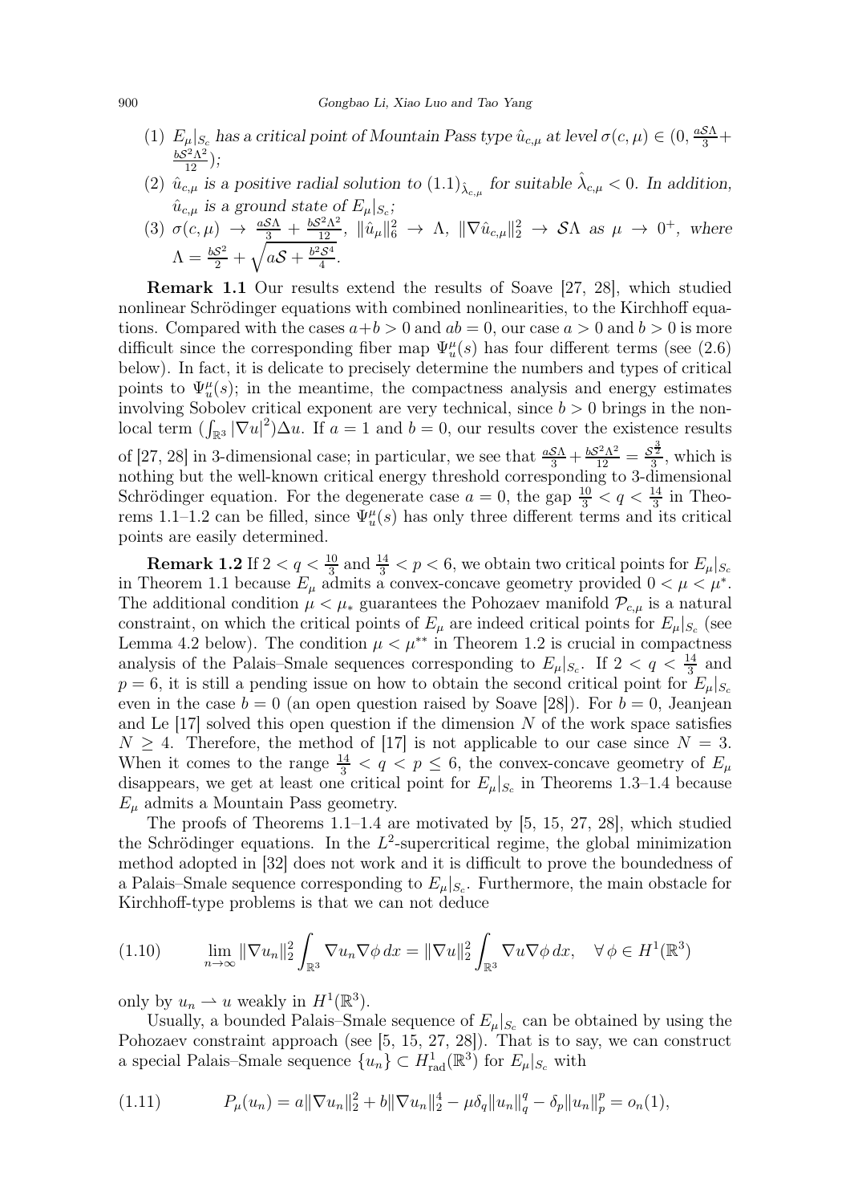(1) $E_\mu|_{S_c}$ *has a critical point of Mountain Pass type* $\hat{u}_{c,\mu}$ *at level* $\sigma(c,\mu) \in (0, \frac{a\mathcal{S}\Lambda}{3} + \frac{b\mathcal{S}^2\Lambda^2}{12})$;

(2) $\hat{u}_{c,\mu}$ *is a positive radial solution to* $(1.1)_{\hat{\lambda}_{c,\mu}}$ *for suitable* $\hat{\lambda}_{c,\mu} < 0$. *In addition,* $\hat{u}_{c,\mu}$ *is a ground state of* $E_\mu|_{S_c}$;

(3) $\sigma(c,\mu) \to \frac{a\mathcal{S}\Lambda}{3} + \frac{b\mathcal{S}^2\Lambda^2}{12}$, $\|\hat{u}_\mu\|_6^2 \to \Lambda$, $\|\nabla \hat{u}_{c,\mu}\|_2^2 \to \mathcal{S}\Lambda$ *as* $\mu \to 0^+$, *where* $\Lambda = \frac{b\mathcal{S}^2}{2} + \sqrt{a\mathcal{S} + \frac{b^2\mathcal{S}^4}{4}}$.

**Remark 1.1** Our results extend the results of Soave [27, 28], which studied nonlinear Schrödinger equations with combined nonlinearities, to the Kirchhoff equations. Compared with the cases $a+b>0$ and $ab=0$, our case $a>0$ and $b>0$ is more difficult since the corresponding fiber map $\Psi_u^\mu(s)$ has four different terms (see (2.6) below). In fact, it is delicate to precisely determine the numbers and types of critical points to $\Psi_u^\mu(s)$; in the meantime, the compactness analysis and energy estimates involving Sobolev critical exponent are very technical, since $b>0$ brings in the nonlocal term $(\int_{\mathbb{R}^3} |\nabla u|^2)\Delta u$. If $a=1$ and $b=0$, our results cover the existence results of [27, 28] in 3-dimensional case; in particular, we see that $\frac{a\mathcal{S}\Lambda}{3} + \frac{b\mathcal{S}^2\Lambda^2}{12} = \frac{\mathcal{S}^{\frac{3}{2}}}{3}$, which is nothing but the well-known critical energy threshold corresponding to 3-dimensional Schrödinger equation. For the degenerate case $a=0$, the gap $\frac{10}{3} < q < \frac{14}{3}$ in Theorems 1.1–1.2 can be filled, since $\Psi_u^\mu(s)$ has only three different terms and its critical points are easily determined.

**Remark 1.2** If $2 < q < \frac{10}{3}$ and $\frac{14}{3} < p < 6$, we obtain two critical points for $E_\mu|_{S_c}$ in Theorem 1.1 because $E_\mu$ admits a convex-concave geometry provided $0 < \mu < \mu^*$. The additional condition $\mu < \mu_*$ guarantees the Pohozaev manifold $\mathcal{P}_{c,\mu}$ is a natural constraint, on which the critical points of $E_\mu$ are indeed critical points for $E_\mu|_{S_c}$ (see Lemma 4.2 below). The condition $\mu < \mu^{**}$ in Theorem 1.2 is crucial in compactness analysis of the Palais–Smale sequences corresponding to $E_\mu|_{S_c}$. If $2 < q < \frac{14}{3}$ and $p=6$, it is still a pending issue on how to obtain the second critical point for $E_\mu|_{S_c}$ even in the case $b=0$ (an open question raised by Soave [28]). For $b=0$, Jeanjean and Le [17] solved this open question if the dimension $N$ of the work space satisfies $N \geq 4$. Therefore, the method of [17] is not applicable to our case since $N=3$. When it comes to the range $\frac{14}{3} < q < p \leq 6$, the convex-concave geometry of $E_\mu$ disappears, we get at least one critical point for $E_\mu|_{S_c}$ in Theorems 1.3–1.4 because $E_\mu$ admits a Mountain Pass geometry.

The proofs of Theorems 1.1–1.4 are motivated by [5, 15, 27, 28], which studied the Schrödinger equations. In the $L^2$-supercritical regime, the global minimization method adopted in [32] does not work and it is difficult to prove the boundedness of a Palais–Smale sequence corresponding to $E_\mu|_{S_c}$. Furthermore, the main obstacle for Kirchhoff-type problems is that we can not deduce

$$\lim_{n\to\infty} \|\nabla u_n\|_2^2 \int_{\mathbb{R}^3} \nabla u_n \nabla \phi \, dx = \|\nabla u\|_2^2 \int_{\mathbb{R}^3} \nabla u \nabla \phi \, dx, \quad \forall\, \phi \in H^1(\mathbb{R}^3) \tag{1.10}$$

only by $u_n \rightharpoonup u$ weakly in $H^1(\mathbb{R}^3)$.

Usually, a bounded Palais–Smale sequence of $E_\mu|_{S_c}$ can be obtained by using the Pohozaev constraint approach (see [5, 15, 27, 28]). That is to say, we can construct a special Palais–Smale sequence $\{u_n\} \subset H^1_{\mathrm{rad}}(\mathbb{R}^3)$ for $E_\mu|_{S_c}$ with

$$P_\mu(u_n) = a\|\nabla u_n\|_2^2 + b\|\nabla u_n\|_2^4 - \mu\delta_q\|u_n\|_q^q - \delta_p\|u_n\|_p^p = o_n(1), \tag{1.11}$$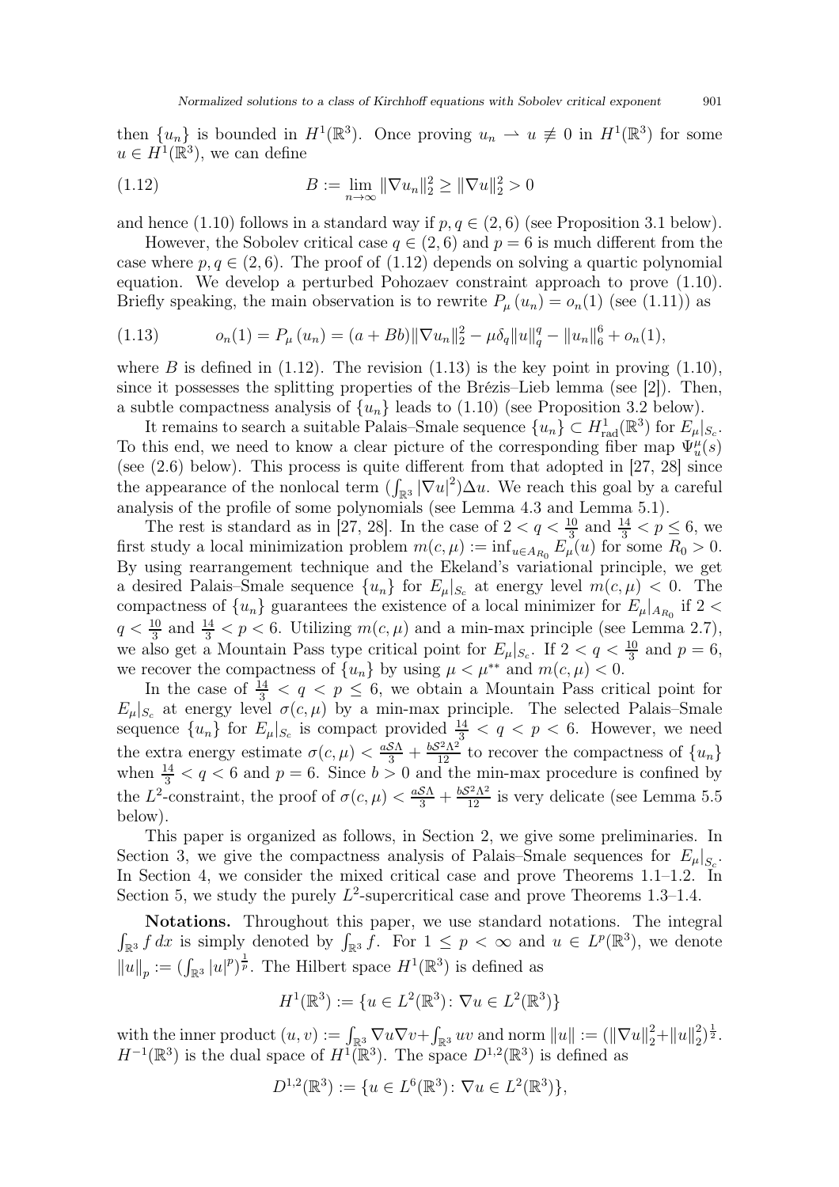then $\{u_n\}$ is bounded in $H^1(\mathbb{R}^3)$. Once proving $u_n \rightharpoonup u \not\equiv 0$ in $H^1(\mathbb{R}^3)$ for some $u \in H^1(\mathbb{R}^3)$, we can define

$$B := \lim_{n\to\infty} \|\nabla u_n\|_2^2 \geq \|\nabla u\|_2^2 > 0 \tag{1.12}$$

and hence (1.10) follows in a standard way if $p, q \in (2, 6)$ (see Proposition 3.1 below).

However, the Sobolev critical case $q \in (2, 6)$ and $p = 6$ is much different from the case where $p, q \in (2, 6)$. The proof of (1.12) depends on solving a quartic polynomial equation. We develop a perturbed Pohozaev constraint approach to prove (1.10). Briefly speaking, the main observation is to rewrite $P_\mu(u_n) = o_n(1)$ (see (1.11)) as

$$o_n(1) = P_\mu(u_n) = (a + Bb)\|\nabla u_n\|_2^2 - \mu\delta_q\|u\|_q^q - \|u_n\|_6^6 + o_n(1), \tag{1.13}$$

where $B$ is defined in (1.12). The revision (1.13) is the key point in proving (1.10), since it possesses the splitting properties of the Brézis–Lieb lemma (see [2]). Then, a subtle compactness analysis of $\{u_n\}$ leads to (1.10) (see Proposition 3.2 below).

It remains to search a suitable Palais–Smale sequence $\{u_n\} \subset H^1_{\mathrm{rad}}(\mathbb{R}^3)$ for $E_\mu|_{S_c}$. To this end, we need to know a clear picture of the corresponding fiber map $\Psi^\mu_u(s)$ (see (2.6) below). This process is quite different from that adopted in [27, 28] since the appearance of the nonlocal term $(\int_{\mathbb{R}^3} |\nabla u|^2)\Delta u$. We reach this goal by a careful analysis of the profile of some polynomials (see Lemma 4.3 and Lemma 5.1).

The rest is standard as in [27, 28]. In the case of $2 < q < \frac{10}{3}$ and $\frac{14}{3} < p \leq 6$, we first study a local minimization problem $m(c, \mu) := \inf_{u\in A_{R_0}} E_\mu(u)$ for some $R_0 > 0$. By using rearrangement technique and the Ekeland's variational principle, we get a desired Palais–Smale sequence $\{u_n\}$ for $E_\mu|_{S_c}$ at energy level $m(c, \mu) < 0$. The compactness of $\{u_n\}$ guarantees the existence of a local minimizer for $E_\mu|_{A_{R_0}}$ if $2 < q < \frac{10}{3}$ and $\frac{14}{3} < p < 6$. Utilizing $m(c, \mu)$ and a min-max principle (see Lemma 2.7), we also get a Mountain Pass type critical point for $E_\mu|_{S_c}$. If $2 < q < \frac{10}{3}$ and $p = 6$, we recover the compactness of $\{u_n\}$ by using $\mu < \mu^{**}$ and $m(c, \mu) < 0$.

In the case of $\frac{14}{3} < q < p \leq 6$, we obtain a Mountain Pass critical point for $E_\mu|_{S_c}$ at energy level $\sigma(c, \mu)$ by a min-max principle. The selected Palais–Smale sequence $\{u_n\}$ for $E_\mu|_{S_c}$ is compact provided $\frac{14}{3} < q < p < 6$. However, we need the extra energy estimate $\sigma(c, \mu) < \frac{a\mathcal{S}\Lambda}{3} + \frac{b\mathcal{S}^2\Lambda^2}{12}$ to recover the compactness of $\{u_n\}$ when $\frac{14}{3} < q < 6$ and $p = 6$. Since $b > 0$ and the min-max procedure is confined by the $L^2$-constraint, the proof of $\sigma(c, \mu) < \frac{a\mathcal{S}\Lambda}{3} + \frac{b\mathcal{S}^2\Lambda^2}{12}$ is very delicate (see Lemma 5.5 below).

This paper is organized as follows, in Section 2, we give some preliminaries. In Section 3, we give the compactness analysis of Palais–Smale sequences for $E_\mu|_{S_c}$. In Section 4, we consider the mixed critical case and prove Theorems 1.1–1.2. In Section 5, we study the purely $L^2$-supercritical case and prove Theorems 1.3–1.4.

**Notations.** Throughout this paper, we use standard notations. The integral $\int_{\mathbb{R}^3} f\,dx$ is simply denoted by $\int_{\mathbb{R}^3} f$. For $1 \leq p < \infty$ and $u \in L^p(\mathbb{R}^3)$, we denote $\|u\|_p := (\int_{\mathbb{R}^3} |u|^p)^{\frac{1}{p}}$. The Hilbert space $H^1(\mathbb{R}^3)$ is defined as

$$H^1(\mathbb{R}^3) := \{u \in L^2(\mathbb{R}^3) \colon \nabla u \in L^2(\mathbb{R}^3)\}$$

with the inner product $(u, v) := \int_{\mathbb{R}^3} \nabla u \nabla v + \int_{\mathbb{R}^3} uv$ and norm $\|u\| := (\|\nabla u\|_2^2 + \|u\|_2^2)^{\frac{1}{2}}$. $H^{-1}(\mathbb{R}^3)$ is the dual space of $H^1(\mathbb{R}^3)$. The space $D^{1,2}(\mathbb{R}^3)$ is defined as

$$D^{1,2}(\mathbb{R}^3) := \{u \in L^6(\mathbb{R}^3) \colon \nabla u \in L^2(\mathbb{R}^3)\},$$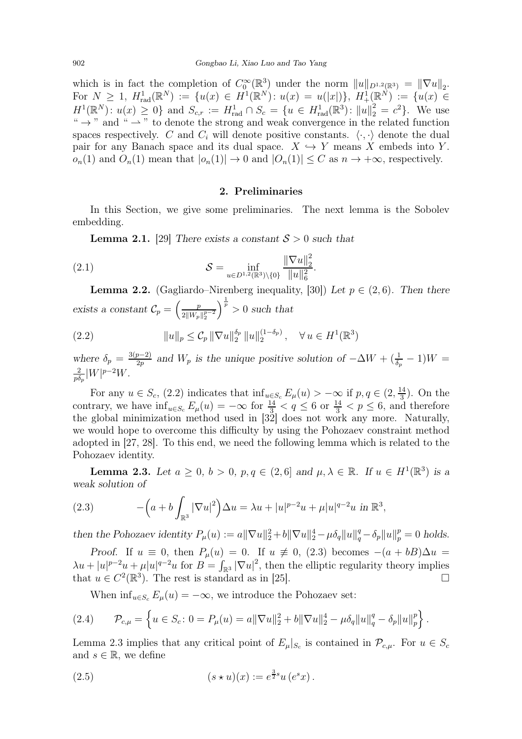which is in fact the completion of $C_0^\infty(\mathbb{R}^3)$ under the norm $\|u\|_{D^{1,2}(\mathbb{R}^3)} = \|\nabla u\|_2$. For $N \geq 1$, $H^1_{\mathrm{rad}}(\mathbb{R}^N) := \{u(x) \in H^1(\mathbb{R}^N) \colon u(x) = u(|x|)\}$, $H^1_+(\mathbb{R}^N) := \{u(x) \in H^1(\mathbb{R}^N) \colon u(x) \geq 0\}$ and $S_{c,r} := H^1_{\mathrm{rad}} \cap S_c = \{u \in H^1_{\mathrm{rad}}(\mathbb{R}^3) \colon \|u\|_2^2 = c^2\}$. We use " $\to$ " and " $\rightharpoonup$ " to denote the strong and weak convergence in the related function spaces respectively. $C$ and $C_i$ will denote positive constants. $\langle \cdot, \cdot \rangle$ denote the dual pair for any Banach space and its dual space. $X \hookrightarrow Y$ means $X$ embeds into $Y$. $o_n(1)$ and $O_n(1)$ mean that $|o_n(1)| \to 0$ and $|O_n(1)| \leq C$ as $n \to +\infty$, respectively.

## 2. Preliminaries

In this Section, we give some preliminaries. The next lemma is the Sobolev embedding.

**Lemma 2.1.** [29] *There exists a constant $\mathcal{S} > 0$ such that*

$$\mathcal{S} = \inf_{u \in D^{1,2}(\mathbb{R}^3) \setminus \{0\}} \frac{\|\nabla u\|_2^2}{\|u\|_6^2}. \tag{2.1}$$

**Lemma 2.2.** (Gagliardo–Nirenberg inequality, [30]) *Let $p \in (2,6)$. Then there exists a constant $\mathcal{C}_p = \left(\frac{p}{2\|W_p\|_2^{p-2}}\right)^{\frac{1}{p}} > 0$ such that*

$$\|u\|_p \leq \mathcal{C}_p \|\nabla u\|_2^{\delta_p} \|u\|_2^{(1-\delta_p)}, \quad \forall\, u \in H^1(\mathbb{R}^3) \tag{2.2}$$

*where $\delta_p = \frac{3(p-2)}{2p}$ and $W_p$ is the unique positive solution of $-\Delta W + (\frac{1}{\delta_p} - 1)W = \frac{2}{p\delta_p}|W|^{p-2}W$.*

For any $u \in S_c$, (2.2) indicates that $\inf_{u \in S_c} E_\mu(u) > -\infty$ if $p, q \in (2, \frac{14}{3})$. On the contrary, we have $\inf_{u \in S_c} E_\mu(u) = -\infty$ for $\frac{14}{3} < q \leq 6$ or $\frac{14}{3} < p \leq 6$, and therefore the global minimization method used in [32] does not work any more. Naturally, we would hope to overcome this difficulty by using the Pohozaev constraint method adopted in [27, 28]. To this end, we need the following lemma which is related to the Pohozaev identity.

**Lemma 2.3.** *Let $a \geq 0$, $b > 0$, $p, q \in (2,6]$ and $\mu, \lambda \in \mathbb{R}$. If $u \in H^1(\mathbb{R}^3)$ is a weak solution of*

$$-\Big(a + b\int_{\mathbb{R}^3} |\nabla u|^2\Big)\Delta u = \lambda u + |u|^{p-2}u + \mu|u|^{q-2}u \text{ in } \mathbb{R}^3, \tag{2.3}$$

*then the Pohozaev identity $P_\mu(u) := a\|\nabla u\|_2^2 + b\|\nabla u\|_2^4 - \mu\delta_q\|u\|_q^q - \delta_p\|u\|_p^p = 0$ holds.*

*Proof.* If $u \equiv 0$, then $P_\mu(u) = 0$. If $u \not\equiv 0$, (2.3) becomes $-(a + bB)\Delta u = \lambda u + |u|^{p-2}u + \mu|u|^{q-2}u$ for $B = \int_{\mathbb{R}^3} |\nabla u|^2$, then the elliptic regularity theory implies that $u \in C^2(\mathbb{R}^3)$. The rest is standard as in [25]. $\square$

When $\inf_{u \in S_c} E_\mu(u) = -\infty$, we introduce the Pohozaev set:

$$\mathcal{P}_{c,\mu} = \left\{u \in S_c \colon 0 = P_\mu(u) = a\|\nabla u\|_2^2 + b\|\nabla u\|_2^4 - \mu\delta_q\|u\|_q^q - \delta_p\|u\|_p^p\right\}. \tag{2.4}$$

Lemma 2.3 implies that any critical point of $E_\mu|_{S_c}$ is contained in $\mathcal{P}_{c,\mu}$. For $u \in S_c$ and $s \in \mathbb{R}$, we define

$$(s \star u)(x) := e^{\frac{3}{2}s} u\left(e^s x\right). \tag{2.5}$$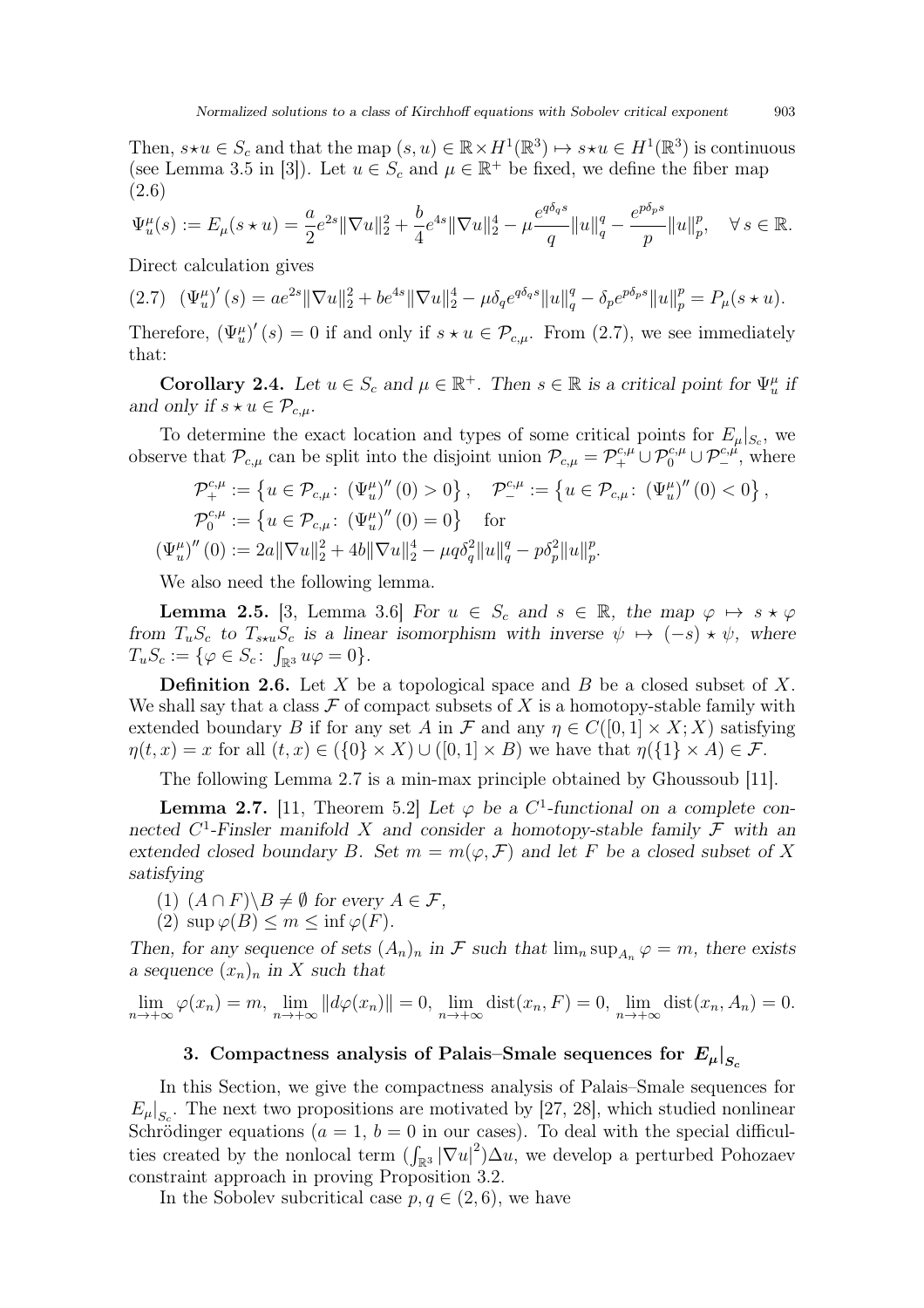Then, $s\star u \in S_c$ and that the map $(s,u)\in \mathbb{R}\times H^1(\mathbb{R}^3)\mapsto s\star u\in H^1(\mathbb{R}^3)$ is continuous (see Lemma 3.5 in [3]). Let $u\in S_c$ and $\mu\in\mathbb{R}^+$ be fixed, we define the fiber map (2.6)

$$\Psi_u^\mu(s) := E_\mu(s\star u) = \frac{a}{2}e^{2s}\|\nabla u\|_2^2 + \frac{b}{4}e^{4s}\|\nabla u\|_2^4 - \mu\frac{e^{q\delta_q s}}{q}\|u\|_q^q - \frac{e^{p\delta_p s}}{p}\|u\|_p^p, \quad \forall\, s\in\mathbb{R}.$$

Direct calculation gives

$$(2.7)\quad \left(\Psi_u^\mu\right)'(s) = ae^{2s}\|\nabla u\|_2^2 + be^{4s}\|\nabla u\|_2^4 - \mu\delta_q e^{q\delta_q s}\|u\|_q^q - \delta_p e^{p\delta_p s}\|u\|_p^p = P_\mu(s\star u).$$

Therefore, $\left(\Psi_u^\mu\right)'(s)=0$ if and only if $s\star u\in\mathcal{P}_{c,\mu}$. From (2.7), we see immediately that:

**Corollary 2.4.** *Let $u\in S_c$ and $\mu\in\mathbb{R}^+$. Then $s\in\mathbb{R}$ is a critical point for $\Psi_u^\mu$ if and only if $s\star u\in\mathcal{P}_{c,\mu}$.*

To determine the exact location and types of some critical points for $E_\mu|_{S_c}$, we observe that $\mathcal{P}_{c,\mu}$ can be split into the disjoint union $\mathcal{P}_{c,\mu} = \mathcal{P}_+^{c,\mu}\cup\mathcal{P}_0^{c,\mu}\cup\mathcal{P}_-^{c,\mu}$, where

$$\mathcal{P}_+^{c,\mu} := \left\{u\in\mathcal{P}_{c,\mu}\colon \left(\Psi_u^\mu\right)''(0)>0\right\},\quad \mathcal{P}_-^{c,\mu} := \left\{u\in\mathcal{P}_{c,\mu}\colon \left(\Psi_u^\mu\right)''(0)<0\right\},$$

$$\mathcal{P}_0^{c,\mu} := \left\{u\in\mathcal{P}_{c,\mu}\colon \left(\Psi_u^\mu\right)''(0)=0\right\}\quad \text{for}$$

$$\left(\Psi_u^\mu\right)''(0) := 2a\|\nabla u\|_2^2 + 4b\|\nabla u\|_2^4 - \mu q\delta_q^2\|u\|_q^q - p\delta_p^2\|u\|_p^p.$$

We also need the following lemma.

**Lemma 2.5.** [3, Lemma 3.6] *For $u\in S_c$ and $s\in\mathbb{R}$, the map $\varphi\mapsto s\star\varphi$ from $T_uS_c$ to $T_{s\star u}S_c$ is a linear isomorphism with inverse $\psi\mapsto(-s)\star\psi$, where $T_uS_c := \{\varphi\in S_c\colon \int_{\mathbb{R}^3}u\varphi=0\}$.*

**Definition 2.6.** Let $X$ be a topological space and $B$ be a closed subset of $X$. We shall say that a class $\mathcal{F}$ of compact subsets of $X$ is a homotopy-stable family with extended boundary $B$ if for any set $A$ in $\mathcal{F}$ and any $\eta\in C([0,1]\times X;X)$ satisfying $\eta(t,x)=x$ for all $(t,x)\in(\{0\}\times X)\cup([0,1]\times B)$ we have that $\eta(\{1\}\times A)\in\mathcal{F}$.

The following Lemma 2.7 is a min-max principle obtained by Ghoussoub [11].

**Lemma 2.7.** [11, Theorem 5.2] *Let $\varphi$ be a $C^1$-functional on a complete connected $C^1$-Finsler manifold $X$ and consider a homotopy-stable family $\mathcal{F}$ with an extended closed boundary $B$. Set $m=m(\varphi,\mathcal{F})$ and let $F$ be a closed subset of $X$ satisfying*

(1) *$(A\cap F)\backslash B\neq\emptyset$ for every $A\in\mathcal{F}$,*
(2) *$\sup\varphi(B)\le m\le\inf\varphi(F)$.*

*Then, for any sequence of sets $(A_n)_n$ in $\mathcal{F}$ such that $\lim_n\sup_{A_n}\varphi=m$, there exists a sequence $(x_n)_n$ in $X$ such that*

$$\lim_{n\to+\infty}\varphi(x_n)=m,\ \lim_{n\to+\infty}\|d\varphi(x_n)\|=0,\ \lim_{n\to+\infty}\operatorname{dist}(x_n,F)=0,\ \lim_{n\to+\infty}\operatorname{dist}(x_n,A_n)=0.$$

## 3. Compactness analysis of Palais–Smale sequences for $E_\mu|_{S_c}$

In this Section, we give the compactness analysis of Palais–Smale sequences for $E_\mu|_{S_c}$. The next two propositions are motivated by [27, 28], which studied nonlinear Schrödinger equations ($a=1$, $b=0$ in our cases). To deal with the special difficulties created by the nonlocal term $(\int_{\mathbb{R}^3}|\nabla u|^2)\Delta u$, we develop a perturbed Pohozaev constraint approach in proving Proposition 3.2.

In the Sobolev subcritical case $p,q\in(2,6)$, we have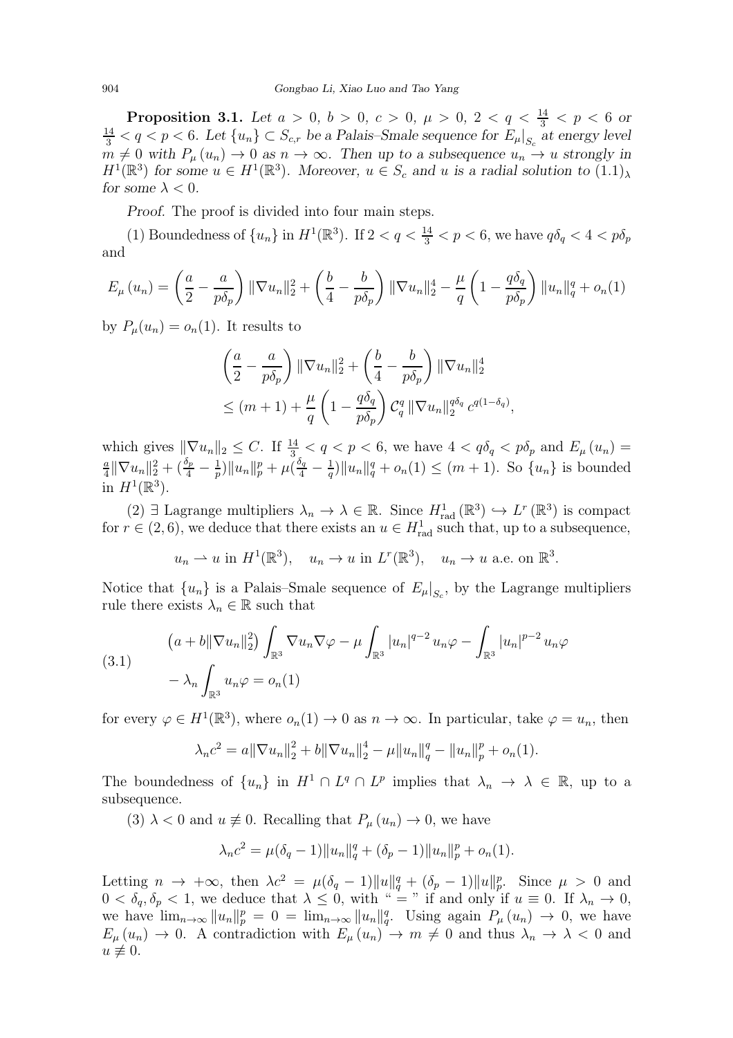**Proposition 3.1.** *Let $a > 0$, $b > 0$, $c > 0$, $\mu > 0$, $2 < q < \frac{14}{3} < p < 6$ or $\frac{14}{3} < q < p < 6$. Let $\{u_n\} \subset S_{c,r}$ be a Palais–Smale sequence for $E_\mu|_{S_c}$ at energy level $m \neq 0$ with $P_\mu(u_n) \to 0$ as $n \to \infty$. Then up to a subsequence $u_n \to u$ strongly in $H^1(\mathbb{R}^3)$ for some $u \in H^1(\mathbb{R}^3)$. Moreover, $u \in S_c$ and $u$ is a radial solution to $(1.1)_\lambda$ for some $\lambda < 0$.*

*Proof.* The proof is divided into four main steps.

(1) Boundedness of $\{u_n\}$ in $H^1(\mathbb{R}^3)$. If $2 < q < \frac{14}{3} < p < 6$, we have $q\delta_q < 4 < p\delta_p$ and

$$E_\mu(u_n) = \left(\frac{a}{2} - \frac{a}{p\delta_p}\right)\|\nabla u_n\|_2^2 + \left(\frac{b}{4} - \frac{b}{p\delta_p}\right)\|\nabla u_n\|_2^4 - \frac{\mu}{q}\left(1 - \frac{q\delta_q}{p\delta_p}\right)\|u_n\|_q^q + o_n(1)$$

by $P_\mu(u_n) = o_n(1)$. It results to

$$\begin{aligned}
&\left(\frac{a}{2} - \frac{a}{p\delta_p}\right)\|\nabla u_n\|_2^2 + \left(\frac{b}{4} - \frac{b}{p\delta_p}\right)\|\nabla u_n\|_2^4 \\
&\leq (m+1) + \frac{\mu}{q}\left(1 - \frac{q\delta_q}{p\delta_p}\right)\mathcal{C}_q^q \|\nabla u_n\|_2^{q\delta_q} c^{q(1-\delta_q)},
\end{aligned}$$

which gives $\|\nabla u_n\|_2 \leq C$. If $\frac{14}{3} < q < p < 6$, we have $4 < q\delta_q < p\delta_p$ and $E_\mu(u_n) = \frac{a}{4}\|\nabla u_n\|_2^2 + (\frac{\delta_p}{4} - \frac{1}{p})\|u_n\|_p^p + \mu(\frac{\delta_q}{4} - \frac{1}{q})\|u_n\|_q^q + o_n(1) \leq (m+1)$. So $\{u_n\}$ is bounded in $H^1(\mathbb{R}^3)$.

(2) $\exists$ Lagrange multipliers $\lambda_n \to \lambda \in \mathbb{R}$. Since $H^1_{\text{rad}}(\mathbb{R}^3) \hookrightarrow L^r(\mathbb{R}^3)$ is compact for $r \in (2, 6)$, we deduce that there exists an $u \in H^1_{\text{rad}}$ such that, up to a subsequence,

$$u_n \rightharpoonup u \text{ in } H^1(\mathbb{R}^3), \quad u_n \to u \text{ in } L^r(\mathbb{R}^3), \quad u_n \to u \text{ a.e. on } \mathbb{R}^3.$$

Notice that $\{u_n\}$ is a Palais–Smale sequence of $E_\mu|_{S_c}$, by the Lagrange multipliers rule there exists $\lambda_n \in \mathbb{R}$ such that

$$\begin{aligned}
&\left(a + b\|\nabla u_n\|_2^2\right)\int_{\mathbb{R}^3} \nabla u_n \nabla \varphi - \mu \int_{\mathbb{R}^3} |u_n|^{q-2} u_n \varphi - \int_{\mathbb{R}^3} |u_n|^{p-2} u_n \varphi \\
&- \lambda_n \int_{\mathbb{R}^3} u_n \varphi = o_n(1)
\end{aligned} \tag{3.1}$$

for every $\varphi \in H^1(\mathbb{R}^3)$, where $o_n(1) \to 0$ as $n \to \infty$. In particular, take $\varphi = u_n$, then

$$\lambda_n c^2 = a\|\nabla u_n\|_2^2 + b\|\nabla u_n\|_2^4 - \mu\|u_n\|_q^q - \|u_n\|_p^p + o_n(1).$$

The boundedness of $\{u_n\}$ in $H^1 \cap L^q \cap L^p$ implies that $\lambda_n \to \lambda \in \mathbb{R}$, up to a subsequence.

(3) $\lambda < 0$ and $u \not\equiv 0$. Recalling that $P_\mu(u_n) \to 0$, we have

$$\lambda_n c^2 = \mu(\delta_q - 1)\|u_n\|_q^q + (\delta_p - 1)\|u_n\|_p^p + o_n(1).$$

Letting $n \to +\infty$, then $\lambda c^2 = \mu(\delta_q - 1)\|u\|_q^q + (\delta_p - 1)\|u\|_p^p$. Since $\mu > 0$ and $0 < \delta_q, \delta_p < 1$, we deduce that $\lambda \leq 0$, with " = " if and only if $u \equiv 0$. If $\lambda_n \to 0$, we have $\lim_{n\to\infty} \|u_n\|_p^p = 0 = \lim_{n\to\infty} \|u_n\|_q^q$. Using again $P_\mu(u_n) \to 0$, we have $E_\mu(u_n) \to 0$. A contradiction with $E_\mu(u_n) \to m \neq 0$ and thus $\lambda_n \to \lambda < 0$ and $u \not\equiv 0$.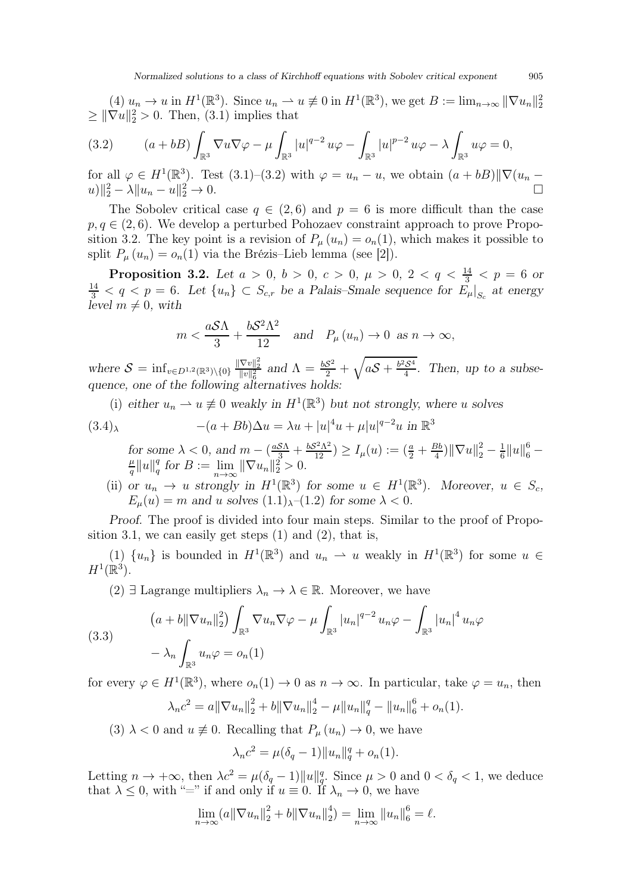(4) $u_n \to u$ in $H^1(\mathbb{R}^3)$. Since $u_n \rightharpoonup u \not\equiv 0$ in $H^1(\mathbb{R}^3)$, we get $B := \lim_{n\to\infty} \|\nabla u_n\|_2^2 \geq \|\nabla u\|_2^2 > 0$. Then, (3.1) implies that

$$(a+bB)\int_{\mathbb{R}^3} \nabla u \nabla \varphi - \mu \int_{\mathbb{R}^3} |u|^{q-2} u\varphi - \int_{\mathbb{R}^3} |u|^{p-2} u\varphi - \lambda \int_{\mathbb{R}^3} u\varphi = 0, \tag{3.2}$$

for all $\varphi \in H^1(\mathbb{R}^3)$. Test (3.1)–(3.2) with $\varphi = u_n - u$, we obtain $(a+bB)\|\nabla(u_n - u)\|_2^2 - \lambda\|u_n - u\|_2^2 \to 0$. □

The Sobolev critical case $q \in (2,6)$ and $p = 6$ is more difficult than the case $p, q \in (2,6)$. We develop a perturbed Pohozaev constraint approach to prove Proposition 3.2. The key point is a revision of $P_\mu(u_n) = o_n(1)$, which makes it possible to split $P_\mu(u_n) = o_n(1)$ via the Brézis–Lieb lemma (see [2]).

**Proposition 3.2.** *Let $a > 0$, $b > 0$, $c > 0$, $\mu > 0$, $2 < q < \frac{14}{3} < p = 6$ or $\frac{14}{3} < q < p = 6$. Let $\{u_n\} \subset S_{c,r}$ be a Palais–Smale sequence for $E_\mu|_{S_c}$ at energy level $m \neq 0$, with*

$$m < \frac{a\mathcal{S}\Lambda}{3} + \frac{b\mathcal{S}^2\Lambda^2}{12} \quad \text{and} \quad P_\mu(u_n) \to 0 \text{ as } n \to \infty,$$

*where $\mathcal{S} = \inf_{v\in D^{1,2}(\mathbb{R}^3)\setminus\{0\}} \frac{\|\nabla v\|_2^2}{\|v\|_6^2}$ and $\Lambda = \frac{b\mathcal{S}^2}{2} + \sqrt{a\mathcal{S} + \frac{b^2\mathcal{S}^4}{4}}$. Then, up to a subsequence, one of the following alternatives holds:*

(i) *either $u_n \rightharpoonup u \not\equiv 0$ weakly in $H^1(\mathbb{R}^3)$ but not strongly, where $u$ solves*

$$-(a+Bb)\Delta u = \lambda u + |u|^4 u + \mu |u|^{q-2} u \text{ in } \mathbb{R}^3 \tag{3.4$_\lambda$}$$

*for some $\lambda < 0$, and $m - (\frac{a\mathcal{S}\Lambda}{3} + \frac{b\mathcal{S}^2\Lambda^2}{12}) \geq I_\mu(u) := (\frac{a}{2} + \frac{Bb}{4})\|\nabla u\|_2^2 - \frac{1}{6}\|u\|_6^6 - \frac{\mu}{q}\|u\|_q^q$ for $B := \lim_{n\to\infty} \|\nabla u_n\|_2^2 > 0$.*

(ii) *or $u_n \to u$ strongly in $H^1(\mathbb{R}^3)$ for some $u \in H^1(\mathbb{R}^3)$. Moreover, $u \in S_c$, $E_\mu(u) = m$ and $u$ solves $(1.1)_\lambda$–(1.2) for some $\lambda < 0$.*

*Proof.* The proof is divided into four main steps. Similar to the proof of Proposition 3.1, we can easily get steps (1) and (2), that is,

(1) $\{u_n\}$ is bounded in $H^1(\mathbb{R}^3)$ and $u_n \rightharpoonup u$ weakly in $H^1(\mathbb{R}^3)$ for some $u \in H^1(\mathbb{R}^3)$.

(2) $\exists$ Lagrange multipliers $\lambda_n \to \lambda \in \mathbb{R}$. Moreover, we have

$$\begin{aligned}
&\left(a + b\|\nabla u_n\|_2^2\right)\int_{\mathbb{R}^3} \nabla u_n \nabla \varphi - \mu \int_{\mathbb{R}^3} |u_n|^{q-2} u_n \varphi - \int_{\mathbb{R}^3} |u_n|^4 u_n \varphi \\
&- \lambda_n \int_{\mathbb{R}^3} u_n \varphi = o_n(1)
\end{aligned} \tag{3.3}$$

for every $\varphi \in H^1(\mathbb{R}^3)$, where $o_n(1) \to 0$ as $n \to \infty$. In particular, take $\varphi = u_n$, then

$$\lambda_n c^2 = a\|\nabla u_n\|_2^2 + b\|\nabla u_n\|_2^4 - \mu\|u_n\|_q^q - \|u_n\|_6^6 + o_n(1).$$

(3) $\lambda < 0$ and $u \not\equiv 0$. Recalling that $P_\mu(u_n) \to 0$, we have

$$\lambda_n c^2 = \mu(\delta_q - 1)\|u_n\|_q^q + o_n(1).$$

Letting $n \to +\infty$, then $\lambda c^2 = \mu(\delta_q - 1)\|u\|_q^q$. Since $\mu > 0$ and $0 < \delta_q < 1$, we deduce that $\lambda \leq 0$, with "=" if and only if $u \equiv 0$. If $\lambda_n \to 0$, we have

$$\lim_{n\to\infty} (a\|\nabla u_n\|_2^2 + b\|\nabla u_n\|_2^4) = \lim_{n\to\infty} \|u_n\|_6^6 = \ell.$$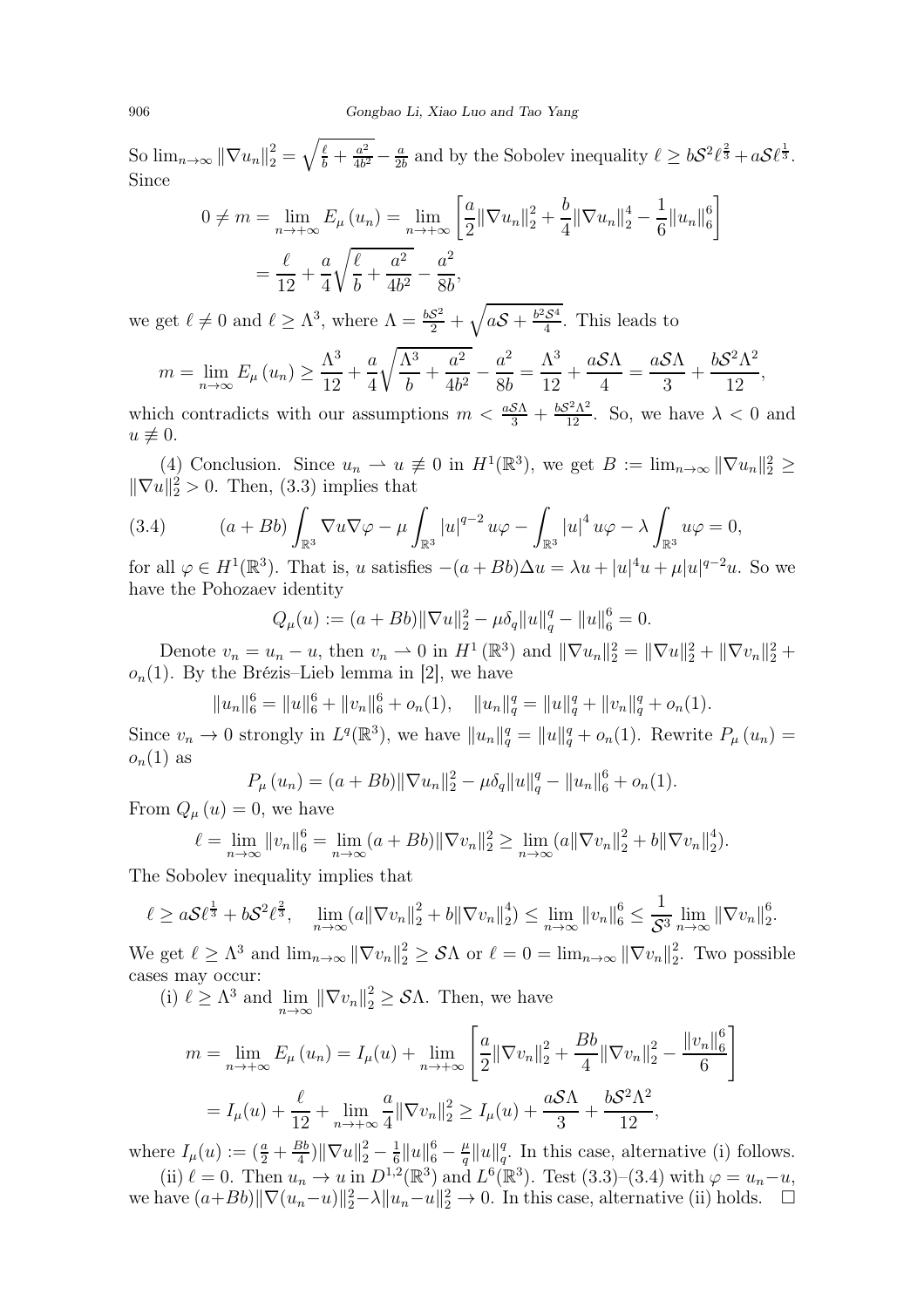So $\lim_{n\to\infty} \|\nabla u_n\|_2^2 = \sqrt{\frac{\ell}{b} + \frac{a^2}{4b^2}} - \frac{a}{2b}$ and by the Sobolev inequality $\ell \geq b\mathcal{S}^2\ell^{\frac{2}{3}} + a\mathcal{S}\ell^{\frac{1}{3}}$. Since

$$0 \neq m = \lim_{n\to+\infty} E_\mu(u_n) = \lim_{n\to+\infty}\left[\frac{a}{2}\|\nabla u_n\|_2^2 + \frac{b}{4}\|\nabla u_n\|_2^4 - \frac{1}{6}\|u_n\|_6^6\right]$$
$$= \frac{\ell}{12} + \frac{a}{4}\sqrt{\frac{\ell}{b} + \frac{a^2}{4b^2}} - \frac{a^2}{8b},$$

we get $\ell \neq 0$ and $\ell \geq \Lambda^3$, where $\Lambda = \frac{b\mathcal{S}^2}{2} + \sqrt{a\mathcal{S} + \frac{b^2\mathcal{S}^4}{4}}$. This leads to

$$m = \lim_{n\to\infty} E_\mu(u_n) \geq \frac{\Lambda^3}{12} + \frac{a}{4}\sqrt{\frac{\Lambda^3}{b} + \frac{a^2}{4b^2}} - \frac{a^2}{8b} = \frac{\Lambda^3}{12} + \frac{a\mathcal{S}\Lambda}{4} = \frac{a\mathcal{S}\Lambda}{3} + \frac{b\mathcal{S}^2\Lambda^2}{12},$$

which contradicts with our assumptions $m < \frac{a\mathcal{S}\Lambda}{3} + \frac{b\mathcal{S}^2\Lambda^2}{12}$. So, we have $\lambda < 0$ and $u \not\equiv 0$.

(4) Conclusion. Since $u_n \rightharpoonup u \not\equiv 0$ in $H^1(\mathbb{R}^3)$, we get $B := \lim_{n\to\infty}\|\nabla u_n\|_2^2 \geq \|\nabla u\|_2^2 > 0$. Then, (3.3) implies that

$$(a+Bb)\int_{\mathbb{R}^3}\nabla u\nabla\varphi - \mu\int_{\mathbb{R}^3}|u|^{q-2}u\varphi - \int_{\mathbb{R}^3}|u|^4u\varphi - \lambda\int_{\mathbb{R}^3}u\varphi = 0, \tag{3.4}$$

for all $\varphi \in H^1(\mathbb{R}^3)$. That is, $u$ satisfies $-(a+Bb)\Delta u = \lambda u + |u|^4u + \mu|u|^{q-2}u$. So we have the Pohozaev identity

$$Q_\mu(u) := (a+Bb)\|\nabla u\|_2^2 - \mu\delta_q\|u\|_q^q - \|u\|_6^6 = 0.$$

Denote $v_n = u_n - u$, then $v_n \rightharpoonup 0$ in $H^1(\mathbb{R}^3)$ and $\|\nabla u_n\|_2^2 = \|\nabla u\|_2^2 + \|\nabla v_n\|_2^2 + o_n(1)$. By the Brézis–Lieb lemma in [2], we have

$$\|u_n\|_6^6 = \|u\|_6^6 + \|v_n\|_6^6 + o_n(1), \quad \|u_n\|_q^q = \|u\|_q^q + \|v_n\|_q^q + o_n(1).$$

Since $v_n \to 0$ strongly in $L^q(\mathbb{R}^3)$, we have $\|u_n\|_q^q = \|u\|_q^q + o_n(1)$. Rewrite $P_\mu(u_n) = o_n(1)$ as

$$P_\mu(u_n) = (a+Bb)\|\nabla u_n\|_2^2 - \mu\delta_q\|u\|_q^q - \|u_n\|_6^6 + o_n(1).$$

From $Q_\mu(u) = 0$, we have

$$\ell = \lim_{n\to\infty}\|v_n\|_6^6 = \lim_{n\to\infty}(a+Bb)\|\nabla v_n\|_2^2 \geq \lim_{n\to\infty}(a\|\nabla v_n\|_2^2 + b\|\nabla v_n\|_2^4).$$

The Sobolev inequality implies that

$$\ell \geq a\mathcal{S}\ell^{\frac{1}{3}} + b\mathcal{S}^2\ell^{\frac{2}{3}}, \quad \lim_{n\to\infty}(a\|\nabla v_n\|_2^2 + b\|\nabla v_n\|_2^4) \leq \lim_{n\to\infty}\|v_n\|_6^6 \leq \frac{1}{\mathcal{S}^3}\lim_{n\to\infty}\|\nabla v_n\|_2^6.$$

We get $\ell \geq \Lambda^3$ and $\lim_{n\to\infty}\|\nabla v_n\|_2^2 \geq \mathcal{S}\Lambda$ or $\ell = 0 = \lim_{n\to\infty}\|\nabla v_n\|_2^2$. Two possible cases may occur:

(i) $\ell \geq \Lambda^3$ and $\lim_{n\to\infty}\|\nabla v_n\|_2^2 \geq \mathcal{S}\Lambda$. Then, we have

$$m = \lim_{n\to+\infty} E_\mu(u_n) = I_\mu(u) + \lim_{n\to+\infty}\left[\frac{a}{2}\|\nabla v_n\|_2^2 + \frac{Bb}{4}\|\nabla v_n\|_2^2 - \frac{\|v_n\|_6^6}{6}\right]$$
$$= I_\mu(u) + \frac{\ell}{12} + \lim_{n\to+\infty}\frac{a}{4}\|\nabla v_n\|_2^2 \geq I_\mu(u) + \frac{a\mathcal{S}\Lambda}{3} + \frac{b\mathcal{S}^2\Lambda^2}{12},$$

where $I_\mu(u) := (\frac{a}{2} + \frac{Bb}{4})\|\nabla u\|_2^2 - \frac{1}{6}\|u\|_6^6 - \frac{\mu}{q}\|u\|_q^q$. In this case, alternative (i) follows.

(ii) $\ell = 0$. Then $u_n \to u$ in $D^{1,2}(\mathbb{R}^3)$ and $L^6(\mathbb{R}^3)$. Test (3.3)–(3.4) with $\varphi = u_n - u$, we have $(a+Bb)\|\nabla(u_n-u)\|_2^2 - \lambda\|u_n - u\|_2^2 \to 0$. In this case, alternative (ii) holds. $\square$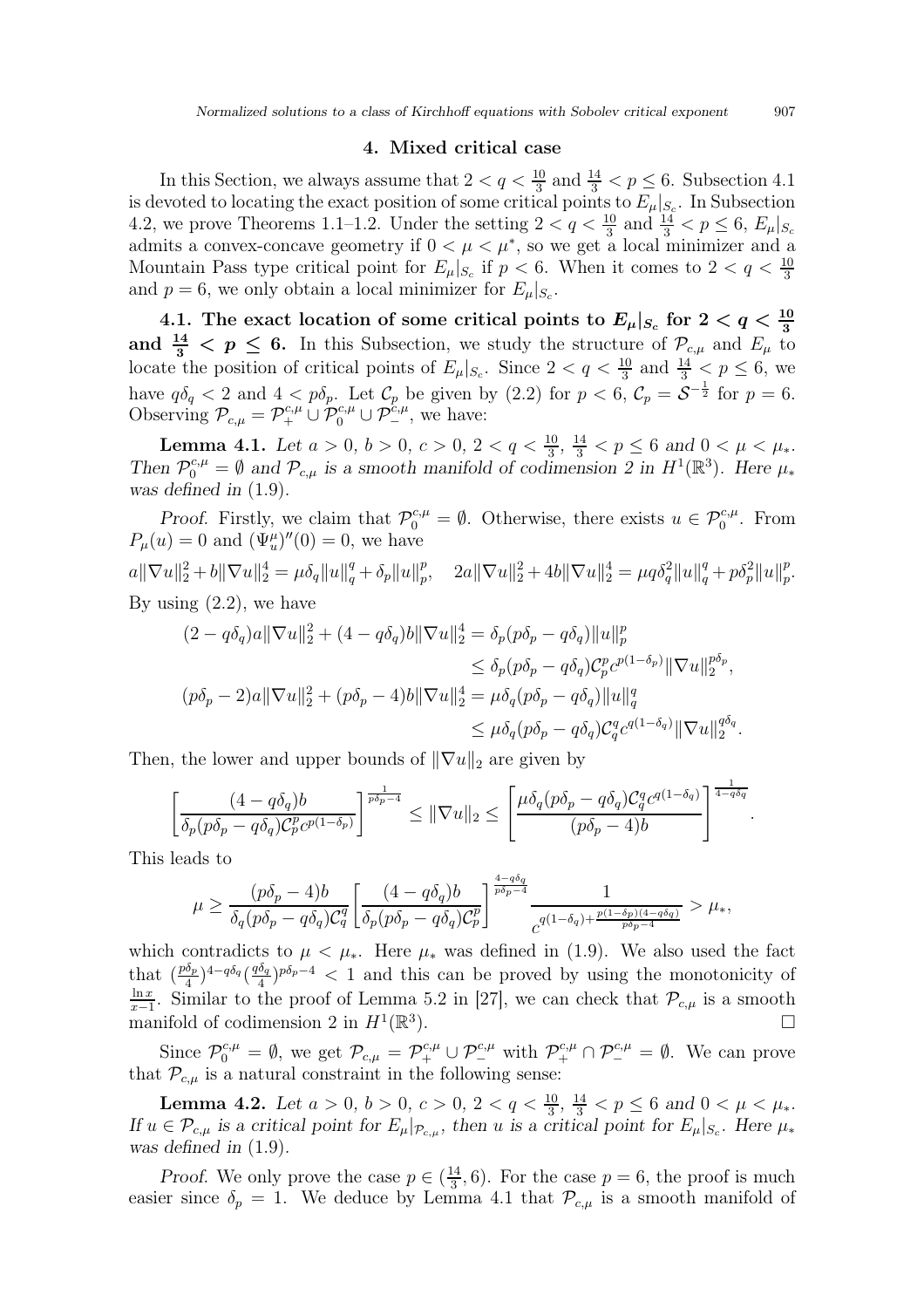## 4. Mixed critical case

In this Section, we always assume that $2 < q < \frac{10}{3}$ and $\frac{14}{3} < p \leq 6$. Subsection 4.1 is devoted to locating the exact position of some critical points to $E_\mu|_{S_c}$. In Subsection 4.2, we prove Theorems 1.1–1.2. Under the setting $2 < q < \frac{10}{3}$ and $\frac{14}{3} < p \leq 6$, $E_\mu|_{S_c}$ admits a convex-concave geometry if $0 < \mu < \mu^*$, so we get a local minimizer and a Mountain Pass type critical point for $E_\mu|_{S_c}$ if $p < 6$. When it comes to $2 < q < \frac{10}{3}$ and $p = 6$, we only obtain a local minimizer for $E_\mu|_{S_c}$.

### 4.1. The exact location of some critical points to $E_\mu|_{S_c}$ for $2 < q < \frac{10}{3}$ and $\frac{14}{3} < p \leq 6$.

In this Subsection, we study the structure of $\mathcal{P}_{c,\mu}$ and $E_\mu$ to locate the position of critical points of $E_\mu|_{S_c}$. Since $2 < q < \frac{10}{3}$ and $\frac{14}{3} < p \leq 6$, we have $q\delta_q < 2$ and $4 < p\delta_p$. Let $\mathcal{C}_p$ be given by (2.2) for $p < 6$, $\mathcal{C}_p = \mathcal{S}^{-\frac{1}{2}}$ for $p = 6$. Observing $\mathcal{P}_{c,\mu} = \mathcal{P}_+^{c,\mu} \cup \mathcal{P}_0^{c,\mu} \cup \mathcal{P}_-^{c,\mu}$, we have:

**Lemma 4.1.** *Let $a > 0$, $b > 0$, $c > 0$, $2 < q < \frac{10}{3}$, $\frac{14}{3} < p \leq 6$ and $0 < \mu < \mu_*$. Then $\mathcal{P}_0^{c,\mu} = \emptyset$ and $\mathcal{P}_{c,\mu}$ is a smooth manifold of codimension 2 in $H^1(\mathbb{R}^3)$. Here $\mu_*$ was defined in* (1.9).

*Proof.* Firstly, we claim that $\mathcal{P}_0^{c,\mu} = \emptyset$. Otherwise, there exists $u \in \mathcal{P}_0^{c,\mu}$. From $P_\mu(u) = 0$ and $(\Psi_u^\mu)''(0) = 0$, we have

$$a\|\nabla u\|_2^2 + b\|\nabla u\|_2^4 = \mu\delta_q\|u\|_q^q + \delta_p\|u\|_p^p, \quad 2a\|\nabla u\|_2^2 + 4b\|\nabla u\|_2^4 = \mu q\delta_q^2\|u\|_q^q + p\delta_p^2\|u\|_p^p.$$

By using (2.2), we have

$$\begin{aligned}
(2 - q\delta_q)a\|\nabla u\|_2^2 + (4 - q\delta_q)b\|\nabla u\|_2^4 &= \delta_p(p\delta_p - q\delta_q)\|u\|_p^p \\
&\leq \delta_p(p\delta_p - q\delta_q)\mathcal{C}_p^p c^{p(1-\delta_p)}\|\nabla u\|_2^{p\delta_p}, \\
(p\delta_p - 2)a\|\nabla u\|_2^2 + (p\delta_p - 4)b\|\nabla u\|_2^4 &= \mu\delta_q(p\delta_p - q\delta_q)\|u\|_q^q \\
&\leq \mu\delta_q(p\delta_p - q\delta_q)\mathcal{C}_q^q c^{q(1-\delta_q)}\|\nabla u\|_2^{q\delta_q}.
\end{aligned}$$

Then, the lower and upper bounds of $\|\nabla u\|_2$ are given by

$$\left[\frac{(4 - q\delta_q)b}{\delta_p(p\delta_p - q\delta_q)\mathcal{C}_p^p c^{p(1-\delta_p)}}\right]^{\frac{1}{p\delta_p - 4}} \leq \|\nabla u\|_2 \leq \left[\frac{\mu\delta_q(p\delta_p - q\delta_q)\mathcal{C}_q^q c^{q(1-\delta_q)}}{(p\delta_p - 4)b}\right]^{\frac{1}{4 - q\delta_q}}.$$

This leads to

$$\mu \geq \frac{(p\delta_p - 4)b}{\delta_q(p\delta_p - q\delta_q)\mathcal{C}_q^q}\left[\frac{(4 - q\delta_q)b}{\delta_p(p\delta_p - q\delta_q)\mathcal{C}_p^p}\right]^{\frac{4 - q\delta_q}{p\delta_p - 4}} \frac{1}{c^{q(1-\delta_q) + \frac{p(1-\delta_p)(4 - q\delta_q)}{p\delta_p - 4}}} > \mu_*,$$

which contradicts to $\mu < \mu_*$. Here $\mu_*$ was defined in (1.9). We also used the fact that $(\frac{p\delta_p}{4})^{4 - q\delta_q}(\frac{q\delta_q}{4})^{p\delta_p - 4} < 1$ and this can be proved by using the monotonicity of $\frac{\ln x}{x - 1}$. Similar to the proof of Lemma 5.2 in [27], we can check that $\mathcal{P}_{c,\mu}$ is a smooth manifold of codimension 2 in $H^1(\mathbb{R}^3)$. $\square$

Since $\mathcal{P}_0^{c,\mu} = \emptyset$, we get $\mathcal{P}_{c,\mu} = \mathcal{P}_+^{c,\mu} \cup \mathcal{P}_-^{c,\mu}$ with $\mathcal{P}_+^{c,\mu} \cap \mathcal{P}_-^{c,\mu} = \emptyset$. We can prove that $\mathcal{P}_{c,\mu}$ is a natural constraint in the following sense:

**Lemma 4.2.** *Let $a > 0$, $b > 0$, $c > 0$, $2 < q < \frac{10}{3}$, $\frac{14}{3} < p \leq 6$ and $0 < \mu < \mu_*$. If $u \in \mathcal{P}_{c,\mu}$ is a critical point for $E_\mu|_{\mathcal{P}_{c,\mu}}$, then $u$ is a critical point for $E_\mu|_{S_c}$. Here $\mu_*$ was defined in* (1.9).

*Proof.* We only prove the case $p \in (\frac{14}{3}, 6)$. For the case $p = 6$, the proof is much easier since $\delta_p = 1$. We deduce by Lemma 4.1 that $\mathcal{P}_{c,\mu}$ is a smooth manifold of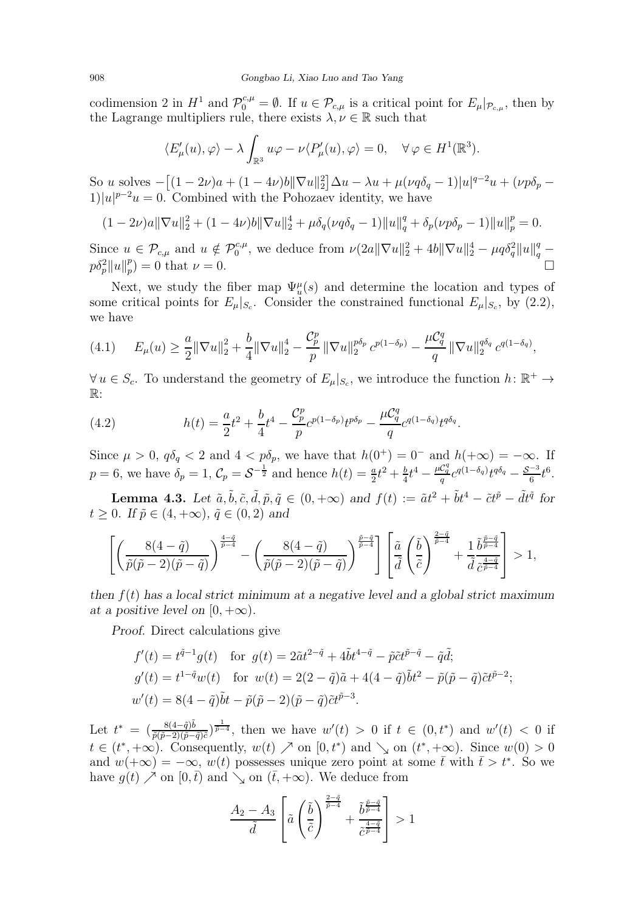codimension 2 in $H^1$ and $\mathcal{P}_0^{c,\mu} = \emptyset$. If $u \in \mathcal{P}_{c,\mu}$ is a critical point for $E_\mu|_{\mathcal{P}_{c,\mu}}$, then by the Lagrange multipliers rule, there exists $\lambda, \nu \in \mathbb{R}$ such that

$$\langle E'_\mu(u), \varphi\rangle - \lambda \int_{\mathbb{R}^3} u\varphi - \nu \langle P'_\mu(u), \varphi\rangle = 0, \quad \forall\, \varphi \in H^1(\mathbb{R}^3).$$

So $u$ solves $-\big[(1-2\nu)a + (1-4\nu)b\|\nabla u\|_2^2\big]\Delta u - \lambda u + \mu(\nu q\delta_q - 1)|u|^{q-2}u + (\nu p\delta_p - 1)|u|^{p-2}u = 0$. Combined with the Pohozaev identity, we have

$$(1-2\nu)a\|\nabla u\|_2^2 + (1-4\nu)b\|\nabla u\|_2^4 + \mu\delta_q(\nu q\delta_q - 1)\|u\|_q^q + \delta_p(\nu p\delta_p - 1)\|u\|_p^p = 0.$$

Since $u \in \mathcal{P}_{c,\mu}$ and $u \notin \mathcal{P}_0^{c,\mu}$, we deduce from $\nu(2a\|\nabla u\|_2^2 + 4b\|\nabla u\|_2^4 - \mu q\delta_q^2\|u\|_q^q - p\delta_p^2\|u\|_p^p) = 0$ that $\nu = 0$. $\square$

Next, we study the fiber map $\Psi_u^\mu(s)$ and determine the location and types of some critical points for $E_\mu|_{S_c}$. Consider the constrained functional $E_\mu|_{S_c}$, by (2.2), we have

$$E_\mu(u) \geq \frac{a}{2}\|\nabla u\|_2^2 + \frac{b}{4}\|\nabla u\|_2^4 - \frac{\mathcal{C}_p^p}{p}\|\nabla u\|_2^{p\delta_p} c^{p(1-\delta_p)} - \frac{\mu\mathcal{C}_q^q}{q}\|\nabla u\|_2^{q\delta_q} c^{q(1-\delta_q)}, \tag{4.1}$$

$\forall\, u \in S_c$. To understand the geometry of $E_\mu|_{S_c}$, we introduce the function $h\colon \mathbb{R}^+ \to \mathbb{R}$:

$$h(t) = \frac{a}{2}t^2 + \frac{b}{4}t^4 - \frac{\mathcal{C}_p^p}{p}c^{p(1-\delta_p)}t^{p\delta_p} - \frac{\mu\mathcal{C}_q^q}{q}c^{q(1-\delta_q)}t^{q\delta_q}. \tag{4.2}$$

Since $\mu > 0$, $q\delta_q < 2$ and $4 < p\delta_p$, we have that $h(0^+) = 0^-$ and $h(+\infty) = -\infty$. If $p = 6$, we have $\delta_p = 1$, $\mathcal{C}_p = \mathcal{S}^{-\frac{1}{2}}$ and hence $h(t) = \frac{a}{2}t^2 + \frac{b}{4}t^4 - \frac{\mu\mathcal{C}_q^q}{q}c^{q(1-\delta_q)}t^{q\delta_q} - \frac{\mathcal{S}^{-3}}{6}t^6$.

**Lemma 4.3.** *Let $\tilde{a}, \tilde{b}, \tilde{c}, \tilde{d}, \tilde{p}, \tilde{q} \in (0,+\infty)$ and $f(t) := \tilde{a}t^2 + \tilde{b}t^4 - \tilde{c}t^{\tilde{p}} - \tilde{d}t^{\tilde{q}}$ for $t \geq 0$. If $\tilde{p} \in (4,+\infty)$, $\tilde{q} \in (0,2)$ and*

$$\left[\left(\frac{8(4-\tilde{q})}{\tilde{p}(\tilde{p}-2)(\tilde{p}-\tilde{q})}\right)^{\frac{4-\tilde{q}}{\tilde{p}-4}} - \left(\frac{8(4-\tilde{q})}{\tilde{p}(\tilde{p}-2)(\tilde{p}-\tilde{q})}\right)^{\frac{\tilde{p}-\tilde{q}}{\tilde{p}-4}}\right]\left[\frac{\tilde{a}}{\tilde{d}}\left(\frac{\tilde{b}}{\tilde{c}}\right)^{\frac{2-\tilde{q}}{\tilde{p}-4}} + \frac{1}{\tilde{d}}\frac{\tilde{b}^{\frac{\tilde{p}-\tilde{q}}{\tilde{p}-4}}}{\tilde{c}^{\frac{4-\tilde{q}}{\tilde{p}-4}}}\right] > 1,$$

*then $f(t)$ has a local strict minimum at a negative level and a global strict maximum at a positive level on $[0,+\infty)$.*

*Proof.* Direct calculations give

$$\begin{aligned}
f'(t) &= t^{\tilde{q}-1}g(t) \quad \text{for } g(t) = 2\tilde{a}t^{2-\tilde{q}} + 4\tilde{b}t^{4-\tilde{q}} - \tilde{p}\tilde{c}t^{\tilde{p}-\tilde{q}} - \tilde{q}\tilde{d};\\
g'(t) &= t^{1-\tilde{q}}w(t) \quad \text{for } w(t) = 2(2-\tilde{q})\tilde{a} + 4(4-\tilde{q})\tilde{b}t^2 - \tilde{p}(\tilde{p}-\tilde{q})\tilde{c}t^{\tilde{p}-2};\\
w'(t) &= 8(4-\tilde{q})\tilde{b}t - \tilde{p}(\tilde{p}-2)(\tilde{p}-\tilde{q})\tilde{c}t^{\tilde{p}-3}.
\end{aligned}$$

Let $t^* = \big(\frac{8(4-\tilde{q})\tilde{b}}{\tilde{p}(\tilde{p}-2)(\tilde{p}-\tilde{q})\tilde{c}}\big)^{\frac{1}{\tilde{p}-4}}$, then we have $w'(t) > 0$ if $t \in (0,t^*)$ and $w'(t) < 0$ if $t \in (t^*,+\infty)$. Consequently, $w(t) \nearrow$ on $[0,t^*)$ and $\searrow$ on $(t^*,+\infty)$. Since $w(0) > 0$ and $w(+\infty) = -\infty$, $w(t)$ possesses unique zero point at some $\bar{t}$ with $\bar{t} > t^*$. So we have $g(t) \nearrow$ on $[0,\bar{t})$ and $\searrow$ on $(\bar{t},+\infty)$. We deduce from

$$\frac{A_2 - A_3}{\tilde{d}}\left[\tilde{a}\left(\frac{\tilde{b}}{\tilde{c}}\right)^{\frac{2-\tilde{q}}{\tilde{p}-4}} + \frac{\tilde{b}^{\frac{\tilde{p}-\tilde{q}}{\tilde{p}-4}}}{\tilde{c}^{\frac{4-\tilde{q}}{\tilde{p}-4}}}\right] > 1$$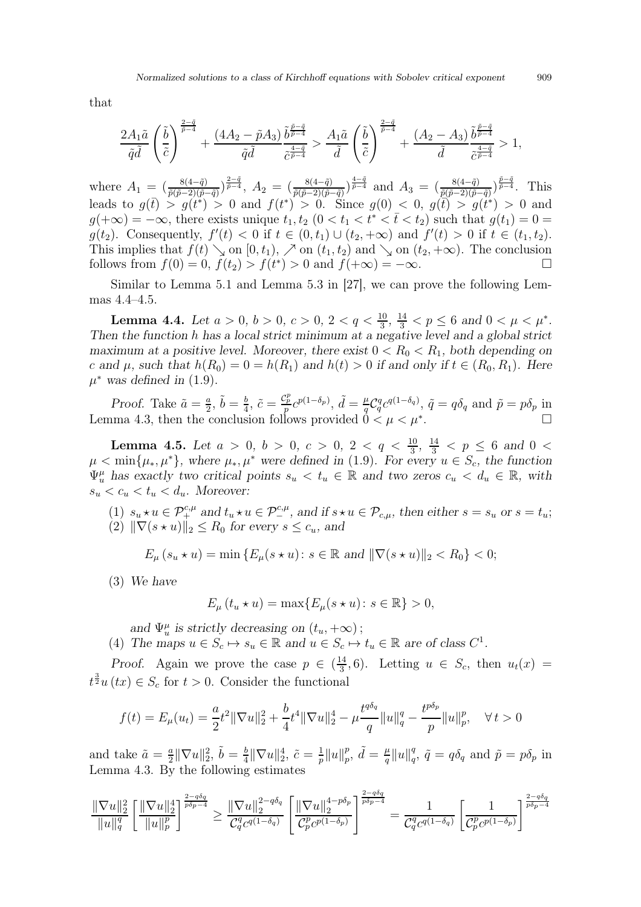that

$$\frac{2A_1\tilde{a}}{\tilde{q}\tilde{d}}\left(\frac{\tilde{b}}{\tilde{c}}\right)^{\frac{2-\tilde{q}}{\tilde{p}-4}} + \frac{(4A_2-\tilde{p}A_3)}{\tilde{q}\tilde{d}}\frac{\tilde{b}^{\frac{\tilde{p}-\tilde{q}}{\tilde{p}-4}}}{\tilde{c}^{\frac{4-\tilde{q}}{\tilde{p}-4}}} > \frac{A_1\tilde{a}}{\tilde{d}}\left(\frac{\tilde{b}}{\tilde{c}}\right)^{\frac{2-\tilde{q}}{\tilde{p}-4}} + \frac{(A_2-A_3)}{\tilde{d}}\frac{\tilde{b}^{\frac{\tilde{p}-\tilde{q}}{\tilde{p}-4}}}{\tilde{c}^{\frac{4-\tilde{q}}{\tilde{p}-4}}} > 1,$$

where $A_1 = (\frac{8(4-\tilde{q})}{\tilde{p}(\tilde{p}-2)(\tilde{p}-\tilde{q})})^{\frac{2-\tilde{q}}{\tilde{p}-4}}$, $A_2 = (\frac{8(4-\tilde{q})}{\tilde{p}(\tilde{p}-2)(\tilde{p}-\tilde{q})})^{\frac{4-\tilde{q}}{\tilde{p}-4}}$ and $A_3 = (\frac{8(4-\tilde{q})}{\tilde{p}(\tilde{p}-2)(\tilde{p}-\tilde{q})})^{\frac{\tilde{p}-\tilde{q}}{\tilde{p}-4}}$. This leads to $g(\bar{t}) > g(t^*) > 0$ and $f(t^*) > 0$. Since $g(0) < 0$, $g(\bar{t}) > g(t^*) > 0$ and $g(+\infty) = -\infty$, there exists unique $t_1, t_2$ $(0 < t_1 < t^* < \bar{t} < t_2)$ such that $g(t_1) = 0 = g(t_2)$. Consequently, $f'(t) < 0$ if $t \in (0, t_1) \cup (t_2, +\infty)$ and $f'(t) > 0$ if $t \in (t_1, t_2)$. This implies that $f(t) \searrow$ on $[0, t_1)$, $\nearrow$ on $(t_1, t_2)$ and $\searrow$ on $(t_2, +\infty)$. The conclusion follows from $f(0) = 0$, $f(t_2) > f(t^*) > 0$ and $f(+\infty) = -\infty$. □

Similar to Lemma 5.1 and Lemma 5.3 in [27], we can prove the following Lemmas 4.4–4.5.

**Lemma 4.4.** *Let $a > 0$, $b > 0$, $c > 0$, $2 < q < \frac{10}{3}$, $\frac{14}{3} < p \leq 6$ and $0 < \mu < \mu^*$. Then the function $h$ has a local strict minimum at a negative level and a global strict maximum at a positive level. Moreover, there exist $0 < R_0 < R_1$, both depending on $c$ and $\mu$, such that $h(R_0) = 0 = h(R_1)$ and $h(t) > 0$ if and only if $t \in (R_0, R_1)$. Here $\mu^*$ was defined in* (1.9).

*Proof.* Take $\tilde{a} = \frac{a}{2}$, $\tilde{b} = \frac{b}{4}$, $\tilde{c} = \frac{\mathcal{C}_p^p}{p}c^{p(1-\delta_p)}$, $\tilde{d} = \frac{\mu}{q}\mathcal{C}_q^q c^{q(1-\delta_q)}$, $\tilde{q} = q\delta_q$ and $\tilde{p} = p\delta_p$ in Lemma 4.3, then the conclusion follows provided $0 < \mu < \mu^*$. □

**Lemma 4.5.** *Let $a > 0$, $b > 0$, $c > 0$, $2 < q < \frac{10}{3}$, $\frac{14}{3} < p \leq 6$ and $0 < \mu < \min\{\mu_*, \mu^*\}$, where $\mu_*, \mu^*$ were defined in* (1.9)*. For every $u \in S_c$, the function $\Psi_u^\mu$ has exactly two critical points $s_u < t_u \in \mathbb{R}$ and two zeros $c_u < d_u \in \mathbb{R}$, with $s_u < c_u < t_u < d_u$. Moreover:*

(1) *$s_u \star u \in \mathcal{P}_+^{c,\mu}$ and $t_u \star u \in \mathcal{P}_-^{c,\mu}$, and if $s \star u \in \mathcal{P}_{c,\mu}$, then either $s = s_u$ or $s = t_u$;*
(2) *$\|\nabla(s \star u)\|_2 \leq R_0$ for every $s \leq c_u$, and*

$$E_\mu(s_u \star u) = \min\{E_\mu(s \star u)\colon s \in \mathbb{R} \text{ and } \|\nabla(s \star u)\|_2 < R_0\} < 0;$$

(3) *We have*

$$E_\mu(t_u \star u) = \max\{E_\mu(s \star u)\colon s \in \mathbb{R}\} > 0,$$

*and $\Psi_u^\mu$ is strictly decreasing on $(t_u, +\infty)$;*
(4) *The maps $u \in S_c \mapsto s_u \in \mathbb{R}$ and $u \in S_c \mapsto t_u \in \mathbb{R}$ are of class $C^1$.*

*Proof.* Again we prove the case $p \in (\frac{14}{3}, 6)$. Letting $u \in S_c$, then $u_t(x) = t^{\frac{3}{2}}u(tx) \in S_c$ for $t > 0$. Consider the functional

$$f(t) = E_\mu(u_t) = \frac{a}{2}t^2\|\nabla u\|_2^2 + \frac{b}{4}t^4\|\nabla u\|_2^4 - \mu\frac{t^{q\delta_q}}{q}\|u\|_q^q - \frac{t^{p\delta_p}}{p}\|u\|_p^p, \quad \forall\, t > 0$$

and take $\tilde{a} = \frac{a}{2}\|\nabla u\|_2^2$, $\tilde{b} = \frac{b}{4}\|\nabla u\|_2^4$, $\tilde{c} = \frac{1}{p}\|u\|_p^p$, $\tilde{d} = \frac{\mu}{q}\|u\|_q^q$, $\tilde{q} = q\delta_q$ and $\tilde{p} = p\delta_p$ in Lemma 4.3. By the following estimates

$$\frac{\|\nabla u\|_2^2}{\|u\|_q^q}\left[\frac{\|\nabla u\|_2^4}{\|u\|_p^p}\right]^{\frac{2-q\delta_q}{p\delta_p-4}} \geq \frac{\|\nabla u\|_2^{2-q\delta_q}}{\mathcal{C}_q^q c^{q(1-\delta_q)}}\left[\frac{\|\nabla u\|_2^{4-p\delta_p}}{\mathcal{C}_p^p c^{p(1-\delta_p)}}\right]^{\frac{2-q\delta_q}{p\delta_p-4}} = \frac{1}{\mathcal{C}_q^q c^{q(1-\delta_q)}}\left[\frac{1}{\mathcal{C}_p^p c^{p(1-\delta_p)}}\right]^{\frac{2-q\delta_q}{p\delta_p-4}}$$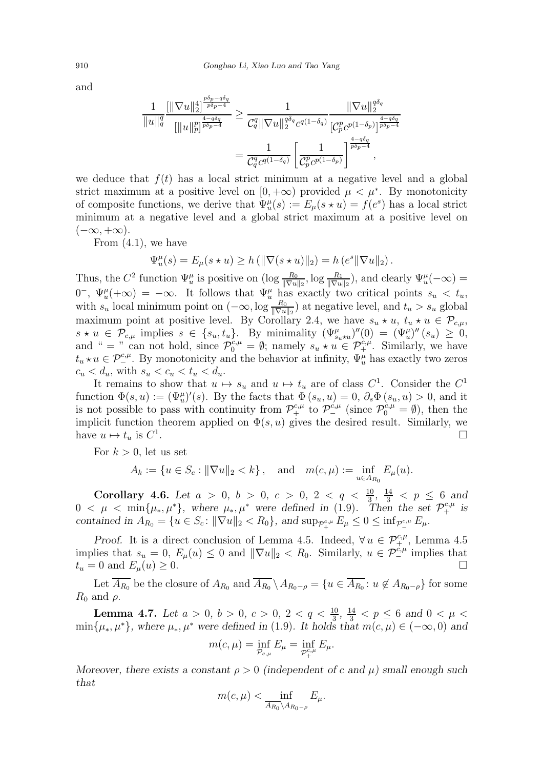and

$$\frac{1}{\|u\|_q^q}\frac{[\|\nabla u\|_2^4]^{\frac{p\delta_p-q\delta_q}{p\delta_p-4}}}{[\|u\|_p^p]^{\frac{4-q\delta_q}{p\delta_p-4}}} \geq \frac{1}{\mathcal{C}_q^q\|\nabla u\|_2^{q\delta_q}c^{q(1-\delta_q)}}\frac{\|\nabla u\|_2^{q\delta_q}}{[\mathcal{C}_p^p c^{p(1-\delta_p)}]^{\frac{4-q\delta_q}{p\delta_p-4}}}$$
$$= \frac{1}{\mathcal{C}_q^q c^{q(1-\delta_q)}}\left[\frac{1}{\mathcal{C}_p^p c^{p(1-\delta_p)}}\right]^{\frac{4-q\delta_q}{p\delta_p-4}},$$

we deduce that $f(t)$ has a local strict minimum at a negative level and a global strict maximum at a positive level on $[0,+\infty)$ provided $\mu<\mu^*$. By monotonicity of composite functions, we derive that $\Psi_u^\mu(s) := E_\mu(s\star u) = f(e^s)$ has a local strict minimum at a negative level and a global strict maximum at a positive level on $(-\infty,+\infty)$.

From (4.1), we have

$$\Psi_u^\mu(s) = E_\mu(s\star u) \geq h\left(\|\nabla(s\star u)\|_2\right) = h\left(e^s\|\nabla u\|_2\right).$$

Thus, the $C^2$ function $\Psi_u^\mu$ is positive on $(\log\frac{R_0}{\|\nabla u\|_2},\log\frac{R_1}{\|\nabla u\|_2})$, and clearly $\Psi_u^\mu(-\infty)=0^-$, $\Psi_u^\mu(+\infty)=-\infty$. It follows that $\Psi_u^\mu$ has exactly two critical points $s_u<t_u$, with $s_u$ local minimum point on $(-\infty,\log\frac{R_0}{\|\nabla u\|_2})$ at negative level, and $t_u>s_u$ global maximum point at positive level. By Corollary 2.4, we have $s_u\star u,\ t_u\star u\in\mathcal{P}_{c,\mu}$, $s\star u\in\mathcal{P}_{c,\mu}$ implies $s\in\{s_u,t_u\}$. By minimality $(\Psi^\mu_{s_u\star u})''(0) = (\Psi_u^\mu)''(s_u)\geq 0$, and " = " can not hold, since $\mathcal{P}_0^{c,\mu}=\emptyset$; namely $s_u\star u\in\mathcal{P}_+^{c,\mu}$. Similarly, we have $t_u\star u\in\mathcal{P}_-^{c,\mu}$. By monotonicity and the behavior at infinity, $\Psi_u^\mu$ has exactly two zeros $c_u<d_u$, with $s_u<c_u<t_u<d_u$.

It remains to show that $u\mapsto s_u$ and $u\mapsto t_u$ are of class $C^1$. Consider the $C^1$ function $\Phi(s,u) := (\Psi_u^\mu)'(s)$. By the facts that $\Phi(s_u,u)=0$, $\partial_s\Phi(s_u,u)>0$, and it is not possible to pass with continuity from $\mathcal{P}_+^{c,\mu}$ to $\mathcal{P}_-^{c,\mu}$ (since $\mathcal{P}_0^{c,\mu}=\emptyset$), then the implicit function theorem applied on $\Phi(s,u)$ gives the desired result. Similarly, we have $u\mapsto t_u$ is $C^1$. □

For $k>0$, let us set

$$A_k := \{u\in S_c : \|\nabla u\|_2<k\},\quad\text{and}\quad m(c,\mu) := \inf_{u\in A_{R_0}} E_\mu(u).$$

**Corollary 4.6.** *Let $a>0$, $b>0$, $c>0$, $2<q<\frac{10}{3}$, $\frac{14}{3}<p\leq 6$ and $0<\mu<\min\{\mu_*,\mu^*\}$, where $\mu_*,\mu^*$ were defined in (1.9). Then the set $\mathcal{P}_+^{c,\mu}$ is contained in $A_{R_0}=\{u\in S_c\colon \|\nabla u\|_2<R_0\}$, and $\sup_{\mathcal{P}_+^{c,\mu}}E_\mu\leq 0\leq\inf_{\mathcal{P}_-^{c,\mu}}E_\mu$.*

*Proof.* It is a direct conclusion of Lemma 4.5. Indeed, $\forall\, u\in\mathcal{P}_+^{c,\mu}$, Lemma 4.5 implies that $s_u=0$, $E_\mu(u)\leq 0$ and $\|\nabla u\|_2<R_0$. Similarly, $u\in\mathcal{P}_-^{c,\mu}$ implies that $t_u=0$ and $E_\mu(u)\geq 0$. □

Let $\overline{A_{R_0}}$ be the closure of $A_{R_0}$ and $\overline{A_{R_0}}\setminus A_{R_0-\rho}=\{u\in\overline{A_{R_0}}\colon u\notin A_{R_0-\rho}\}$ for some $R_0$ and $\rho$.

**Lemma 4.7.** *Let $a>0$, $b>0$, $c>0$, $2<q<\frac{10}{3}$, $\frac{14}{3}<p\leq 6$ and $0<\mu<\min\{\mu_*,\mu^*\}$, where $\mu_*,\mu^*$ were defined in (1.9). It holds that $m(c,\mu)\in(-\infty,0)$ and*

$$m(c,\mu) = \inf_{\mathcal{P}_{c,\mu}}E_\mu = \inf_{\mathcal{P}_+^{c,\mu}}E_\mu.$$

*Moreover, there exists a constant $\rho>0$ (independent of $c$ and $\mu$) small enough such that*

$$m(c,\mu) < \inf_{\overline{A_{R_0}}\setminus A_{R_0-\rho}}E_\mu.$$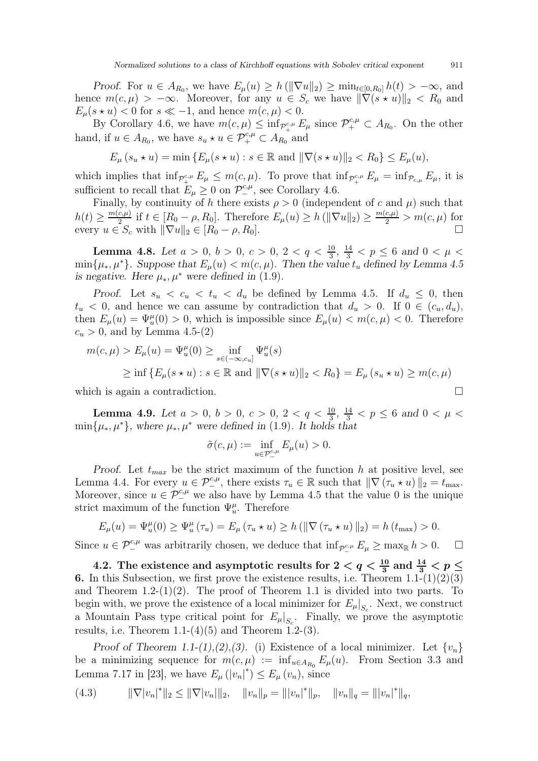*Proof.* For $u \in A_{R_0}$, we have $E_\mu(u) \geq h(\|\nabla u\|_2) \geq \min_{t\in[0,R_0]} h(t) > -\infty$, and hence $m(c,\mu) > -\infty$. Moreover, for any $u \in S_c$ we have $\|\nabla(s \star u)\|_2 < R_0$ and $E_\mu(s \star u) < 0$ for $s \ll -1$, and hence $m(c,\mu) < 0$.

By Corollary 4.6, we have $m(c,\mu) \leq \inf_{\mathcal{P}_+^{c,\mu}} E_\mu$ since $\mathcal{P}_+^{c,\mu} \subset A_{R_0}$. On the other hand, if $u \in A_{R_0}$, we have $s_u \star u \in \mathcal{P}_+^{c,\mu} \subset A_{R_0}$ and

$$E_\mu(s_u \star u) = \min\{E_\mu(s \star u) : s \in \mathbb{R} \text{ and } \|\nabla(s \star u)\|_2 < R_0\} \leq E_\mu(u),$$

which implies that $\inf_{\mathcal{P}_+^{c,\mu}} E_\mu \leq m(c,\mu)$. To prove that $\inf_{\mathcal{P}_+^{c,\mu}} E_\mu = \inf_{\mathcal{P}_{c,\mu}} E_\mu$, it is sufficient to recall that $E_\mu \geq 0$ on $\mathcal{P}_-^{c,\mu}$, see Corollary 4.6.

Finally, by continuity of $h$ there exists $\rho > 0$ (independent of $c$ and $\mu$) such that $h(t) \geq \frac{m(c,\mu)}{2}$ if $t \in [R_0 - \rho, R_0]$. Therefore $E_\mu(u) \geq h(\|\nabla u\|_2) \geq \frac{m(c,\mu)}{2} > m(c,\mu)$ for every $u \in S_c$ with $\|\nabla u\|_2 \in [R_0 - \rho, R_0]$. □

**Lemma 4.8.** *Let $a > 0$, $b > 0$, $c > 0$, $2 < q < \frac{10}{3}$, $\frac{14}{3} < p \leq 6$ and $0 < \mu < \min\{\mu_*, \mu^*\}$. Suppose that $E_\mu(u) < m(c,\mu)$. Then the value $t_u$ defined by Lemma 4.5 is negative. Here $\mu_*, \mu^*$ were defined in* (1.9)*.*

*Proof.* Let $s_u < c_u < t_u < d_u$ be defined by Lemma 4.5. If $d_u \leq 0$, then $t_u < 0$, and hence we can assume by contradiction that $d_u > 0$. If $0 \in (c_u, d_u)$, then $E_\mu(u) = \Psi_u^\mu(0) > 0$, which is impossible since $E_\mu(u) < m(c,\mu) < 0$. Therefore $c_u > 0$, and by Lemma 4.5-(2)

$$\begin{aligned}
m(c,\mu) > E_\mu(u) = \Psi_u^\mu(0) &\geq \inf_{s\in(-\infty,c_u]} \Psi_u^\mu(s) \\
&\geq \inf\{E_\mu(s \star u) : s \in \mathbb{R} \text{ and } \|\nabla(s \star u)\|_2 < R_0\} = E_\mu(s_u \star u) \geq m(c,\mu)
\end{aligned}$$

which is again a contradiction. □

**Lemma 4.9.** *Let $a > 0$, $b > 0$, $c > 0$, $2 < q < \frac{10}{3}$, $\frac{14}{3} < p \leq 6$ and $0 < \mu < \min\{\mu_*, \mu^*\}$, where $\mu_*, \mu^*$ were defined in* (1.9)*. It holds that*

$$\tilde{\sigma}(c,\mu) := \inf_{u\in\mathcal{P}_-^{c,\mu}} E_\mu(u) > 0.$$

*Proof.* Let $t_{max}$ be the strict maximum of the function $h$ at positive level, see Lemma 4.4. For every $u \in \mathcal{P}_-^{c,\mu}$, there exists $\tau_u \in \mathbb{R}$ such that $\|\nabla(\tau_u \star u)\|_2 = t_{\max}$. Moreover, since $u \in \mathcal{P}_-^{c,\mu}$ we also have by Lemma 4.5 that the value 0 is the unique strict maximum of the function $\Psi_u^\mu$. Therefore

$$E_\mu(u) = \Psi_u^\mu(0) \geq \Psi_u^\mu(\tau_u) = E_\mu(\tau_u \star u) \geq h(\|\nabla(\tau_u \star u)\|_2) = h(t_{\max}) > 0.$$

Since $u \in \mathcal{P}_-^{c,\mu}$ was arbitrarily chosen, we deduce that $\inf_{\mathcal{P}_-^{c,\mu}} E_\mu \geq \max_{\mathbb{R}} h > 0$. □

### 4.2. The existence and asymptotic results for $2 < q < \frac{10}{3}$ and $\frac{14}{3} < p \leq 6$.

In this Subsection, we first prove the existence results, i.e. Theorem 1.1-(1)(2)(3) and Theorem 1.2-(1)(2). The proof of Theorem 1.1 is divided into two parts. To begin with, we prove the existence of a local minimizer for $E_\mu|_{S_c}$. Next, we construct a Mountain Pass type critical point for $E_\mu|_{S_c}$. Finally, we prove the asymptotic results, i.e. Theorem 1.1-(4)(5) and Theorem 1.2-(3).

*Proof of Theorem 1.1-(1),(2),(3).* (i) Existence of a local minimizer. Let $\{v_n\}$ be a minimizing sequence for $m(c,\mu) := \inf_{u\in A_{R_0}} E_\mu(u)$. From Section 3.3 and Lemma 7.17 in [23], we have $E_\mu(|v_n|^*) \leq E_\mu(v_n)$, since

$$\|\nabla|v_n|^*\|_2 \leq \|\nabla|v_n|\|_2, \quad \|v_n\|_p = \||v_n|^*\|_p, \quad \|v_n\|_q = \||v_n|^*\|_q, \tag{4.3}$$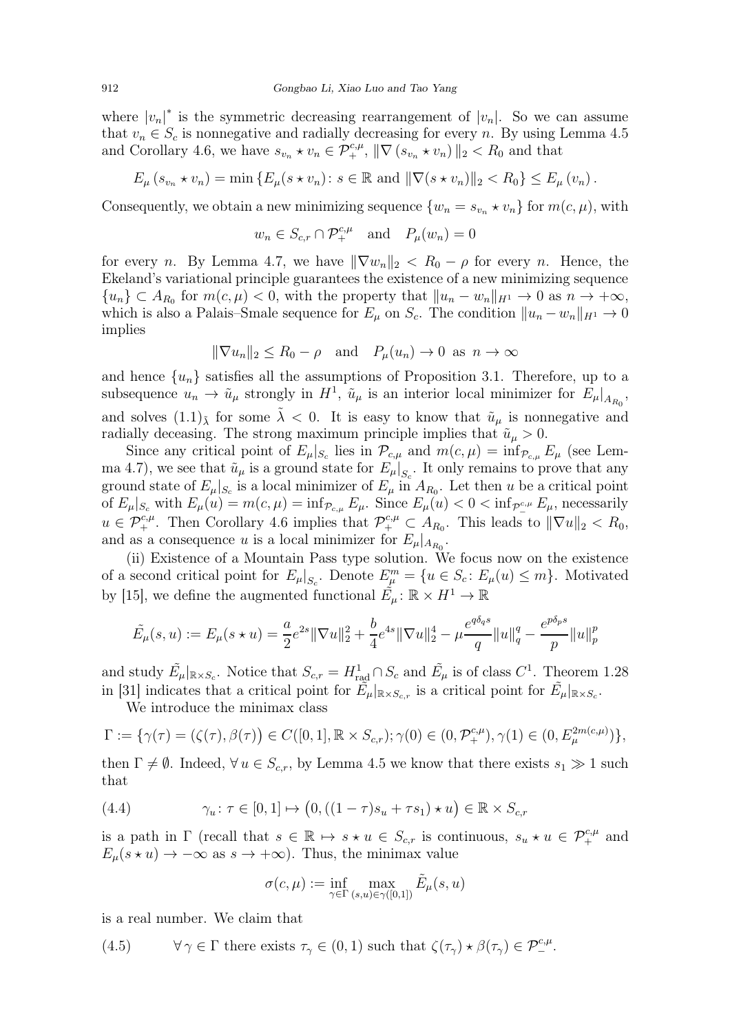where $|v_n|^*$ is the symmetric decreasing rearrangement of $|v_n|$. So we can assume that $v_n \in S_c$ is nonnegative and radially decreasing for every $n$. By using Lemma 4.5 and Corollary 4.6, we have $s_{v_n} \star v_n \in \mathcal{P}_+^{c,\mu}$, $\|\nabla (s_{v_n} \star v_n)\|_2 < R_0$ and that

$$E_\mu(s_{v_n} \star v_n) = \min\{E_\mu(s \star v_n) \colon s \in \mathbb{R} \text{ and } \|\nabla(s \star v_n)\|_2 < R_0\} \le E_\mu(v_n).$$

Consequently, we obtain a new minimizing sequence $\{w_n = s_{v_n} \star v_n\}$ for $m(c,\mu)$, with

$$w_n \in S_{c,r} \cap \mathcal{P}_+^{c,\mu} \quad \text{and} \quad P_\mu(w_n) = 0$$

for every $n$. By Lemma 4.7, we have $\|\nabla w_n\|_2 < R_0 - \rho$ for every $n$. Hence, the Ekeland's variational principle guarantees the existence of a new minimizing sequence $\{u_n\} \subset A_{R_0}$ for $m(c,\mu) < 0$, with the property that $\|u_n - w_n\|_{H^1} \to 0$ as $n \to +\infty$, which is also a Palais–Smale sequence for $E_\mu$ on $S_c$. The condition $\|u_n - w_n\|_{H^1} \to 0$ implies

$$\|\nabla u_n\|_2 \le R_0 - \rho \quad \text{and} \quad P_\mu(u_n) \to 0 \text{ as } n \to \infty$$

and hence $\{u_n\}$ satisfies all the assumptions of Proposition 3.1. Therefore, up to a subsequence $u_n \to \tilde{u}_\mu$ strongly in $H^1$, $\tilde{u}_\mu$ is an interior local minimizer for $E_\mu|_{A_{R_0}}$, and solves $(1.1)_{\tilde{\lambda}}$ for some $\tilde{\lambda} < 0$. It is easy to know that $\tilde{u}_\mu$ is nonnegative and radially deceasing. The strong maximum principle implies that $\tilde{u}_\mu > 0$.

Since any critical point of $E_\mu|_{S_c}$ lies in $\mathcal{P}_{c,\mu}$ and $m(c,\mu) = \inf_{\mathcal{P}_{c,\mu}} E_\mu$ (see Lemma 4.7), we see that $\tilde{u}_\mu$ is a ground state for $E_\mu|_{S_c}$. It only remains to prove that any ground state of $E_\mu|_{S_c}$ is a local minimizer of $E_\mu$ in $A_{R_0}$. Let then $u$ be a critical point of $E_\mu|_{S_c}$ with $E_\mu(u) = m(c,\mu) = \inf_{\mathcal{P}_{c,\mu}} E_\mu$. Since $E_\mu(u) < 0 < \inf_{\mathcal{P}_-^{c,\mu}} E_\mu$, necessarily $u \in \mathcal{P}_+^{c,\mu}$. Then Corollary 4.6 implies that $\mathcal{P}_+^{c,\mu} \subset A_{R_0}$. This leads to $\|\nabla u\|_2 < R_0$, and as a consequence $u$ is a local minimizer for $E_\mu|_{A_{R_0}}$.

(ii) Existence of a Mountain Pass type solution. We focus now on the existence of a second critical point for $E_\mu|_{S_c}$. Denote $E_\mu^m = \{u \in S_c \colon E_\mu(u) \le m\}$. Motivated by [15], we define the augmented functional $\tilde{E}_\mu \colon \mathbb{R} \times H^1 \to \mathbb{R}$

$$\tilde{E}_\mu(s,u) := E_\mu(s \star u) = \frac{a}{2} e^{2s}\|\nabla u\|_2^2 + \frac{b}{4} e^{4s}\|\nabla u\|_2^4 - \mu \frac{e^{q\delta_q s}}{q}\|u\|_q^q - \frac{e^{p\delta_p s}}{p}\|u\|_p^p$$

and study $\tilde{E}_\mu|_{\mathbb{R} \times S_c}$. Notice that $S_{c,r} = H^1_{\mathrm{rad}} \cap S_c$ and $\tilde{E}_\mu$ is of class $C^1$. Theorem 1.28 in [31] indicates that a critical point for $\tilde{E}_\mu|_{\mathbb{R} \times S_{c,r}}$ is a critical point for $\tilde{E}_\mu|_{\mathbb{R} \times S_c}$.

We introduce the minimax class

$$\Gamma := \{\gamma(\tau) = (\zeta(\tau), \beta(\tau)) \in C([0,1], \mathbb{R} \times S_{c,r}); \gamma(0) \in (0, \mathcal{P}_+^{c,\mu}), \gamma(1) \in (0, E_\mu^{2m(c,\mu)})\},$$

then $\Gamma \ne \emptyset$. Indeed, $\forall\, u \in S_{c,r}$, by Lemma 4.5 we know that there exists $s_1 \gg 1$ such that

$$\gamma_u \colon \tau \in [0,1] \mapsto \big(0, ((1-\tau)s_u + \tau s_1) \star u\big) \in \mathbb{R} \times S_{c,r} \tag{4.4}$$

is a path in $\Gamma$ (recall that $s \in \mathbb{R} \mapsto s \star u \in S_{c,r}$ is continuous, $s_u \star u \in \mathcal{P}_+^{c,\mu}$ and $E_\mu(s \star u) \to -\infty$ as $s \to +\infty$). Thus, the minimax value

$$\sigma(c,\mu) := \inf_{\gamma \in \Gamma} \max_{(s,u) \in \gamma([0,1])} \tilde{E}_\mu(s,u)$$

is a real number. We claim that

$$\forall\, \gamma \in \Gamma \text{ there exists } \tau_\gamma \in (0,1) \text{ such that } \zeta(\tau_\gamma) \star \beta(\tau_\gamma) \in \mathcal{P}_-^{c,\mu}. \tag{4.5}$$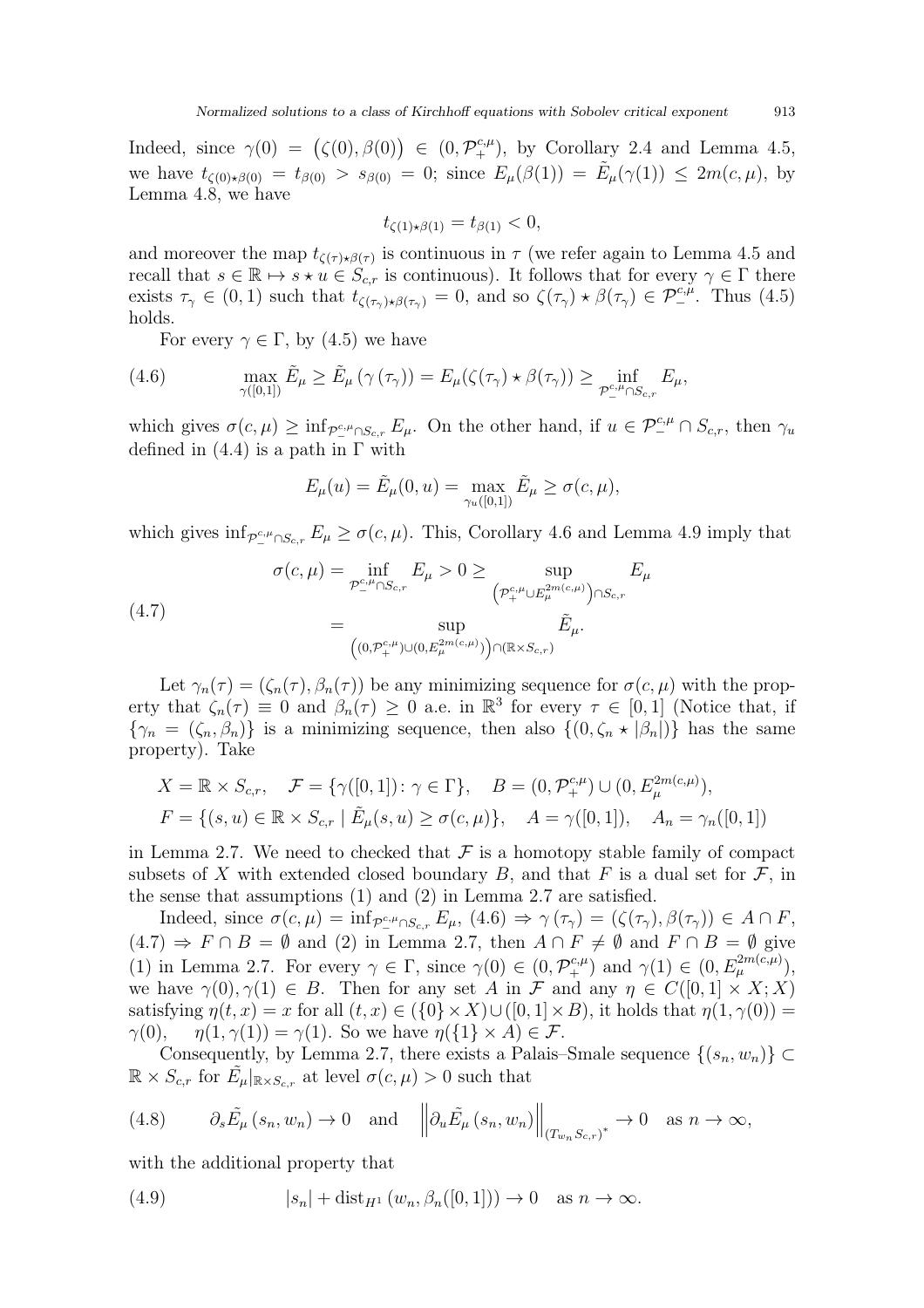Indeed, since $\gamma(0) = \big(\zeta(0), \beta(0)\big) \in (0, \mathcal{P}_+^{c,\mu})$, by Corollary 2.4 and Lemma 4.5, we have $t_{\zeta(0)\star\beta(0)} = t_{\beta(0)} > s_{\beta(0)} = 0$; since $E_\mu(\beta(1)) = \tilde{E}_\mu(\gamma(1)) \leq 2m(c,\mu)$, by Lemma 4.8, we have

$$t_{\zeta(1)\star\beta(1)} = t_{\beta(1)} < 0,$$

and moreover the map $t_{\zeta(\tau)\star\beta(\tau)}$ is continuous in $\tau$ (we refer again to Lemma 4.5 and recall that $s \in \mathbb{R} \mapsto s \star u \in S_{c,r}$ is continuous). It follows that for every $\gamma \in \Gamma$ there exists $\tau_\gamma \in (0,1)$ such that $t_{\zeta(\tau_\gamma)\star\beta(\tau_\gamma)} = 0$, and so $\zeta(\tau_\gamma) \star \beta(\tau_\gamma) \in \mathcal{P}_-^{c,\mu}$. Thus (4.5) holds.

For every $\gamma \in \Gamma$, by (4.5) we have

$$\max_{\gamma([0,1])} \tilde{E}_\mu \geq \tilde{E}_\mu\left(\gamma\left(\tau_\gamma\right)\right) = E_\mu(\zeta(\tau_\gamma) \star \beta(\tau_\gamma)) \geq \inf_{\mathcal{P}_-^{c,\mu}\cap S_{c,r}} E_\mu, \tag{4.6}$$

which gives $\sigma(c,\mu) \geq \inf_{\mathcal{P}_-^{c,\mu}\cap S_{c,r}} E_\mu$. On the other hand, if $u \in \mathcal{P}_-^{c,\mu} \cap S_{c,r}$, then $\gamma_u$ defined in (4.4) is a path in $\Gamma$ with

$$E_\mu(u) = \tilde{E}_\mu(0,u) = \max_{\gamma_u([0,1])} \tilde{E}_\mu \geq \sigma(c,\mu),$$

which gives $\inf_{\mathcal{P}_-^{c,\mu}\cap S_{c,r}} E_\mu \geq \sigma(c,\mu)$. This, Corollary 4.6 and Lemma 4.9 imply that

$$\begin{aligned} \sigma(c,\mu) &= \inf_{\mathcal{P}_-^{c,\mu}\cap S_{c,r}} E_\mu > 0 \geq \sup_{\left(\mathcal{P}_+^{c,\mu}\cup E_\mu^{2m(c,\mu)}\right)\cap S_{c,r}} E_\mu \\ &= \sup_{\left((0,\mathcal{P}_+^{c,\mu})\cup(0,E_\mu^{2m(c,\mu)})\right)\cap(\mathbb{R}\times S_{c,r})} \tilde{E}_\mu. \end{aligned} \tag{4.7}$$

Let $\gamma_n(\tau) = (\zeta_n(\tau), \beta_n(\tau))$ be any minimizing sequence for $\sigma(c,\mu)$ with the property that $\zeta_n(\tau) \equiv 0$ and $\beta_n(\tau) \geq 0$ a.e. in $\mathbb{R}^3$ for every $\tau \in [0,1]$ (Notice that, if $\{\gamma_n = (\zeta_n, \beta_n)\}$ is a minimizing sequence, then also $\{(0, \zeta_n \star |\beta_n|)\}$ has the same property). Take

$$\begin{aligned} &X = \mathbb{R} \times S_{c,r}, \quad \mathcal{F} = \{\gamma([0,1]) \colon \gamma \in \Gamma\}, \quad B = (0, \mathcal{P}_+^{c,\mu}) \cup (0, E_\mu^{2m(c,\mu)}), \\ &F = \{(s,u) \in \mathbb{R} \times S_{c,r} \mid \tilde{E}_\mu(s,u) \geq \sigma(c,\mu)\}, \quad A = \gamma([0,1]), \quad A_n = \gamma_n([0,1]) \end{aligned}$$

in Lemma 2.7. We need to checked that $\mathcal{F}$ is a homotopy stable family of compact subsets of $X$ with extended closed boundary $B$, and that $F$ is a dual set for $\mathcal{F}$, in the sense that assumptions (1) and (2) in Lemma 2.7 are satisfied.

Indeed, since $\sigma(c,\mu) = \inf_{\mathcal{P}_-^{c,\mu}\cap S_{c,r}} E_\mu$, (4.6) $\Rightarrow \gamma(\tau_\gamma) = (\zeta(\tau_\gamma), \beta(\tau_\gamma)) \in A \cap F$, (4.7) $\Rightarrow F \cap B = \emptyset$ and (2) in Lemma 2.7, then $A \cap F \neq \emptyset$ and $F \cap B = \emptyset$ give (1) in Lemma 2.7. For every $\gamma \in \Gamma$, since $\gamma(0) \in (0, \mathcal{P}_+^{c,\mu})$ and $\gamma(1) \in (0, E_\mu^{2m(c,\mu)})$, we have $\gamma(0), \gamma(1) \in B$. Then for any set $A$ in $\mathcal{F}$ and any $\eta \in C([0,1] \times X; X)$ satisfying $\eta(t,x) = x$ for all $(t,x) \in (\{0\} \times X) \cup ([0,1] \times B)$, it holds that $\eta(1,\gamma(0)) = \gamma(0)$, $\quad \eta(1,\gamma(1)) = \gamma(1)$. So we have $\eta(\{1\} \times A) \in \mathcal{F}$.

Consequently, by Lemma 2.7, there exists a Palais–Smale sequence $\{(s_n, w_n)\} \subset \mathbb{R} \times S_{c,r}$ for $\tilde{E}_\mu|_{\mathbb{R}\times S_{c,r}}$ at level $\sigma(c,\mu) > 0$ such that

$$\partial_s \tilde{E}_\mu\left(s_n, w_n\right) \to 0 \quad \text{and} \quad \left\|\partial_u \tilde{E}_\mu\left(s_n, w_n\right)\right\|_{\left(T_{w_n} S_{c,r}\right)^*} \to 0 \quad \text{as } n \to \infty, \tag{4.8}$$

with the additional property that

$$|s_n| + \operatorname{dist}_{H^1}\left(w_n, \beta_n([0,1])\right) \to 0 \quad \text{as } n \to \infty. \tag{4.9}$$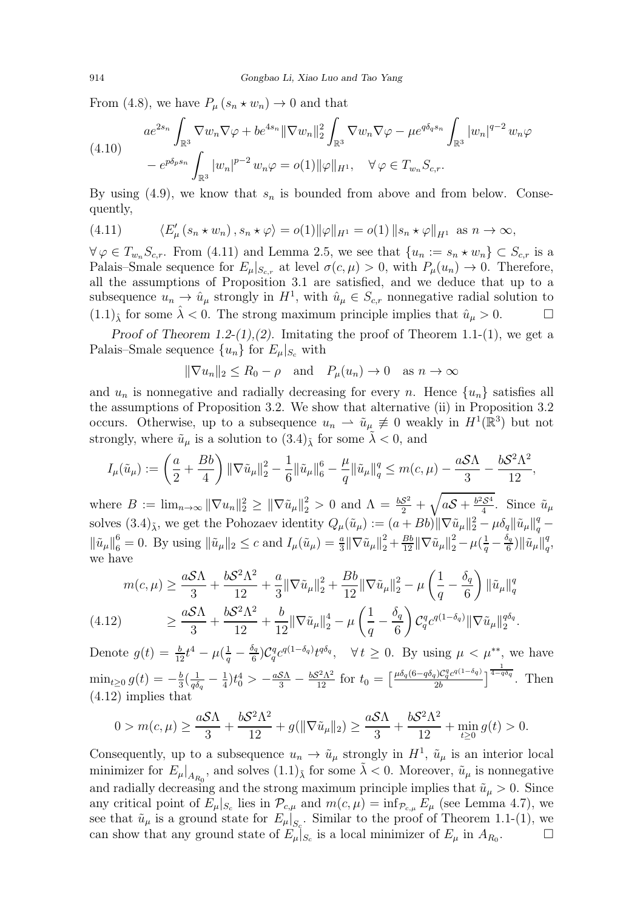From (4.8), we have $P_\mu(s_n \star w_n) \to 0$ and that

$$
\begin{aligned}
&a e^{2s_n} \int_{\mathbb{R}^3} \nabla w_n \nabla \varphi + b e^{4s_n} \|\nabla w_n\|_2^2 \int_{\mathbb{R}^3} \nabla w_n \nabla \varphi - \mu e^{q\delta_q s_n} \int_{\mathbb{R}^3} |w_n|^{q-2} w_n \varphi \\
&\quad - e^{p\delta_p s_n} \int_{\mathbb{R}^3} |w_n|^{p-2} w_n \varphi = o(1)\|\varphi\|_{H^1}, \quad \forall\, \varphi \in T_{w_n} S_{c,r}.
\end{aligned} \tag{4.10}
$$

By using (4.9), we know that $s_n$ is bounded from above and from below. Consequently,

$$
\langle E'_\mu(s_n \star w_n), s_n \star \varphi \rangle = o(1)\|\varphi\|_{H^1} = o(1)\|s_n \star \varphi\|_{H^1} \text{ as } n \to \infty, \tag{4.11}
$$

$\forall\, \varphi \in T_{w_n} S_{c,r}$. From (4.11) and Lemma 2.5, we see that $\{u_n := s_n \star w_n\} \subset S_{c,r}$ is a Palais–Smale sequence for $E_\mu|_{S_{c,r}}$ at level $\sigma(c,\mu) > 0$, with $P_\mu(u_n) \to 0$. Therefore, all the assumptions of Proposition 3.1 are satisfied, and we deduce that up to a subsequence $u_n \to \hat{u}_\mu$ strongly in $H^1$, with $\hat{u}_\mu \in S_{c,r}$ nonnegative radial solution to $(1.1)_{\hat{\lambda}}$ for some $\hat{\lambda} < 0$. The strong maximum principle implies that $\hat{u}_\mu > 0$. □

*Proof of Theorem 1.2-(1),(2).* Imitating the proof of Theorem 1.1-(1), we get a Palais–Smale sequence $\{u_n\}$ for $E_\mu|_{S_c}$ with

$$
\|\nabla u_n\|_2 \le R_0 - \rho \quad \text{and} \quad P_\mu(u_n) \to 0 \quad \text{as } n \to \infty
$$

and $u_n$ is nonnegative and radially decreasing for every $n$. Hence $\{u_n\}$ satisfies all the assumptions of Proposition 3.2. We show that alternative (ii) in Proposition 3.2 occurs. Otherwise, up to a subsequence $u_n \rightharpoonup \tilde{u}_\mu \not\equiv 0$ weakly in $H^1(\mathbb{R}^3)$ but not strongly, where $\tilde{u}_\mu$ is a solution to $(3.4)_{\tilde{\lambda}}$ for some $\tilde{\lambda} < 0$, and

$$
I_\mu(\tilde{u}_\mu) := \left(\frac{a}{2} + \frac{Bb}{4}\right)\|\nabla \tilde{u}_\mu\|_2^2 - \frac{1}{6}\|\tilde{u}_\mu\|_6^6 - \frac{\mu}{q}\|\tilde{u}_\mu\|_q^q \le m(c,\mu) - \frac{a\mathcal{S}\Lambda}{3} - \frac{b\mathcal{S}^2\Lambda^2}{12},
$$

where $B := \lim_{n\to\infty}\|\nabla u_n\|_2^2 \ge \|\nabla \tilde{u}_\mu\|_2^2 > 0$ and $\Lambda = \frac{b\mathcal{S}^2}{2} + \sqrt{a\mathcal{S} + \frac{b^2\mathcal{S}^4}{4}}$. Since $\tilde{u}_\mu$ solves $(3.4)_{\tilde{\lambda}}$, we get the Pohozaev identity $Q_\mu(\tilde{u}_\mu) := (a + Bb)\|\nabla \tilde{u}_\mu\|_2^2 - \mu\delta_q\|\tilde{u}_\mu\|_q^q - \|\tilde{u}_\mu\|_6^6 = 0$. By using $\|\tilde{u}_\mu\|_2 \le c$ and $I_\mu(\tilde{u}_\mu) = \frac{a}{3}\|\nabla \tilde{u}_\mu\|_2^2 + \frac{Bb}{12}\|\nabla \tilde{u}_\mu\|_2^2 - \mu(\frac{1}{q} - \frac{\delta_q}{6})\|\tilde{u}_\mu\|_q^q$, we have

$$
\begin{aligned}
m(c,\mu) &\ge \frac{a\mathcal{S}\Lambda}{3} + \frac{b\mathcal{S}^2\Lambda^2}{12} + \frac{a}{3}\|\nabla \tilde{u}_\mu\|_2^2 + \frac{Bb}{12}\|\nabla \tilde{u}_\mu\|_2^2 - \mu\left(\frac{1}{q} - \frac{\delta_q}{6}\right)\|\tilde{u}_\mu\|_q^q \\
&\ge \frac{a\mathcal{S}\Lambda}{3} + \frac{b\mathcal{S}^2\Lambda^2}{12} + \frac{b}{12}\|\nabla \tilde{u}_\mu\|_2^4 - \mu\left(\frac{1}{q} - \frac{\delta_q}{6}\right)\mathcal{C}_q^q c^{q(1-\delta_q)}\|\nabla \tilde{u}_\mu\|_2^{q\delta_q}.
\end{aligned} \tag{4.12}
$$

Denote $g(t) = \frac{b}{12}t^4 - \mu(\frac{1}{q} - \frac{\delta_q}{6})\mathcal{C}_q^q c^{q(1-\delta_q)} t^{q\delta_q}$, $\quad \forall\, t \ge 0$. By using $\mu < \mu^{**}$, we have $\min_{t\ge 0} g(t) = -\frac{b}{3}(\frac{1}{q\delta_q} - \frac{1}{4})t_0^4 > -\frac{a\mathcal{S}\Lambda}{3} - \frac{b\mathcal{S}^2\Lambda^2}{12}$ for $t_0 = \left[\frac{\mu\delta_q(6 - q\delta_q)\mathcal{C}_q^q c^{q(1-\delta_q)}}{2b}\right]^{\frac{1}{4 - q\delta_q}}$. Then (4.12) implies that

$$
0 > m(c,\mu) \ge \frac{a\mathcal{S}\Lambda}{3} + \frac{b\mathcal{S}^2\Lambda^2}{12} + g(\|\nabla \tilde{u}_\mu\|_2) \ge \frac{a\mathcal{S}\Lambda}{3} + \frac{b\mathcal{S}^2\Lambda^2}{12} + \min_{t\ge 0} g(t) > 0.
$$

Consequently, up to a subsequence $u_n \to \tilde{u}_\mu$ strongly in $H^1$, $\tilde{u}_\mu$ is an interior local minimizer for $E_\mu|_{A_{R_0}}$, and solves $(1.1)_{\tilde{\lambda}}$ for some $\tilde{\lambda} < 0$. Moreover, $\tilde{u}_\mu$ is nonnegative and radially decreasing and the strong maximum principle implies that $\tilde{u}_\mu > 0$. Since any critical point of $E_\mu|_{S_c}$ lies in $\mathcal{P}_{c,\mu}$ and $m(c,\mu) = \inf_{\mathcal{P}_{c,\mu}} E_\mu$ (see Lemma 4.7), we see that $\tilde{u}_\mu$ is a ground state for $E_\mu|_{S_c}$. Similar to the proof of Theorem 1.1-(1), we can show that any ground state of $E_\mu|_{S_c}$ is a local minimizer of $E_\mu$ in $A_{R_0}$. □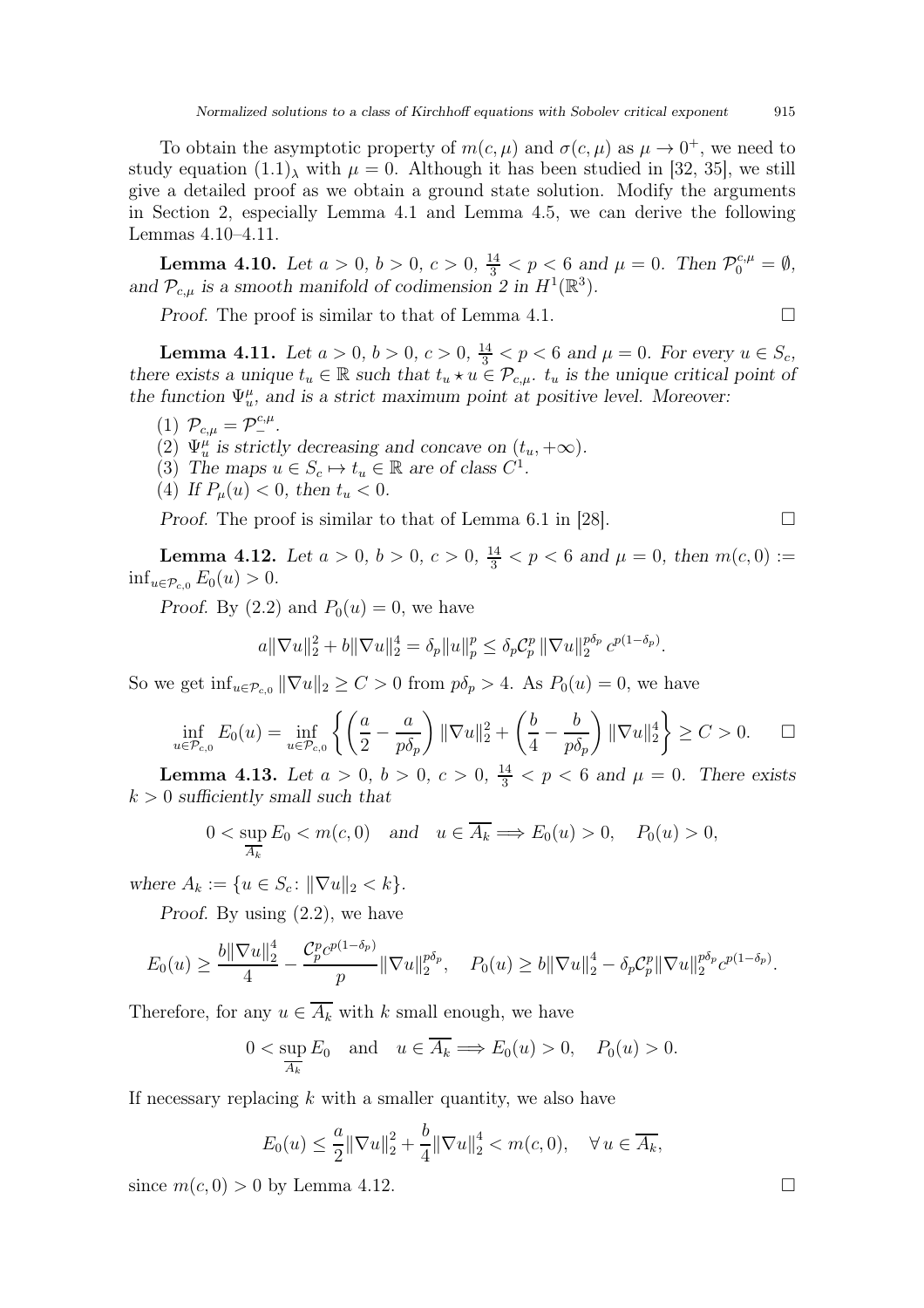To obtain the asymptotic property of $m(c,\mu)$ and $\sigma(c,\mu)$ as $\mu \to 0^+$, we need to study equation $(1.1)_\lambda$ with $\mu = 0$. Although it has been studied in [32, 35], we still give a detailed proof as we obtain a ground state solution. Modify the arguments in Section 2, especially Lemma 4.1 and Lemma 4.5, we can derive the following Lemmas 4.10–4.11.

**Lemma 4.10.** *Let $a > 0$, $b > 0$, $c > 0$, $\frac{14}{3} < p < 6$ and $\mu = 0$. Then $\mathcal{P}_0^{c,\mu} = \emptyset$, and $\mathcal{P}_{c,\mu}$ is a smooth manifold of codimension 2 in $H^1(\mathbb{R}^3)$.*

*Proof.* The proof is similar to that of Lemma 4.1. $\square$

**Lemma 4.11.** *Let $a > 0$, $b > 0$, $c > 0$, $\frac{14}{3} < p < 6$ and $\mu = 0$. For every $u \in S_c$, there exists a unique $t_u \in \mathbb{R}$ such that $t_u \star u \in \mathcal{P}_{c,\mu}$. $t_u$ is the unique critical point of the function $\Psi_u^\mu$, and is a strict maximum point at positive level. Moreover:*

1. *$\mathcal{P}_{c,\mu} = \mathcal{P}_-^{c,\mu}$.*
2. *$\Psi_u^\mu$ is strictly decreasing and concave on $(t_u, +\infty)$.*
3. *The maps $u \in S_c \mapsto t_u \in \mathbb{R}$ are of class $C^1$.*
4. *If $P_\mu(u) < 0$, then $t_u < 0$.*

*Proof.* The proof is similar to that of Lemma 6.1 in [28]. $\square$

**Lemma 4.12.** *Let $a > 0$, $b > 0$, $c > 0$, $\frac{14}{3} < p < 6$ and $\mu = 0$, then $m(c,0) := \inf_{u \in \mathcal{P}_{c,0}} E_0(u) > 0$.*

*Proof.* By (2.2) and $P_0(u) = 0$, we have

$$a\|\nabla u\|_2^2 + b\|\nabla u\|_2^4 = \delta_p \|u\|_p^p \le \delta_p \mathcal{C}_p^p \|\nabla u\|_2^{p\delta_p} c^{p(1-\delta_p)}.$$

So we get $\inf_{u \in \mathcal{P}_{c,0}} \|\nabla u\|_2 \ge C > 0$ from $p\delta_p > 4$. As $P_0(u) = 0$, we have

$$\inf_{u \in \mathcal{P}_{c,0}} E_0(u) = \inf_{u \in \mathcal{P}_{c,0}} \left\{ \left(\frac{a}{2} - \frac{a}{p\delta_p}\right)\|\nabla u\|_2^2 + \left(\frac{b}{4} - \frac{b}{p\delta_p}\right)\|\nabla u\|_2^4 \right\} \ge C > 0. \quad \square$$

**Lemma 4.13.** *Let $a > 0$, $b > 0$, $c > 0$, $\frac{14}{3} < p < 6$ and $\mu = 0$. There exists $k > 0$ sufficiently small such that*

$$0 < \sup_{\overline{A_k}} E_0 < m(c,0) \quad \text{and} \quad u \in \overline{A_k} \Longrightarrow E_0(u) > 0, \quad P_0(u) > 0,$$

*where $A_k := \{u \in S_c \colon \|\nabla u\|_2 < k\}$.*

*Proof.* By using (2.2), we have

$$E_0(u) \ge \frac{b\|\nabla u\|_2^4}{4} - \frac{\mathcal{C}_p^p c^{p(1-\delta_p)}}{p}\|\nabla u\|_2^{p\delta_p}, \quad P_0(u) \ge b\|\nabla u\|_2^4 - \delta_p \mathcal{C}_p^p \|\nabla u\|_2^{p\delta_p} c^{p(1-\delta_p)}.$$

Therefore, for any $u \in \overline{A_k}$ with $k$ small enough, we have

$$0 < \sup_{\overline{A_k}} E_0 \quad \text{and} \quad u \in \overline{A_k} \Longrightarrow E_0(u) > 0, \quad P_0(u) > 0.$$

If necessary replacing $k$ with a smaller quantity, we also have

$$E_0(u) \le \frac{a}{2}\|\nabla u\|_2^2 + \frac{b}{4}\|\nabla u\|_2^4 < m(c,0), \quad \forall\, u \in \overline{A_k},$$

since $m(c,0) > 0$ by Lemma 4.12. $\square$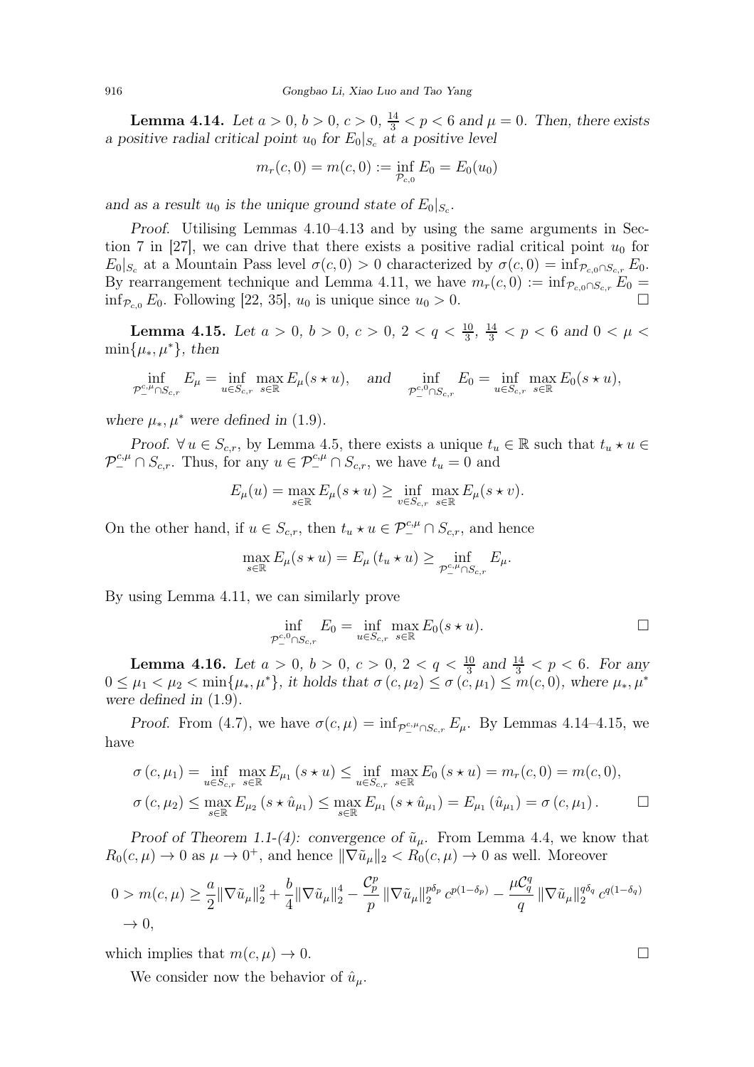**Lemma 4.14.** *Let $a>0$, $b>0$, $c>0$, $\frac{14}{3}<p<6$ and $\mu=0$. Then, there exists a positive radial critical point $u_0$ for $E_0|_{S_c}$ at a positive level*

$$m_r(c,0)=m(c,0):=\inf_{\mathcal{P}_{c,0}} E_0=E_0(u_0)$$

*and as a result $u_0$ is the unique ground state of $E_0|_{S_c}$.*

*Proof.* Utilising Lemmas 4.10–4.13 and by using the same arguments in Section 7 in [27], we can drive that there exists a positive radial critical point $u_0$ for $E_0|_{S_c}$ at a Mountain Pass level $\sigma(c,0)>0$ characterized by $\sigma(c,0)=\inf_{\mathcal{P}_{c,0}\cap S_{c,r}} E_0$. By rearrangement technique and Lemma 4.11, we have $m_r(c,0):=\inf_{\mathcal{P}_{c,0}\cap S_{c,r}} E_0=\inf_{\mathcal{P}_{c,0}} E_0$. Following [22, 35], $u_0$ is unique since $u_0>0$. $\square$

**Lemma 4.15.** *Let $a>0$, $b>0$, $c>0$, $2<q<\frac{10}{3}$, $\frac{14}{3}<p<6$ and $0<\mu<\min\{\mu_*,\mu^*\}$, then*

$$\inf_{\mathcal{P}_-^{c,\mu}\cap S_{c,r}} E_\mu=\inf_{u\in S_{c,r}}\max_{s\in\mathbb{R}} E_\mu(s\star u), \quad and \quad \inf_{\mathcal{P}_-^{c,0}\cap S_{c,r}} E_0=\inf_{u\in S_{c,r}}\max_{s\in\mathbb{R}} E_0(s\star u),$$

*where $\mu_*,\mu^*$ were defined in (1.9).*

*Proof.* $\forall\, u\in S_{c,r}$, by Lemma 4.5, there exists a unique $t_u\in\mathbb{R}$ such that $t_u\star u\in\mathcal{P}_-^{c,\mu}\cap S_{c,r}$. Thus, for any $u\in\mathcal{P}_-^{c,\mu}\cap S_{c,r}$, we have $t_u=0$ and

$$E_\mu(u)=\max_{s\in\mathbb{R}} E_\mu(s\star u)\geq \inf_{v\in S_{c,r}}\max_{s\in\mathbb{R}} E_\mu(s\star v).$$

On the other hand, if $u\in S_{c,r}$, then $t_u\star u\in\mathcal{P}_-^{c,\mu}\cap S_{c,r}$, and hence

$$\max_{s\in\mathbb{R}} E_\mu(s\star u)=E_\mu\left(t_u\star u\right)\geq \inf_{\mathcal{P}_-^{c,\mu}\cap S_{c,r}} E_\mu.$$

By using Lemma 4.11, we can similarly prove

$$\inf_{\mathcal{P}_-^{c,0}\cap S_{c,r}} E_0=\inf_{u\in S_{c,r}}\max_{s\in\mathbb{R}} E_0(s\star u). \qquad \square$$

**Lemma 4.16.** *Let $a>0$, $b>0$, $c>0$, $2<q<\frac{10}{3}$ and $\frac{14}{3}<p<6$. For any $0\leq\mu_1<\mu_2<\min\{\mu_*,\mu^*\}$, it holds that $\sigma\left(c,\mu_2\right)\leq\sigma\left(c,\mu_1\right)\leq m(c,0)$, where $\mu_*,\mu^*$ were defined in (1.9).*

*Proof.* From (4.7), we have $\sigma(c,\mu)=\inf_{\mathcal{P}_-^{c,\mu}\cap S_{c,r}} E_\mu$. By Lemmas 4.14–4.15, we have

$$\begin{aligned}
&\sigma\left(c,\mu_1\right)=\inf_{u\in S_{c,r}}\max_{s\in\mathbb{R}} E_{\mu_1}\left(s\star u\right)\leq \inf_{u\in S_{c,r}}\max_{s\in\mathbb{R}} E_0\left(s\star u\right)=m_r(c,0)=m(c,0),\\
&\sigma\left(c,\mu_2\right)\leq \max_{s\in\mathbb{R}} E_{\mu_2}\left(s\star\hat{u}_{\mu_1}\right)\leq \max_{s\in\mathbb{R}} E_{\mu_1}\left(s\star\hat{u}_{\mu_1}\right)=E_{\mu_1}\left(\hat{u}_{\mu_1}\right)=\sigma\left(c,\mu_1\right). \qquad \square
\end{aligned}$$

*Proof of Theorem 1.1-(4): convergence of $\tilde{u}_\mu$.* From Lemma 4.4, we know that $R_0(c,\mu)\to 0$ as $\mu\to 0^+$, and hence $\|\nabla\tilde{u}_\mu\|_2<R_0(c,\mu)\to 0$ as well. Moreover

$$\begin{aligned}
0>m(c,\mu)&\geq \frac{a}{2}\|\nabla\tilde{u}_\mu\|_2^2+\frac{b}{4}\|\nabla\tilde{u}_\mu\|_2^4-\frac{\mathcal{C}_p^p}{p}\|\nabla\tilde{u}_\mu\|_2^{p\delta_p}c^{p(1-\delta_p)}-\frac{\mu\mathcal{C}_q^q}{q}\|\nabla\tilde{u}_\mu\|_2^{q\delta_q}c^{q(1-\delta_q)}\\
&\to 0,
\end{aligned}$$

which implies that $m(c,\mu)\to 0$. $\square$

We consider now the behavior of $\hat{u}_\mu$.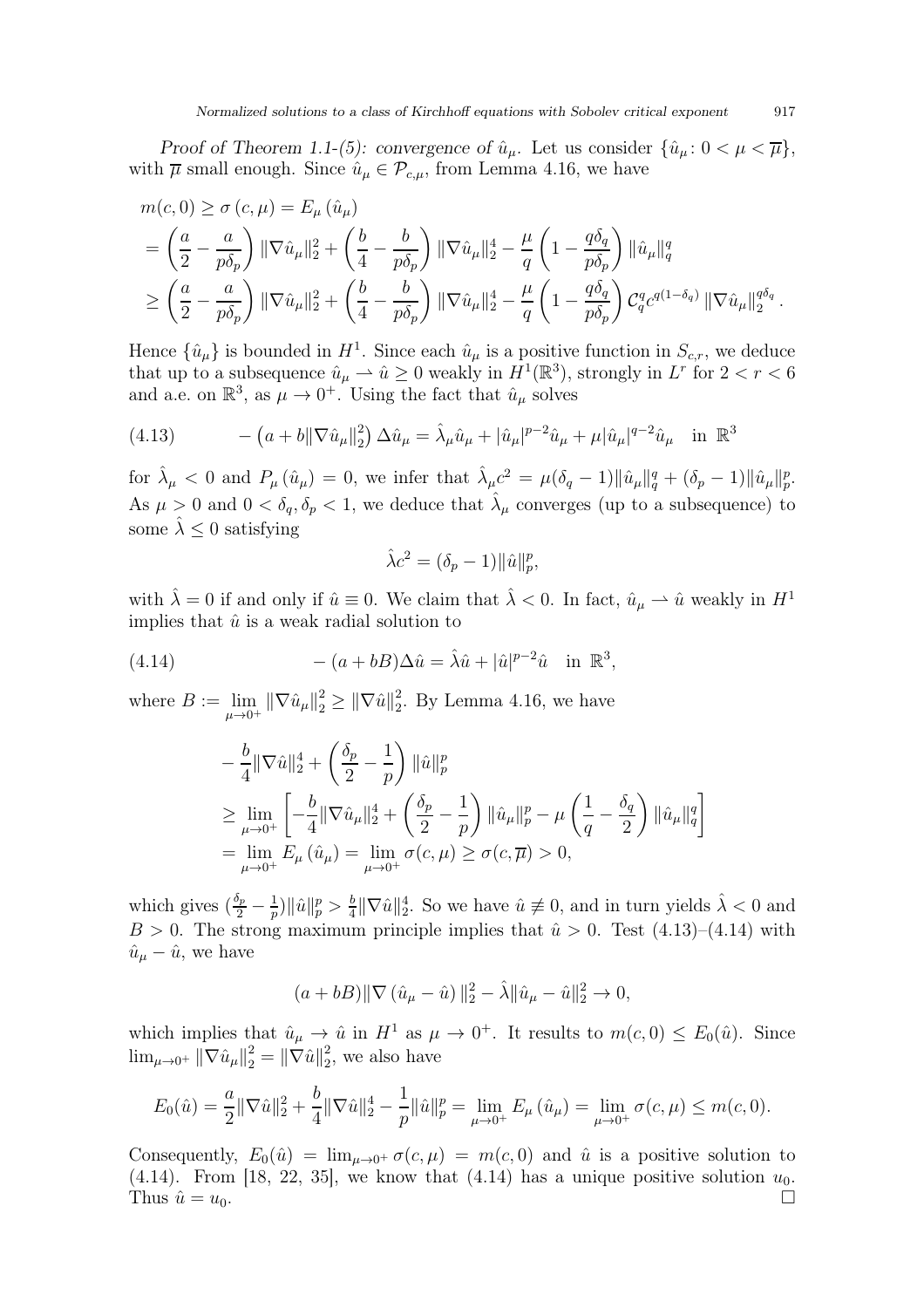*Proof of Theorem 1.1-(5): convergence of $\hat{u}_\mu$.* Let us consider $\{\hat{u}_\mu : 0 < \mu < \overline{\mu}\}$, with $\overline{\mu}$ small enough. Since $\hat{u}_\mu \in \mathcal{P}_{c,\mu}$, from Lemma 4.16, we have

$$
\begin{aligned}
m(c,0) &\geq \sigma(c,\mu) = E_\mu(\hat{u}_\mu) \\
&= \left(\frac{a}{2} - \frac{a}{p\delta_p}\right) \|\nabla \hat{u}_\mu\|_2^2 + \left(\frac{b}{4} - \frac{b}{p\delta_p}\right) \|\nabla \hat{u}_\mu\|_2^4 - \frac{\mu}{q}\left(1 - \frac{q\delta_q}{p\delta_p}\right) \|\hat{u}_\mu\|_q^q \\
&\geq \left(\frac{a}{2} - \frac{a}{p\delta_p}\right) \|\nabla \hat{u}_\mu\|_2^2 + \left(\frac{b}{4} - \frac{b}{p\delta_p}\right) \|\nabla \hat{u}_\mu\|_2^4 - \frac{\mu}{q}\left(1 - \frac{q\delta_q}{p\delta_p}\right) \mathcal{C}_q^q c^{q(1-\delta_q)} \|\nabla \hat{u}_\mu\|_2^{q\delta_q}.
\end{aligned}
$$

Hence $\{\hat{u}_\mu\}$ is bounded in $H^1$. Since each $\hat{u}_\mu$ is a positive function in $S_{c,r}$, we deduce that up to a subsequence $\hat{u}_\mu \rightharpoonup \hat{u} \geq 0$ weakly in $H^1(\mathbb{R}^3)$, strongly in $L^r$ for $2 < r < 6$ and a.e. on $\mathbb{R}^3$, as $\mu \to 0^+$. Using the fact that $\hat{u}_\mu$ solves

$$
-\left(a + b\|\nabla \hat{u}_\mu\|_2^2\right) \Delta \hat{u}_\mu = \hat{\lambda}_\mu \hat{u}_\mu + |\hat{u}_\mu|^{p-2}\hat{u}_\mu + \mu |\hat{u}_\mu|^{q-2}\hat{u}_\mu \quad \text{in } \mathbb{R}^3 \tag{4.13}
$$

for $\hat{\lambda}_\mu < 0$ and $P_\mu(\hat{u}_\mu) = 0$, we infer that $\hat{\lambda}_\mu c^2 = \mu(\delta_q - 1)\|\hat{u}_\mu\|_q^q + (\delta_p - 1)\|\hat{u}_\mu\|_p^p$. As $\mu > 0$ and $0 < \delta_q, \delta_p < 1$, we deduce that $\hat{\lambda}_\mu$ converges (up to a subsequence) to some $\hat{\lambda} \leq 0$ satisfying

$$
\hat{\lambda} c^2 = (\delta_p - 1)\|\hat{u}\|_p^p,
$$

with $\hat{\lambda} = 0$ if and only if $\hat{u} \equiv 0$. We claim that $\hat{\lambda} < 0$. In fact, $\hat{u}_\mu \rightharpoonup \hat{u}$ weakly in $H^1$ implies that $\hat{u}$ is a weak radial solution to

$$
-(a + bB)\Delta \hat{u} = \hat{\lambda}\hat{u} + |\hat{u}|^{p-2}\hat{u} \quad \text{in } \mathbb{R}^3, \tag{4.14}
$$

where $B := \lim\limits_{\mu \to 0^+} \|\nabla \hat{u}_\mu\|_2^2 \geq \|\nabla \hat{u}\|_2^2$. By Lemma 4.16, we have

$$
\begin{aligned}
&-\frac{b}{4}\|\nabla \hat{u}\|_2^4 + \left(\frac{\delta_p}{2} - \frac{1}{p}\right)\|\hat{u}\|_p^p \\
&\geq \lim_{\mu \to 0^+}\left[-\frac{b}{4}\|\nabla \hat{u}_\mu\|_2^4 + \left(\frac{\delta_p}{2} - \frac{1}{p}\right)\|\hat{u}_\mu\|_p^p - \mu\left(\frac{1}{q} - \frac{\delta_q}{2}\right)\|\hat{u}_\mu\|_q^q\right] \\
&= \lim_{\mu \to 0^+} E_\mu(\hat{u}_\mu) = \lim_{\mu \to 0^+} \sigma(c,\mu) \geq \sigma(c,\overline{\mu}) > 0,
\end{aligned}
$$

which gives $(\frac{\delta_p}{2} - \frac{1}{p})\|\hat{u}\|_p^p > \frac{b}{4}\|\nabla \hat{u}\|_2^4$. So we have $\hat{u} \not\equiv 0$, and in turn yields $\hat{\lambda} < 0$ and $B > 0$. The strong maximum principle implies that $\hat{u} > 0$. Test (4.13)–(4.14) with $\hat{u}_\mu - \hat{u}$, we have

$$
(a + bB)\|\nabla(\hat{u}_\mu - \hat{u})\|_2^2 - \hat{\lambda}\|\hat{u}_\mu - \hat{u}\|_2^2 \to 0,
$$

which implies that $\hat{u}_\mu \to \hat{u}$ in $H^1$ as $\mu \to 0^+$. It results to $m(c,0) \leq E_0(\hat{u})$. Since $\lim_{\mu \to 0^+} \|\nabla \hat{u}_\mu\|_2^2 = \|\nabla \hat{u}\|_2^2$, we also have

$$
E_0(\hat{u}) = \frac{a}{2}\|\nabla \hat{u}\|_2^2 + \frac{b}{4}\|\nabla \hat{u}\|_2^4 - \frac{1}{p}\|\hat{u}\|_p^p = \lim_{\mu \to 0^+} E_\mu(\hat{u}_\mu) = \lim_{\mu \to 0^+} \sigma(c,\mu) \leq m(c,0).
$$

Consequently, $E_0(\hat{u}) = \lim_{\mu \to 0^+} \sigma(c,\mu) = m(c,0)$ and $\hat{u}$ is a positive solution to (4.14). From [18, 22, 35], we know that (4.14) has a unique positive solution $u_0$. Thus $\hat{u} = u_0$. $\square$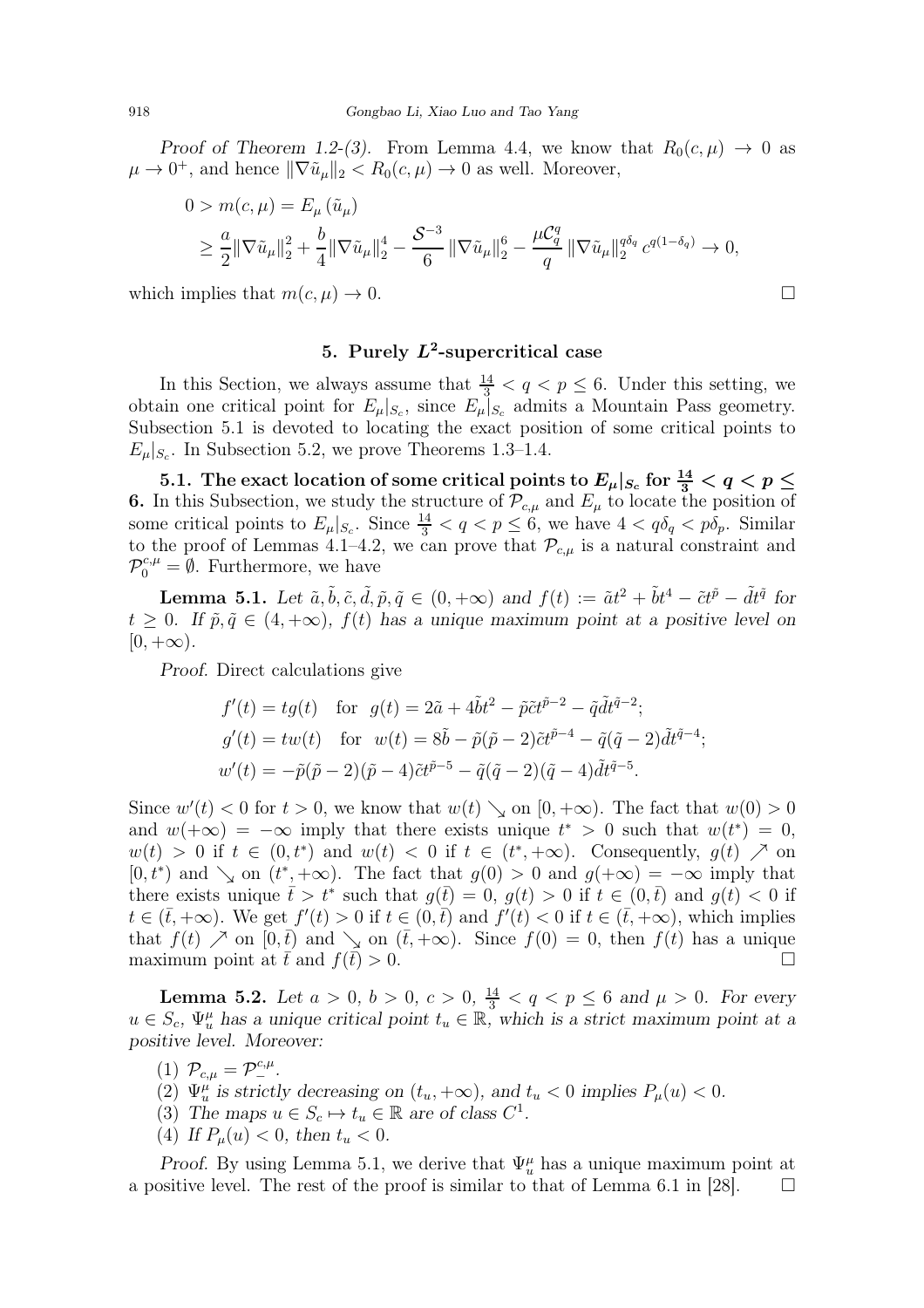*Proof of Theorem 1.2-(3).* From Lemma 4.4, we know that $R_0(c,\mu) \to 0$ as $\mu \to 0^+$, and hence $\|\nabla \tilde{u}_\mu\|_2 < R_0(c,\mu) \to 0$ as well. Moreover,

$$
\begin{aligned}
0 > m(c,\mu) &= E_\mu(\tilde{u}_\mu) \\
&\geq \frac{a}{2}\|\nabla \tilde{u}_\mu\|_2^2 + \frac{b}{4}\|\nabla \tilde{u}_\mu\|_2^4 - \frac{\mathcal{S}^{-3}}{6}\|\nabla \tilde{u}_\mu\|_2^6 - \frac{\mu \mathcal{C}_q^q}{q}\|\nabla \tilde{u}_\mu\|_2^{q\delta_q} c^{q(1-\delta_q)} \to 0,
\end{aligned}
$$

which implies that $m(c,\mu) \to 0$. $\square$

## 5. Purely $L^2$-supercritical case

In this Section, we always assume that $\frac{14}{3} < q < p \leq 6$. Under this setting, we obtain one critical point for $E_\mu|_{S_c}$, since $E_\mu|_{S_c}$ admits a Mountain Pass geometry. Subsection 5.1 is devoted to locating the exact position of some critical points to $E_\mu|_{S_c}$. In Subsection 5.2, we prove Theorems 1.3–1.4.

**5.1. The exact location of some critical points to $E_\mu|_{S_c}$ for $\frac{14}{3} < q < p \leq 6$.** In this Subsection, we study the structure of $\mathcal{P}_{c,\mu}$ and $E_\mu$ to locate the position of some critical points to $E_\mu|_{S_c}$. Since $\frac{14}{3} < q < p \leq 6$, we have $4 < q\delta_q < p\delta_p$. Similar to the proof of Lemmas 4.1–4.2, we can prove that $\mathcal{P}_{c,\mu}$ is a natural constraint and $\mathcal{P}_0^{c,\mu} = \emptyset$. Furthermore, we have

**Lemma 5.1.** *Let $\tilde{a}, \tilde{b}, \tilde{c}, \tilde{d}, \tilde{p}, \tilde{q} \in (0,+\infty)$ and $f(t) := \tilde{a}t^2 + \tilde{b}t^4 - \tilde{c}t^{\tilde{p}} - \tilde{d}t^{\tilde{q}}$ for $t \geq 0$. If $\tilde{p}, \tilde{q} \in (4,+\infty)$, $f(t)$ has a unique maximum point at a positive level on $[0,+\infty)$.*

*Proof.* Direct calculations give

$$
\begin{aligned}
f'(t) &= t g(t) \quad \text{for} \ \ g(t) = 2\tilde{a} + 4\tilde{b}t^2 - \tilde{p}\tilde{c}t^{\tilde{p}-2} - \tilde{q}\tilde{d}t^{\tilde{q}-2}; \\
g'(t) &= t w(t) \quad \text{for} \ \ w(t) = 8\tilde{b} - \tilde{p}(\tilde{p}-2)\tilde{c}t^{\tilde{p}-4} - \tilde{q}(\tilde{q}-2)\tilde{d}t^{\tilde{q}-4}; \\
w'(t) &= -\tilde{p}(\tilde{p}-2)(\tilde{p}-4)\tilde{c}t^{\tilde{p}-5} - \tilde{q}(\tilde{q}-2)(\tilde{q}-4)\tilde{d}t^{\tilde{q}-5}.
\end{aligned}
$$

Since $w'(t) < 0$ for $t > 0$, we know that $w(t) \searrow$ on $[0,+\infty)$. The fact that $w(0) > 0$ and $w(+\infty) = -\infty$ imply that there exists unique $t^* > 0$ such that $w(t^*) = 0$, $w(t) > 0$ if $t \in (0,t^*)$ and $w(t) < 0$ if $t \in (t^*,+\infty)$. Consequently, $g(t) \nearrow$ on $[0,t^*)$ and $\searrow$ on $(t^*,+\infty)$. The fact that $g(0) > 0$ and $g(+\infty) = -\infty$ imply that there exists unique $\bar{t} > t^*$ such that $g(\bar{t}) = 0$, $g(t) > 0$ if $t \in (0,\bar{t})$ and $g(t) < 0$ if $t \in (\bar{t},+\infty)$. We get $f'(t) > 0$ if $t \in (0,\bar{t})$ and $f'(t) < 0$ if $t \in (\bar{t},+\infty)$, which implies that $f(t) \nearrow$ on $[0,\bar{t})$ and $\searrow$ on $(\bar{t},+\infty)$. Since $f(0) = 0$, then $f(t)$ has a unique maximum point at $\bar{t}$ and $f(\bar{t}) > 0$. $\square$

**Lemma 5.2.** *Let $a > 0$, $b > 0$, $c > 0$, $\frac{14}{3} < q < p \leq 6$ and $\mu > 0$. For every $u \in S_c$, $\Psi_u^\mu$ has a unique critical point $t_u \in \mathbb{R}$, which is a strict maximum point at a positive level. Moreover:*

1. *$\mathcal{P}_{c,\mu} = \mathcal{P}_-^{c,\mu}$.*
2. *$\Psi_u^\mu$ is strictly decreasing on $(t_u,+\infty)$, and $t_u < 0$ implies $P_\mu(u) < 0$.*
3. *The maps $u \in S_c \mapsto t_u \in \mathbb{R}$ are of class $C^1$.*
4. *If $P_\mu(u) < 0$, then $t_u < 0$.*

*Proof.* By using Lemma 5.1, we derive that $\Psi_u^\mu$ has a unique maximum point at a positive level. The rest of the proof is similar to that of Lemma 6.1 in [28]. $\square$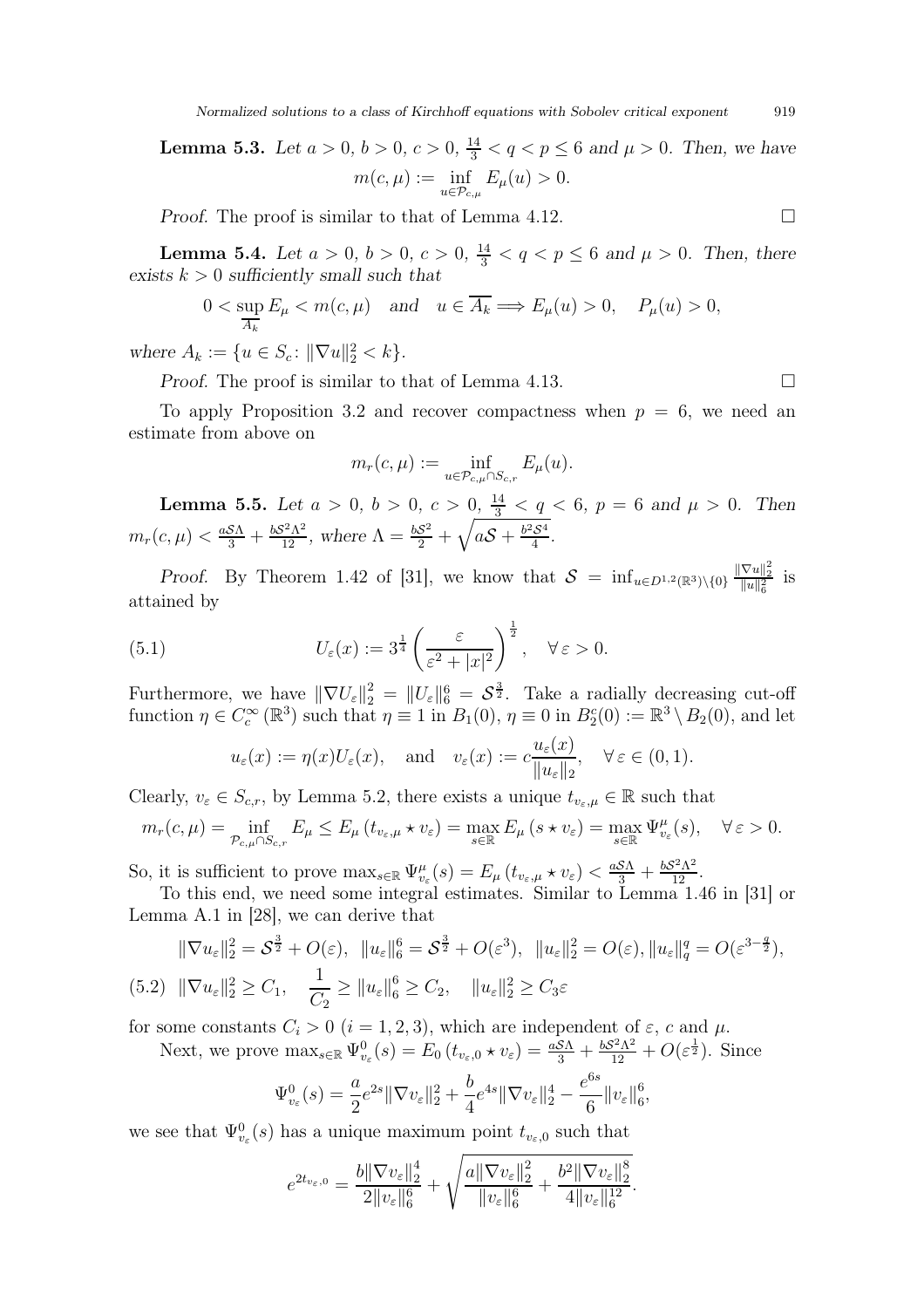**Lemma 5.3.** *Let $a > 0$, $b > 0$, $c > 0$, $\frac{14}{3} < q < p \leq 6$ and $\mu > 0$. Then, we have*

$$m(c, \mu) := \inf_{u \in \mathcal{P}_{c,\mu}} E_\mu(u) > 0.$$

*Proof.* The proof is similar to that of Lemma 4.12. □

**Lemma 5.4.** *Let $a > 0$, $b > 0$, $c > 0$, $\frac{14}{3} < q < p \leq 6$ and $\mu > 0$. Then, there exists $k > 0$ sufficiently small such that*

$$0 < \sup_{\overline{A_k}} E_\mu < m(c, \mu) \quad \text{and} \quad u \in \overline{A_k} \Longrightarrow E_\mu(u) > 0, \quad P_\mu(u) > 0,$$

*where $A_k := \{u \in S_c \colon \|\nabla u\|_2^2 < k\}$.*

*Proof.* The proof is similar to that of Lemma 4.13. □

To apply Proposition 3.2 and recover compactness when $p = 6$, we need an estimate from above on

$$m_r(c, \mu) := \inf_{u \in \mathcal{P}_{c,\mu} \cap S_{c,r}} E_\mu(u).$$

**Lemma 5.5.** *Let $a > 0$, $b > 0$, $c > 0$, $\frac{14}{3} < q < 6$, $p = 6$ and $\mu > 0$. Then $m_r(c, \mu) < \frac{a\mathcal{S}\Lambda}{3} + \frac{b\mathcal{S}^2\Lambda^2}{12}$, where $\Lambda = \frac{b\mathcal{S}^2}{2} + \sqrt{a\mathcal{S} + \frac{b^2\mathcal{S}^4}{4}}$.*

*Proof.* By Theorem 1.42 of [31], we know that $\mathcal{S} = \inf_{u \in D^{1,2}(\mathbb{R}^3)\setminus\{0\}} \frac{\|\nabla u\|_2^2}{\|u\|_6^2}$ is attained by

$$U_\varepsilon(x) := 3^{\frac{1}{4}} \left( \frac{\varepsilon}{\varepsilon^2 + |x|^2} \right)^{\frac{1}{2}}, \quad \forall\, \varepsilon > 0. \tag{5.1}$$

Furthermore, we have $\|\nabla U_\varepsilon\|_2^2 = \|U_\varepsilon\|_6^6 = \mathcal{S}^{\frac{3}{2}}$. Take a radially decreasing cut-off function $\eta \in C_c^\infty(\mathbb{R}^3)$ such that $\eta \equiv 1$ in $B_1(0)$, $\eta \equiv 0$ in $B_2^c(0) := \mathbb{R}^3 \setminus B_2(0)$, and let

$$u_\varepsilon(x) := \eta(x) U_\varepsilon(x), \quad \text{and} \quad v_\varepsilon(x) := c\frac{u_\varepsilon(x)}{\|u_\varepsilon\|_2}, \quad \forall\, \varepsilon \in (0,1).$$

Clearly, $v_\varepsilon \in S_{c,r}$, by Lemma 5.2, there exists a unique $t_{v_\varepsilon,\mu} \in \mathbb{R}$ such that

$$m_r(c, \mu) = \inf_{\mathcal{P}_{c,\mu} \cap S_{c,r}} E_\mu \leq E_\mu\left(t_{v_\varepsilon,\mu} \star v_\varepsilon\right) = \max_{s \in \mathbb{R}} E_\mu\left(s \star v_\varepsilon\right) = \max_{s \in \mathbb{R}} \Psi_{v_\varepsilon}^\mu(s), \quad \forall\, \varepsilon > 0.$$

So, it is sufficient to prove $\max_{s \in \mathbb{R}} \Psi_{v_\varepsilon}^\mu(s) = E_\mu\left(t_{v_\varepsilon,\mu} \star v_\varepsilon\right) < \frac{a\mathcal{S}\Lambda}{3} + \frac{b\mathcal{S}^2\Lambda^2}{12}$.

To this end, we need some integral estimates. Similar to Lemma 1.46 in [31] or Lemma A.1 in [28], we can derive that

$$\|\nabla u_\varepsilon\|_2^2 = \mathcal{S}^{\frac{3}{2}} + O(\varepsilon), \;\; \|u_\varepsilon\|_6^6 = \mathcal{S}^{\frac{3}{2}} + O(\varepsilon^3), \;\; \|u_\varepsilon\|_2^2 = O(\varepsilon), \|u_\varepsilon\|_q^q = O(\varepsilon^{3-\frac{q}{2}}),$$

$$\|\nabla u_\varepsilon\|_2^2 \geq C_1, \quad \frac{1}{C_2} \geq \|u_\varepsilon\|_6^6 \geq C_2, \quad \|u_\varepsilon\|_2^2 \geq C_3\varepsilon \tag{5.2}$$

for some constants $C_i > 0$ $(i = 1, 2, 3)$, which are independent of $\varepsilon$, $c$ and $\mu$.

Next, we prove $\max_{s \in \mathbb{R}} \Psi_{v_\varepsilon}^0(s) = E_0\left(t_{v_\varepsilon,0} \star v_\varepsilon\right) = \frac{a\mathcal{S}\Lambda}{3} + \frac{b\mathcal{S}^2\Lambda^2}{12} + O(\varepsilon^{\frac{1}{2}})$. Since

$$\Psi_{v_\varepsilon}^0(s) = \frac{a}{2}e^{2s}\|\nabla v_\varepsilon\|_2^2 + \frac{b}{4}e^{4s}\|\nabla v_\varepsilon\|_2^4 - \frac{e^{6s}}{6}\|v_\varepsilon\|_6^6,$$

we see that $\Psi_{v_\varepsilon}^0(s)$ has a unique maximum point $t_{v_\varepsilon,0}$ such that

$$e^{2t_{v_\varepsilon,0}} = \frac{b\|\nabla v_\varepsilon\|_2^4}{2\|v_\varepsilon\|_6^6} + \sqrt{\frac{a\|\nabla v_\varepsilon\|_2^2}{\|v_\varepsilon\|_6^6} + \frac{b^2\|\nabla v_\varepsilon\|_2^8}{4\|v_\varepsilon\|_6^{12}}}.$$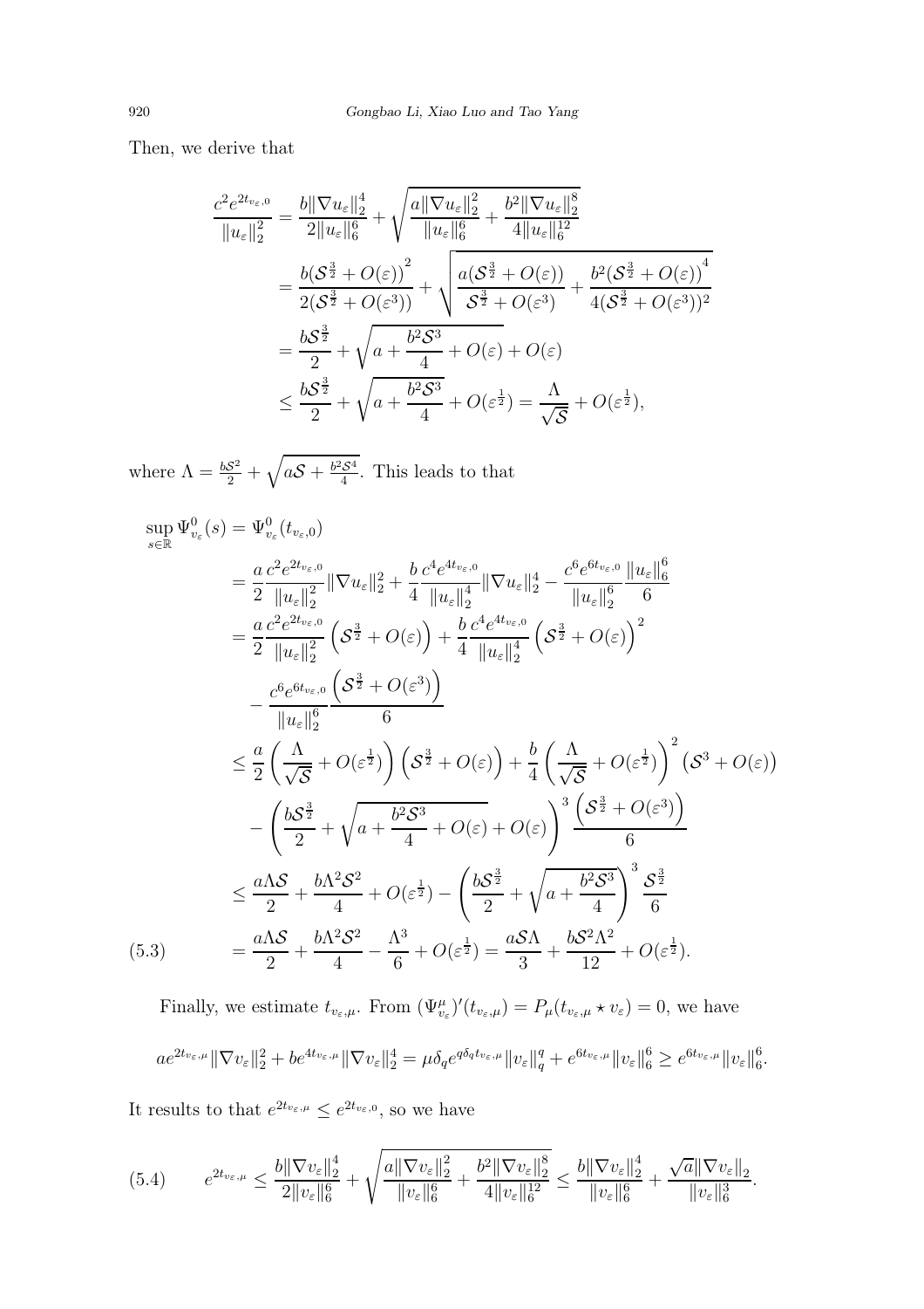Then, we derive that

$$
\begin{aligned}
\frac{c^2 e^{2t_{v_\varepsilon,0}}}{\|u_\varepsilon\|_2^2} &= \frac{b\|\nabla u_\varepsilon\|_2^4}{2\|u_\varepsilon\|_6^6} + \sqrt{\frac{a\|\nabla u_\varepsilon\|_2^2}{\|u_\varepsilon\|_6^6} + \frac{b^2\|\nabla u_\varepsilon\|_2^8}{4\|u_\varepsilon\|_6^{12}}} \\
&= \frac{b(\mathcal{S}^{\frac{3}{2}} + O(\varepsilon))^2}{2(\mathcal{S}^{\frac{3}{2}} + O(\varepsilon^3))} + \sqrt{\frac{a(\mathcal{S}^{\frac{3}{2}} + O(\varepsilon))}{\mathcal{S}^{\frac{3}{2}} + O(\varepsilon^3)} + \frac{b^2(\mathcal{S}^{\frac{3}{2}} + O(\varepsilon))^4}{4(\mathcal{S}^{\frac{3}{2}} + O(\varepsilon^3))^2}} \\
&= \frac{b\mathcal{S}^{\frac{3}{2}}}{2} + \sqrt{a + \frac{b^2\mathcal{S}^3}{4} + O(\varepsilon)} + O(\varepsilon) \\
&\leq \frac{b\mathcal{S}^{\frac{3}{2}}}{2} + \sqrt{a + \frac{b^2\mathcal{S}^3}{4}} + O(\varepsilon^{\frac{1}{2}}) = \frac{\Lambda}{\sqrt{\mathcal{S}}} + O(\varepsilon^{\frac{1}{2}}),
\end{aligned}
$$

where $\Lambda = \frac{b\mathcal{S}^2}{2} + \sqrt{a\mathcal{S} + \frac{b^2\mathcal{S}^4}{4}}$. This leads to that

$$
\begin{aligned}
\sup_{s\in\mathbb{R}} \Psi_{v_\varepsilon}^0(s) &= \Psi_{v_\varepsilon}^0(t_{v_\varepsilon,0}) \\
&= \frac{a}{2}\frac{c^2e^{2t_{v_\varepsilon,0}}}{\|u_\varepsilon\|_2^2}\|\nabla u_\varepsilon\|_2^2 + \frac{b}{4}\frac{c^4e^{4t_{v_\varepsilon,0}}}{\|u_\varepsilon\|_2^4}\|\nabla u_\varepsilon\|_2^4 - \frac{c^6e^{6t_{v_\varepsilon,0}}}{\|u_\varepsilon\|_2^6}\frac{\|u_\varepsilon\|_6^6}{6} \\
&= \frac{a}{2}\frac{c^2e^{2t_{v_\varepsilon,0}}}{\|u_\varepsilon\|_2^2}\left(\mathcal{S}^{\frac{3}{2}} + O(\varepsilon)\right) + \frac{b}{4}\frac{c^4e^{4t_{v_\varepsilon,0}}}{\|u_\varepsilon\|_2^4}\left(\mathcal{S}^{\frac{3}{2}} + O(\varepsilon)\right)^2 \\
&\quad - \frac{c^6e^{6t_{v_\varepsilon,0}}}{\|u_\varepsilon\|_2^6}\frac{\left(\mathcal{S}^{\frac{3}{2}} + O(\varepsilon^3)\right)}{6} \\
&\leq \frac{a}{2}\left(\frac{\Lambda}{\sqrt{\mathcal{S}}} + O(\varepsilon^{\frac{1}{2}})\right)\left(\mathcal{S}^{\frac{3}{2}} + O(\varepsilon)\right) + \frac{b}{4}\left(\frac{\Lambda}{\sqrt{\mathcal{S}}} + O(\varepsilon^{\frac{1}{2}})\right)^2\left(\mathcal{S}^3 + O(\varepsilon)\right) \\
&\quad - \left(\frac{b\mathcal{S}^{\frac{3}{2}}}{2} + \sqrt{a + \frac{b^2\mathcal{S}^3}{4} + O(\varepsilon)} + O(\varepsilon)\right)^3 \frac{\left(\mathcal{S}^{\frac{3}{2}} + O(\varepsilon^3)\right)}{6} \\
&\leq \frac{a\Lambda\mathcal{S}}{2} + \frac{b\Lambda^2\mathcal{S}^2}{4} + O(\varepsilon^{\frac{1}{2}}) - \left(\frac{b\mathcal{S}^{\frac{3}{2}}}{2} + \sqrt{a + \frac{b^2\mathcal{S}^3}{4}}\right)^3\frac{\mathcal{S}^{\frac{3}{2}}}{6} \\
&= \frac{a\Lambda\mathcal{S}}{2} + \frac{b\Lambda^2\mathcal{S}^2}{4} - \frac{\Lambda^3}{6} + O(\varepsilon^{\frac{1}{2}}) = \frac{a\mathcal{S}\Lambda}{3} + \frac{b\mathcal{S}^2\Lambda^2}{12} + O(\varepsilon^{\frac{1}{2}}).
\end{aligned} \tag{5.3}
$$

Finally, we estimate $t_{v_\varepsilon,\mu}$. From $(\Psi_{v_\varepsilon}^\mu)'(t_{v_\varepsilon,\mu}) = P_\mu(t_{v_\varepsilon,\mu} \star v_\varepsilon) = 0$, we have

$$
ae^{2t_{v_\varepsilon,\mu}}\|\nabla v_\varepsilon\|_2^2 + be^{4t_{v_\varepsilon,\mu}}\|\nabla v_\varepsilon\|_2^4 = \mu\delta_q e^{q\delta_q t_{v_\varepsilon,\mu}}\|v_\varepsilon\|_q^q + e^{6t_{v_\varepsilon,\mu}}\|v_\varepsilon\|_6^6 \geq e^{6t_{v_\varepsilon,\mu}}\|v_\varepsilon\|_6^6.
$$

It results to that $e^{2t_{v_\varepsilon,\mu}} \leq e^{2t_{v_\varepsilon,0}}$, so we have

$$
e^{2t_{v_\varepsilon,\mu}} \leq \frac{b\|\nabla v_\varepsilon\|_2^4}{2\|v_\varepsilon\|_6^6} + \sqrt{\frac{a\|\nabla v_\varepsilon\|_2^2}{\|v_\varepsilon\|_6^6} + \frac{b^2\|\nabla v_\varepsilon\|_2^8}{4\|v_\varepsilon\|_6^{12}}} \leq \frac{b\|\nabla v_\varepsilon\|_2^4}{\|v_\varepsilon\|_6^6} + \frac{\sqrt{a}\|\nabla v_\varepsilon\|_2}{\|v_\varepsilon\|_6^3}. \tag{5.4}
$$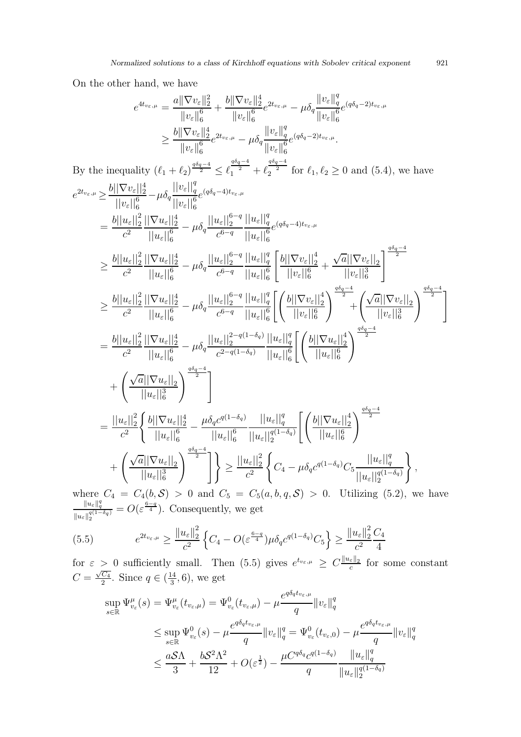On the other hand, we have

$$
\begin{aligned}
e^{4t_{v_\varepsilon,\mu}} &= \frac{a\|\nabla v_\varepsilon\|_2^2}{\|v_\varepsilon\|_6^6} + \frac{b\|\nabla v_\varepsilon\|_2^4}{\|v_\varepsilon\|_6^6} e^{2t_{v_\varepsilon,\mu}} - \mu\delta_q \frac{\|v_\varepsilon\|_q^q}{\|v_\varepsilon\|_6^6} e^{(q\delta_q-2)t_{v_\varepsilon,\mu}} \\
&\geq \frac{b\|\nabla v_\varepsilon\|_2^4}{\|v_\varepsilon\|_6^6} e^{2t_{v_\varepsilon,\mu}} - \mu\delta_q \frac{\|v_\varepsilon\|_q^q}{\|v_\varepsilon\|_6^6} e^{(q\delta_q-2)t_{v_\varepsilon,\mu}}.
\end{aligned}
$$

By the inequality $(\ell_1+\ell_2)^{\frac{q\delta_q-4}{2}} \leq \ell_1^{\frac{q\delta_q-4}{2}} + \ell_2^{\frac{q\delta_q-4}{2}}$ for $\ell_1, \ell_2 \geq 0$ and (5.4), we have

$$
\begin{aligned}
e^{2t_{v_\varepsilon,\mu}} \geq & \frac{b||\nabla v_\varepsilon||_2^4}{||v_\varepsilon||_6^6} - \mu\delta_q \frac{||v_\varepsilon||_q^q}{||v_\varepsilon||_6^6} e^{(q\delta_q-4)t_{v_\varepsilon,\mu}} \\
= & \frac{b||u_\varepsilon||_2^2}{c^2} \frac{||\nabla u_\varepsilon||_2^4}{||u_\varepsilon||_6^6} - \mu\delta_q \frac{||u_\varepsilon||_2^{6-q}}{c^{6-q}} \frac{||u_\varepsilon||_q^q}{||u_\varepsilon||_6^6} e^{(q\delta_q-4)t_{v_\varepsilon,\mu}} \\
\geq & \frac{b||u_\varepsilon||_2^2}{c^2} \frac{||\nabla u_\varepsilon||_2^4}{||u_\varepsilon||_6^6} - \mu\delta_q \frac{||u_\varepsilon||_2^{6-q}}{c^{6-q}} \frac{||u_\varepsilon||_q^q}{||u_\varepsilon||_6^6} \left[ \frac{b||\nabla v_\varepsilon||_2^4}{||v_\varepsilon||_6^6} + \frac{\sqrt{a}||\nabla v_\varepsilon||_2}{||v_\varepsilon||_6^3} \right]^{\frac{q\delta_q-4}{2}} \\
\geq & \frac{b||u_\varepsilon||_2^2}{c^2} \frac{||\nabla u_\varepsilon||_2^4}{||u_\varepsilon||_6^6} - \mu\delta_q \frac{||u_\varepsilon||_2^{6-q}}{c^{6-q}} \frac{||u_\varepsilon||_q^q}{||u_\varepsilon||_6^6} \left[ \left( \frac{b||\nabla v_\varepsilon||_2^4}{||v_\varepsilon||_6^6} \right)^{\frac{q\delta_q-4}{2}} + \left( \frac{\sqrt{a}||\nabla v_\varepsilon||_2}{||v_\varepsilon||_6^3} \right)^{\frac{q\delta_q-4}{2}} \right] \\
= & \frac{b||u_\varepsilon||_2^2}{c^2} \frac{||\nabla u_\varepsilon||_2^4}{||u_\varepsilon||_6^6} - \mu\delta_q \frac{||u_\varepsilon||_2^{2-q(1-\delta_q)}}{c^{2-q(1-\delta_q)}} \frac{||u_\varepsilon||_q^q}{||u_\varepsilon||_6^6} \left[ \left( \frac{b||\nabla u_\varepsilon||_2^4}{||u_\varepsilon||_6^6} \right)^{\frac{q\delta_q-4}{2}} \right. \\
& \left. + \left( \frac{\sqrt{a}||\nabla u_\varepsilon||_2}{||u_\varepsilon||_6^3} \right)^{\frac{q\delta_q-4}{2}} \right] \\
= & \frac{||u_\varepsilon||_2^2}{c^2} \left\{ \frac{b||\nabla u_\varepsilon||_2^4}{||u_\varepsilon||_6^6} - \frac{\mu\delta_q c^{q(1-\delta_q)}}{||u_\varepsilon||_6^6} \frac{||u_\varepsilon||_q^q}{||u_\varepsilon||_2^{q(1-\delta_q)}} \left[ \left( \frac{b||\nabla u_\varepsilon||_2^4}{||u_\varepsilon||_6^6} \right)^{\frac{q\delta_q-4}{2}} \right. \right. \\
& \left. \left. + \left( \frac{\sqrt{a}||\nabla u_\varepsilon||_2}{||u_\varepsilon||_6^3} \right)^{\frac{q\delta_q-4}{2}} \right] \right\} \geq \frac{||u_\varepsilon||_2^2}{c^2} \left\{ C_4 - \mu\delta_q c^{q(1-\delta_q)} C_5 \frac{||u_\varepsilon||_q^q}{||u_\varepsilon||_2^{q(1-\delta_q)}} \right\},
\end{aligned}
$$

where $C_4 = C_4(b, \mathcal{S}) > 0$ and $C_5 = C_5(a, b, q, \mathcal{S}) > 0$. Utilizing (5.2), we have $\frac{\|u_\varepsilon\|_q^q}{\|u_\varepsilon\|_2^{q(1-\delta_q)}} = O(\varepsilon^{\frac{6-q}{4}})$. Consequently, we get

$$
e^{2t_{v_\varepsilon,\mu}} \geq \frac{\|u_\varepsilon\|_2^2}{c^2} \left\{ C_4 - O(\varepsilon^{\frac{6-q}{4}})\mu\delta_q c^{q(1-\delta_q)} C_5 \right\} \geq \frac{\|u_\varepsilon\|_2^2}{c^2} \frac{C_4}{4} \tag{5.5}
$$

for $\varepsilon > 0$ sufficiently small. Then (5.5) gives $e^{t_{v_\varepsilon,\mu}} \geq C\frac{\|u_\varepsilon\|_2}{c}$ for some constant $C = \frac{\sqrt{C_4}}{2}$. Since $q \in (\frac{14}{3}, 6)$, we get

$$
\begin{aligned}
\sup_{s\in\mathbb{R}} \Psi_{v_\varepsilon}^\mu(s) &= \Psi_{v_\varepsilon}^\mu(t_{v_\varepsilon,\mu}) = \Psi_{v_\varepsilon}^0(t_{v_\varepsilon,\mu}) - \mu \frac{e^{q\delta_q t_{v_\varepsilon,\mu}}}{q} \|v_\varepsilon\|_q^q \\
&\leq \sup_{s\in\mathbb{R}} \Psi_{v_\varepsilon}^0(s) - \mu \frac{e^{q\delta_q t_{v_\varepsilon,\mu}}}{q} \|v_\varepsilon\|_q^q = \Psi_{v_\varepsilon}^0(t_{v_\varepsilon,0}) - \mu \frac{e^{q\delta_q t_{v_\varepsilon,\mu}}}{q} \|v_\varepsilon\|_q^q \\
&\leq \frac{a\mathcal{S}\Lambda}{3} + \frac{b\mathcal{S}^2\Lambda^2}{12} + O(\varepsilon^{\frac{1}{2}}) - \frac{\mu C^{q\delta_q} c^{q(1-\delta_q)}}{q} \frac{\|u_\varepsilon\|_q^q}{\|u_\varepsilon\|_2^{q(1-\delta_q)}}
\end{aligned}
$$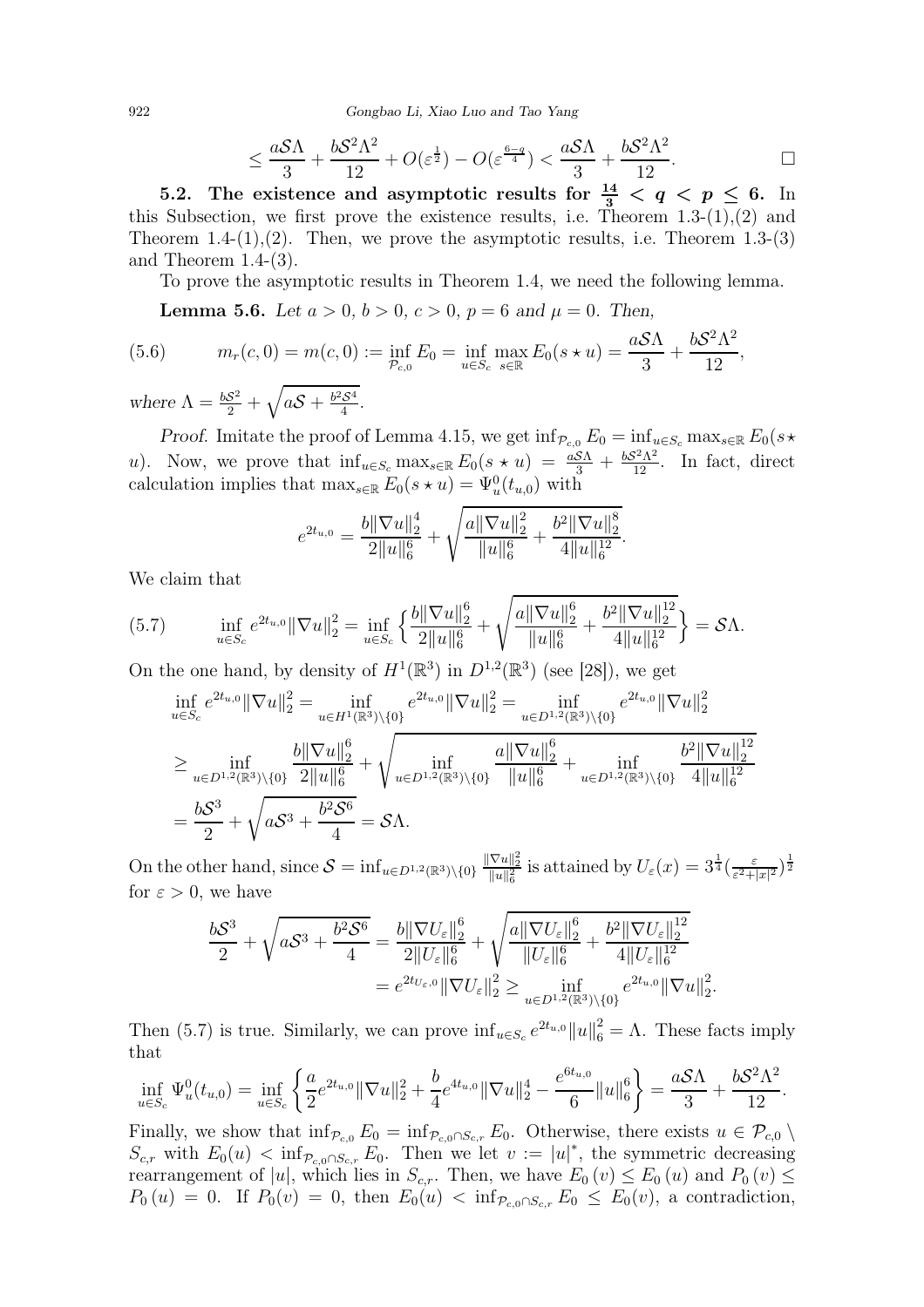$$\leq \frac{a\mathcal{S}\Lambda}{3} + \frac{b\mathcal{S}^2\Lambda^2}{12} + O(\varepsilon^{\frac{1}{2}}) - O(\varepsilon^{\frac{6-q}{4}}) < \frac{a\mathcal{S}\Lambda}{3} + \frac{b\mathcal{S}^2\Lambda^2}{12}. \qquad \square$$

**5.2. The existence and asymptotic results for $\frac{14}{3} < q < p \leq 6$.** In this Subsection, we first prove the existence results, i.e. Theorem 1.3-(1),(2) and Theorem 1.4-(1),(2). Then, we prove the asymptotic results, i.e. Theorem 1.3-(3) and Theorem 1.4-(3).

To prove the asymptotic results in Theorem 1.4, we need the following lemma.

**Lemma 5.6.** *Let $a > 0$, $b > 0$, $c > 0$, $p = 6$ and $\mu = 0$. Then,*

$$m_r(c, 0) = m(c, 0) := \inf_{\mathcal{P}_{c,0}} E_0 = \inf_{u \in S_c} \max_{s \in \mathbb{R}} E_0(s \star u) = \frac{a\mathcal{S}\Lambda}{3} + \frac{b\mathcal{S}^2\Lambda^2}{12}, \tag{5.6}$$

*where $\Lambda = \frac{b\mathcal{S}^2}{2} + \sqrt{a\mathcal{S} + \frac{b^2\mathcal{S}^4}{4}}$.*

*Proof.* Imitate the proof of Lemma 4.15, we get $\inf_{\mathcal{P}_{c,0}} E_0 = \inf_{u \in S_c} \max_{s \in \mathbb{R}} E_0(s \star u)$. Now, we prove that $\inf_{u \in S_c} \max_{s \in \mathbb{R}} E_0(s \star u) = \frac{a\mathcal{S}\Lambda}{3} + \frac{b\mathcal{S}^2\Lambda^2}{12}$. In fact, direct calculation implies that $\max_{s \in \mathbb{R}} E_0(s \star u) = \Psi_u^0(t_{u,0})$ with

$$e^{2t_{u,0}} = \frac{b\|\nabla u\|_2^4}{2\|u\|_6^6} + \sqrt{\frac{a\|\nabla u\|_2^2}{\|u\|_6^6} + \frac{b^2\|\nabla u\|_2^8}{4\|u\|_6^{12}}}.$$

We claim that

$$\inf_{u \in S_c} e^{2t_{u,0}}\|\nabla u\|_2^2 = \inf_{u \in S_c} \Big\{ \frac{b\|\nabla u\|_2^6}{2\|u\|_6^6} + \sqrt{\frac{a\|\nabla u\|_2^6}{\|u\|_6^6} + \frac{b^2\|\nabla u\|_2^{12}}{4\|u\|_6^{12}}} \Big\} = \mathcal{S}\Lambda. \tag{5.7}$$

On the one hand, by density of $H^1(\mathbb{R}^3)$ in $D^{1,2}(\mathbb{R}^3)$ (see [28]), we get

$$\begin{aligned}
\inf_{u \in S_c} e^{2t_{u,0}}\|\nabla u\|_2^2 &= \inf_{u \in H^1(\mathbb{R}^3)\setminus\{0\}} e^{2t_{u,0}}\|\nabla u\|_2^2 = \inf_{u \in D^{1,2}(\mathbb{R}^3)\setminus\{0\}} e^{2t_{u,0}}\|\nabla u\|_2^2 \\
&\geq \inf_{u \in D^{1,2}(\mathbb{R}^3)\setminus\{0\}} \frac{b\|\nabla u\|_2^6}{2\|u\|_6^6} + \sqrt{\inf_{u \in D^{1,2}(\mathbb{R}^3)\setminus\{0\}} \frac{a\|\nabla u\|_2^6}{\|u\|_6^6} + \inf_{u \in D^{1,2}(\mathbb{R}^3)\setminus\{0\}} \frac{b^2\|\nabla u\|_2^{12}}{4\|u\|_6^{12}}} \\
&= \frac{b\mathcal{S}^3}{2} + \sqrt{a\mathcal{S}^3 + \frac{b^2\mathcal{S}^6}{4}} = \mathcal{S}\Lambda.
\end{aligned}$$

On the other hand, since $\mathcal{S} = \inf_{u \in D^{1,2}(\mathbb{R}^3)\setminus\{0\}} \frac{\|\nabla u\|_2^2}{\|u\|_6^2}$ is attained by $U_\varepsilon(x) = 3^{\frac{1}{4}}(\frac{\varepsilon}{\varepsilon^2 + |x|^2})^{\frac{1}{2}}$ for $\varepsilon > 0$, we have

$$\begin{aligned}
\frac{b\mathcal{S}^3}{2} + \sqrt{a\mathcal{S}^3 + \frac{b^2\mathcal{S}^6}{4}} &= \frac{b\|\nabla U_\varepsilon\|_2^6}{2\|U_\varepsilon\|_6^6} + \sqrt{\frac{a\|\nabla U_\varepsilon\|_2^6}{\|U_\varepsilon\|_6^6} + \frac{b^2\|\nabla U_\varepsilon\|_2^{12}}{4\|U_\varepsilon\|_6^{12}}} \\
&= e^{2t_{U_\varepsilon,0}}\|\nabla U_\varepsilon\|_2^2 \geq \inf_{u \in D^{1,2}(\mathbb{R}^3)\setminus\{0\}} e^{2t_{u,0}}\|\nabla u\|_2^2.
\end{aligned}$$

Then (5.7) is true. Similarly, we can prove $\inf_{u \in S_c} e^{2t_{u,0}}\|u\|_6^2 = \Lambda$. These facts imply that

$$\inf_{u \in S_c} \Psi_u^0(t_{u,0}) = \inf_{u \in S_c} \left\{ \frac{a}{2} e^{2t_{u,0}}\|\nabla u\|_2^2 + \frac{b}{4} e^{4t_{u,0}}\|\nabla u\|_2^4 - \frac{e^{6t_{u,0}}}{6}\|u\|_6^6 \right\} = \frac{a\mathcal{S}\Lambda}{3} + \frac{b\mathcal{S}^2\Lambda^2}{12}.$$

Finally, we show that $\inf_{\mathcal{P}_{c,0}} E_0 = \inf_{\mathcal{P}_{c,0} \cap S_{c,r}} E_0$. Otherwise, there exists $u \in \mathcal{P}_{c,0} \setminus S_{c,r}$ with $E_0(u) < \inf_{\mathcal{P}_{c,0} \cap S_{c,r}} E_0$. Then we let $v := |u|^*$, the symmetric decreasing rearrangement of $|u|$, which lies in $S_{c,r}$. Then, we have $E_0(v) \leq E_0(u)$ and $P_0(v) \leq P_0(u) = 0$. If $P_0(v) = 0$, then $E_0(u) < \inf_{\mathcal{P}_{c,0} \cap S_{c,r}} E_0 \leq E_0(v)$, a contradiction,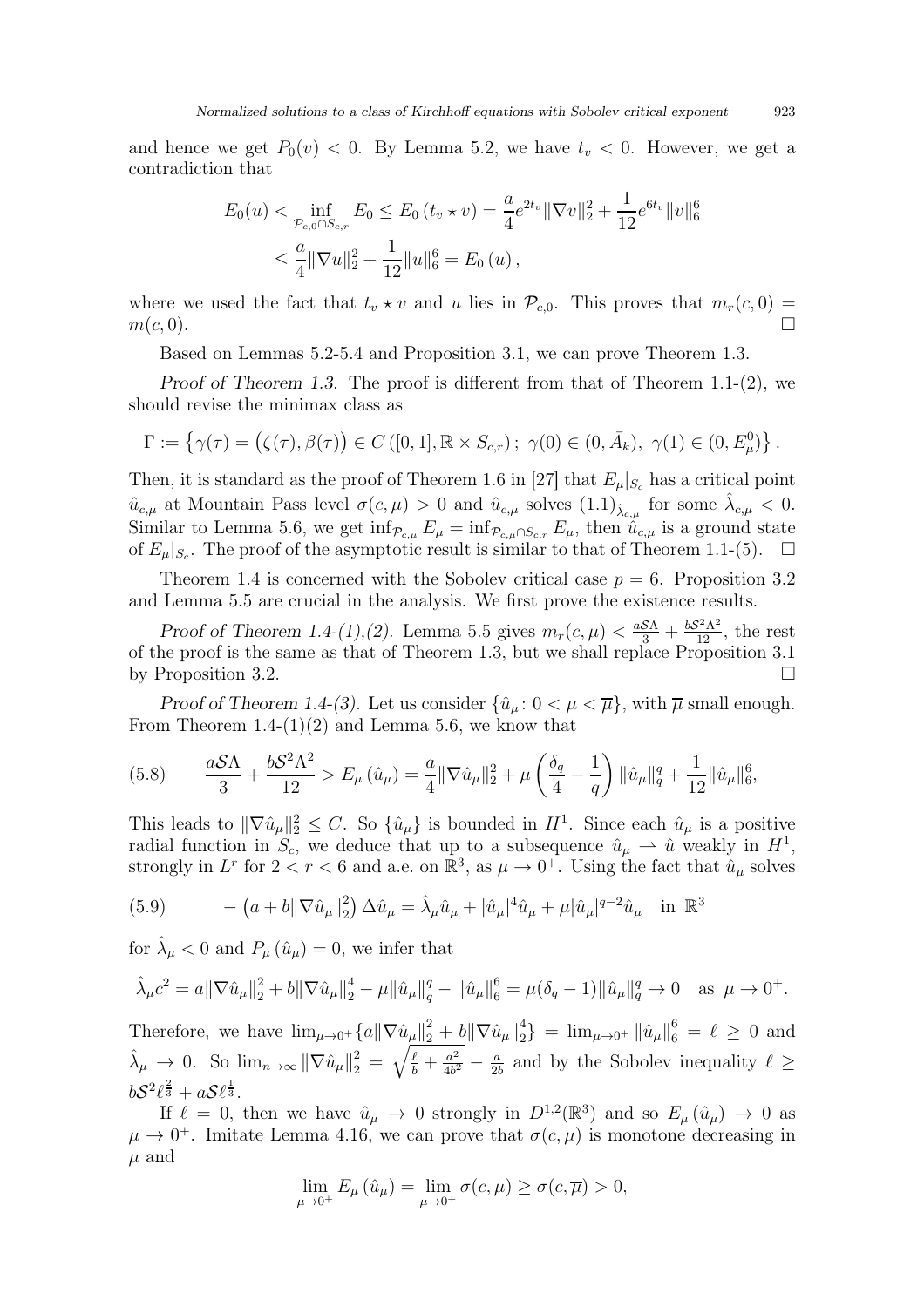and hence we get $P_0(v) < 0$. By Lemma 5.2, we have $t_v < 0$. However, we get a contradiction that

$$E_0(u) < \inf_{\mathcal{P}_{c,0}\cap S_{c,r}} E_0 \le E_0\left(t_v \star v\right) = \frac{a}{4}e^{2t_v}\|\nabla v\|_2^2 + \frac{1}{12}e^{6t_v}\|v\|_6^6$$
$$\le \frac{a}{4}\|\nabla u\|_2^2 + \frac{1}{12}\|u\|_6^6 = E_0\left(u\right),$$

where we used the fact that $t_v \star v$ and $u$ lies in $\mathcal{P}_{c,0}$. This proves that $m_r(c,0) = m(c,0)$. $\square$

Based on Lemmas 5.2-5.4 and Proposition 3.1, we can prove Theorem 1.3.

*Proof of Theorem 1.3.* The proof is different from that of Theorem 1.1-(2), we should revise the minimax class as

$$\Gamma := \left\{\gamma(\tau) = \big(\zeta(\tau), \beta(\tau)\big) \in C\left([0,1], \mathbb{R}\times S_{c,r}\right);\ \gamma(0) \in (0, \bar{A}_k),\ \gamma(1) \in (0, E_\mu^0)\right\}.$$

Then, it is standard as the proof of Theorem 1.6 in [27] that $E_\mu|_{S_c}$ has a critical point $\hat{u}_{c,\mu}$ at Mountain Pass level $\sigma(c,\mu) > 0$ and $\hat{u}_{c,\mu}$ solves $(1.1)_{\hat{\lambda}_{c,\mu}}$ for some $\hat{\lambda}_{c,\mu} < 0$. Similar to Lemma 5.6, we get $\inf_{\mathcal{P}_{c,\mu}} E_\mu = \inf_{\mathcal{P}_{c,\mu}\cap S_{c,r}} E_\mu$, then $\hat{u}_{c,\mu}$ is a ground state of $E_\mu|_{S_c}$. The proof of the asymptotic result is similar to that of Theorem 1.1-(5). $\square$

Theorem 1.4 is concerned with the Sobolev critical case $p = 6$. Proposition 3.2 and Lemma 5.5 are crucial in the analysis. We first prove the existence results.

*Proof of Theorem 1.4-(1),(2).* Lemma 5.5 gives $m_r(c,\mu) < \frac{a\mathcal{S}\Lambda}{3} + \frac{b\mathcal{S}^2\Lambda^2}{12}$, the rest of the proof is the same as that of Theorem 1.3, but we shall replace Proposition 3.1 by Proposition 3.2. $\square$

*Proof of Theorem 1.4-(3).* Let us consider $\{\hat{u}_\mu\colon 0 < \mu < \overline{\mu}\}$, with $\overline{\mu}$ small enough. From Theorem 1.4-(1)(2) and Lemma 5.6, we know that

$$\frac{a\mathcal{S}\Lambda}{3} + \frac{b\mathcal{S}^2\Lambda^2}{12} > E_\mu\left(\hat{u}_\mu\right) = \frac{a}{4}\|\nabla \hat{u}_\mu\|_2^2 + \mu\left(\frac{\delta_q}{4} - \frac{1}{q}\right)\|\hat{u}_\mu\|_q^q + \frac{1}{12}\|\hat{u}_\mu\|_6^6, \tag{5.8}$$

This leads to $\|\nabla \hat{u}_\mu\|_2^2 \le C$. So $\{\hat{u}_\mu\}$ is bounded in $H^1$. Since each $\hat{u}_\mu$ is a positive radial function in $S_c$, we deduce that up to a subsequence $\hat{u}_\mu \rightharpoonup \hat{u}$ weakly in $H^1$, strongly in $L^r$ for $2 < r < 6$ and a.e. on $\mathbb{R}^3$, as $\mu \to 0^+$. Using the fact that $\hat{u}_\mu$ solves

$$-\left(a + b\|\nabla \hat{u}_\mu\|_2^2\right)\Delta \hat{u}_\mu = \hat{\lambda}_\mu \hat{u}_\mu + |\hat{u}_\mu|^4\hat{u}_\mu + \mu|\hat{u}_\mu|^{q-2}\hat{u}_\mu \quad \text{in } \mathbb{R}^3 \tag{5.9}$$

for $\hat{\lambda}_\mu < 0$ and $P_\mu\left(\hat{u}_\mu\right) = 0$, we infer that

$$\hat{\lambda}_\mu c^2 = a\|\nabla \hat{u}_\mu\|_2^2 + b\|\nabla \hat{u}_\mu\|_2^4 - \mu\|\hat{u}_\mu\|_q^q - \|\hat{u}_\mu\|_6^6 = \mu(\delta_q - 1)\|\hat{u}_\mu\|_q^q \to 0 \quad \text{as } \mu \to 0^+.$$

Therefore, we have $\lim_{\mu\to 0^+}\{a\|\nabla \hat{u}_\mu\|_2^2 + b\|\nabla \hat{u}_\mu\|_2^4\} = \lim_{\mu\to 0^+}\|\hat{u}_\mu\|_6^6 = \ell \ge 0$ and $\hat{\lambda}_\mu \to 0$. So $\lim_{n\to\infty}\|\nabla \hat{u}_\mu\|_2^2 = \sqrt{\frac{\ell}{b} + \frac{a^2}{4b^2}} - \frac{a}{2b}$ and by the Sobolev inequality $\ell \ge b\mathcal{S}^2\ell^{\frac{2}{3}} + a\mathcal{S}\ell^{\frac{1}{3}}$.

If $\ell = 0$, then we have $\hat{u}_\mu \to 0$ strongly in $D^{1,2}(\mathbb{R}^3)$ and so $E_\mu\left(\hat{u}_\mu\right) \to 0$ as $\mu \to 0^+$. Imitate Lemma 4.16, we can prove that $\sigma(c,\mu)$ is monotone decreasing in $\mu$ and

$$\lim_{\mu\to 0^+} E_\mu\left(\hat{u}_\mu\right) = \lim_{\mu\to 0^+}\sigma(c,\mu) \ge \sigma(c,\overline{\mu}) > 0,$$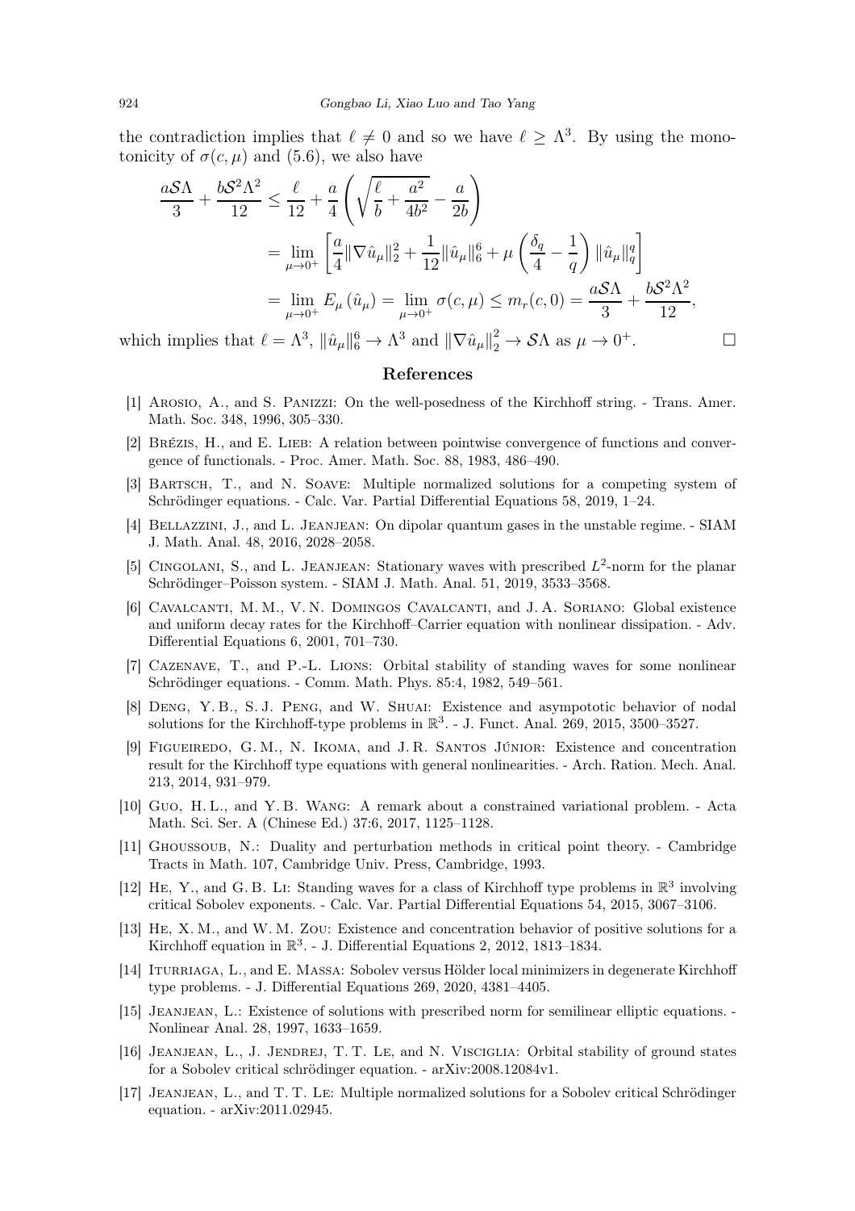the contradiction implies that $\ell \neq 0$ and so we have $\ell \geq \Lambda^3$. By using the monotonicity of $\sigma(c,\mu)$ and (5.6), we also have

$$
\begin{aligned}
\frac{a\mathcal{S}\Lambda}{3}+\frac{b\mathcal{S}^2\Lambda^2}{12} &\leq \frac{\ell}{12}+\frac{a}{4}\left(\sqrt{\frac{\ell}{b}+\frac{a^2}{4b^2}}-\frac{a}{2b}\right)\\
&= \lim_{\mu\to 0^+}\left[\frac{a}{4}\|\nabla \hat{u}_\mu\|_2^2+\frac{1}{12}\|\hat{u}_\mu\|_6^6+\mu\left(\frac{\delta_q}{4}-\frac{1}{q}\right)\|\hat{u}_\mu\|_q^q\right]\\
&= \lim_{\mu\to 0^+} E_\mu\left(\hat{u}_\mu\right)=\lim_{\mu\to 0^+}\sigma(c,\mu)\leq m_r(c,0)=\frac{a\mathcal{S}\Lambda}{3}+\frac{b\mathcal{S}^2\Lambda^2}{12},
\end{aligned}
$$

which implies that $\ell=\Lambda^3$, $\|\hat{u}_\mu\|_6^6\to\Lambda^3$ and $\|\nabla\hat{u}_\mu\|_2^2\to\mathcal{S}\Lambda$ as $\mu\to 0^+$. □

## References

[1] Arosio, A., and S. Panizzi: On the well-posedness of the Kirchhoff string. - Trans. Amer. Math. Soc. 348, 1996, 305–330.

[2] Brézis, H., and E. Lieb: A relation between pointwise convergence of functions and convergence of functionals. - Proc. Amer. Math. Soc. 88, 1983, 486–490.

[3] Bartsch, T., and N. Soave: Multiple normalized solutions for a competing system of Schrödinger equations. - Calc. Var. Partial Differential Equations 58, 2019, 1–24.

[4] Bellazzini, J., and L. Jeanjean: On dipolar quantum gases in the unstable regime. - SIAM J. Math. Anal. 48, 2016, 2028–2058.

[5] Cingolani, S., and L. Jeanjean: Stationary waves with prescribed $L^2$-norm for the planar Schrödinger–Poisson system. - SIAM J. Math. Anal. 51, 2019, 3533–3568.

[6] Cavalcanti, M. M., V. N. Domingos Cavalcanti, and J. A. Soriano: Global existence and uniform decay rates for the Kirchhoff–Carrier equation with nonlinear dissipation. - Adv. Differential Equations 6, 2001, 701–730.

[7] Cazenave, T., and P.-L. Lions: Orbital stability of standing waves for some nonlinear Schrödinger equations. - Comm. Math. Phys. 85:4, 1982, 549–561.

[8] Deng, Y. B., S. J. Peng, and W. Shuai: Existence and asympototic behavior of nodal solutions for the Kirchhoff-type problems in $\mathbb{R}^3$. - J. Funct. Anal. 269, 2015, 3500–3527.

[9] Figueiredo, G. M., N. Ikoma, and J. R. Santos Júnior: Existence and concentration result for the Kirchhoff type equations with general nonlinearities. - Arch. Ration. Mech. Anal. 213, 2014, 931–979.

[10] Guo, H. L., and Y. B. Wang: A remark about a constrained variational problem. - Acta Math. Sci. Ser. A (Chinese Ed.) 37:6, 2017, 1125–1128.

[11] Ghoussoub, N.: Duality and perturbation methods in critical point theory. - Cambridge Tracts in Math. 107, Cambridge Univ. Press, Cambridge, 1993.

[12] He, Y., and G. B. Li: Standing waves for a class of Kirchhoff type problems in $\mathbb{R}^3$ involving critical Sobolev exponents. - Calc. Var. Partial Differential Equations 54, 2015, 3067–3106.

[13] He, X. M., and W. M. Zou: Existence and concentration behavior of positive solutions for a Kirchhoff equation in $\mathbb{R}^3$. - J. Differential Equations 2, 2012, 1813–1834.

[14] Iturriaga, L., and E. Massa: Sobolev versus Hölder local minimizers in degenerate Kirchhoff type problems. - J. Differential Equations 269, 2020, 4381–4405.

[15] Jeanjean, L.: Existence of solutions with prescribed norm for semilinear elliptic equations. - Nonlinear Anal. 28, 1997, 1633–1659.

[16] Jeanjean, L., J. Jendrej, T. T. Le, and N. Visciglia: Orbital stability of ground states for a Sobolev critical schrödinger equation. - arXiv:2008.12084v1.

[17] Jeanjean, L., and T. T. Le: Multiple normalized solutions for a Sobolev critical Schrödinger equation. - arXiv:2011.02945.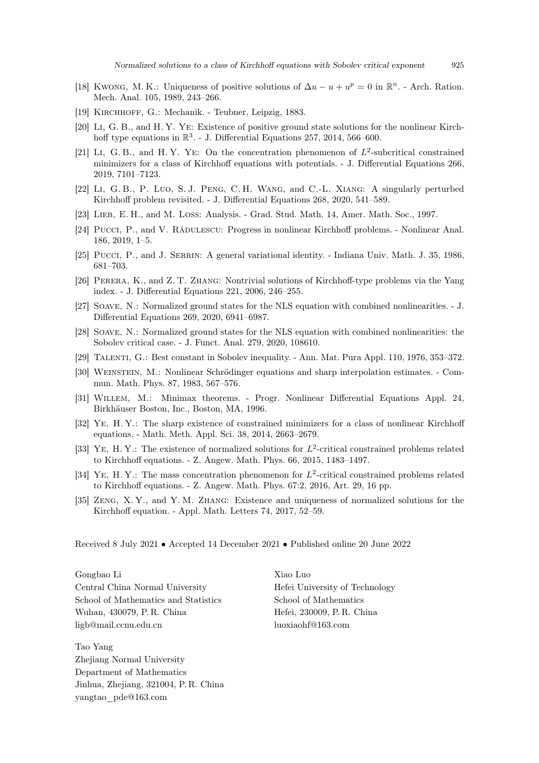[18] Kwong, M. K.: Uniqueness of positive solutions of $\Delta u - u + u^p = 0$ in $\mathbb{R}^n$. - Arch. Ration. Mech. Anal. 105, 1989, 243–266.

[19] Kirchhoff, G.: Mechanik. - Teubner, Leipzig, 1883.

[20] Li, G. B., and H. Y. Ye: Existence of positive ground state solutions for the nonlinear Kirchhoff type equations in $\mathbb{R}^3$. - J. Differential Equations 257, 2014, 566–600.

[21] Li, G. B., and H. Y. Ye: On the concentration phenomenon of $L^2$-subcritical constrained minimizers for a class of Kirchhoff equations with potentials. - J. Differential Equations 266, 2019, 7101–7123.

[22] Li, G. B., P. Luo, S. J. Peng, C. H. Wang, and C.-L. Xiang: A singularly perturbed Kirchhoff problem revisited. - J. Differential Equations 268, 2020, 541–589.

[23] Lieb, E. H., and M. Loss: Analysis. - Grad. Stud. Math. 14, Amer. Math. Soc., 1997.

[24] Pucci, P., and V. Rădulescu: Progress in nonlinear Kirchhoff problems. - Nonlinear Anal. 186, 2019, 1–5.

[25] Pucci, P., and J. Serrin: A general variational identity. - Indiana Univ. Math. J. 35, 1986, 681–703.

[26] Perera, K., and Z. T. Zhang: Nontrivial solutions of Kirchhoff-type problems via the Yang index. - J. Differential Equations 221, 2006, 246–255.

[27] Soave, N.: Normalized ground states for the NLS equation with combined nonlinearities. - J. Differential Equations 269, 2020, 6941–6987.

[28] Soave, N.: Normalized ground states for the NLS equation with combined nonlinearities: the Sobolev critical case. - J. Funct. Anal. 279, 2020, 108610.

[29] Talenti, G.: Best constant in Sobolev inequality. - Ann. Mat. Pura Appl. 110, 1976, 353–372.

[30] Weinstein, M.: Nonlinear Schrödinger equations and sharp interpolation estimates. - Commun. Math. Phys. 87, 1983, 567–576.

[31] Willem, M.: Minimax theorems. - Progr. Nonlinear Differential Equations Appl. 24, Birkhäuser Boston, Inc., Boston, MA, 1996.

[32] Ye, H. Y.: The sharp existence of constrained minimizers for a class of nonlinear Kirchhoff equations. - Math. Meth. Appl. Sci. 38, 2014, 2663–2679.

[33] Ye, H. Y.: The existence of normalized solutions for $L^2$-critical constrained problems related to Kirchhoff equations. - Z. Angew. Math. Phys. 66, 2015, 1483–1497.

[34] Ye, H. Y.: The mass concentration phenomenon for $L^2$-critical constrained problems related to Kirchhoff equations. - Z. Angew. Math. Phys. 67:2, 2016, Art. 29, 16 pp.

[35] Zeng, X. Y., and Y. M. Zhang: Existence and uniqueness of normalized solutions for the Kirchhoff equation. - Appl. Math. Letters 74, 2017, 52–59.

Received 8 July 2021 • Accepted 14 December 2021 • Published online 20 June 2022

Gongbao Li
Central China Normal University
School of Mathematics and Statistics
Wuhan, 430079, P. R. China
ligb@mail.ccnu.edu.cn

Xiao Luo
Hefei University of Technology
School of Mathematics
Hefei, 230009, P. R. China
luoxiaohf@163.com

Tao Yang
Zhejiang Normal University
Department of Mathematics
Jinhua, Zhejiang, 321004, P. R. China
yangtao_pde@163.com